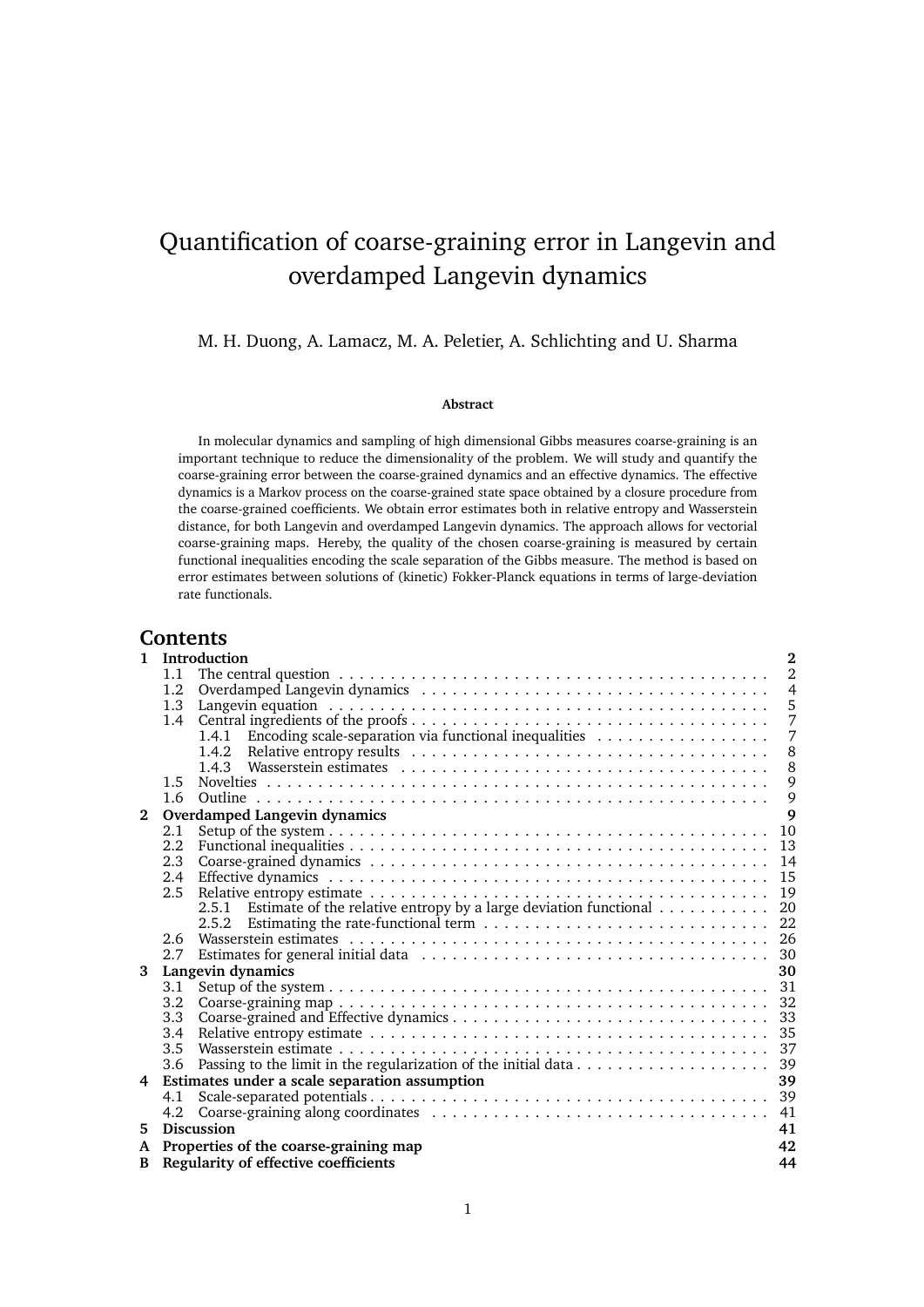# Quantification of coarse-graining error in Langevin and overdamped Langevin dynamics

M. H. Duong, A. Lamacz, M. A. Peletier, A. Schlichting and U. Sharma

**Abstract**

In molecular dynamics and sampling of high dimensional Gibbs measures coarse-graining is an important technique to reduce the dimensionality of the problem. We will study and quantify the coarse-graining error between the coarse-grained dynamics and an effective dynamics. The effective dynamics is a Markov process on the coarse-grained state space obtained by a closure procedure from the coarse-grained coefficients. We obtain error estimates both in relative entropy and Wasserstein distance, for both Langevin and overdamped Langevin dynamics. The approach allows for vectorial coarse-graining maps. Hereby, the quality of the chosen coarse-graining is measured by certain functional inequalities encoding the scale separation of the Gibbs measure. The method is based on error estimates between solutions of (kinetic) Fokker-Planck equations in terms of large-deviation rate functionals.

## Contents

- **1 Introduction** — 2
  - 1.1 The central question — 2
  - 1.2 Overdamped Langevin dynamics — 4
  - 1.3 Langevin equation — 5
  - 1.4 Central ingredients of the proofs — 7
    - 1.4.1 Encoding scale-separation via functional inequalities — 7
    - 1.4.2 Relative entropy results — 8
    - 1.4.3 Wasserstein estimates — 8
  - 1.5 Novelties — 9
  - 1.6 Outline — 9
- **2 Overdamped Langevin dynamics** — 9
  - 2.1 Setup of the system — 10
  - 2.2 Functional inequalities — 13
  - 2.3 Coarse-grained dynamics — 14
  - 2.4 Effective dynamics — 15
  - 2.5 Relative entropy estimate — 19
    - 2.5.1 Estimate of the relative entropy by a large deviation functional — 20
    - 2.5.2 Estimating the rate-functional term — 22
  - 2.6 Wasserstein estimates — 26
  - 2.7 Estimates for general initial data — 30
- **3 Langevin dynamics** — 30
  - 3.1 Setup of the system — 31
  - 3.2 Coarse-graining map — 32
  - 3.3 Coarse-grained and Effective dynamics — 33
  - 3.4 Relative entropy estimate — 35
  - 3.5 Wasserstein estimate — 37
  - 3.6 Passing to the limit in the regularization of the initial data — 39
- **4 Estimates under a scale separation assumption** — 39
  - 4.1 Scale-separated potentials — 39
  - 4.2 Coarse-graining along coordinates — 41
- **5 Discussion** — 41
- **A Properties of the coarse-graining map** — 42
- **B Regularity of effective coefficients** — 44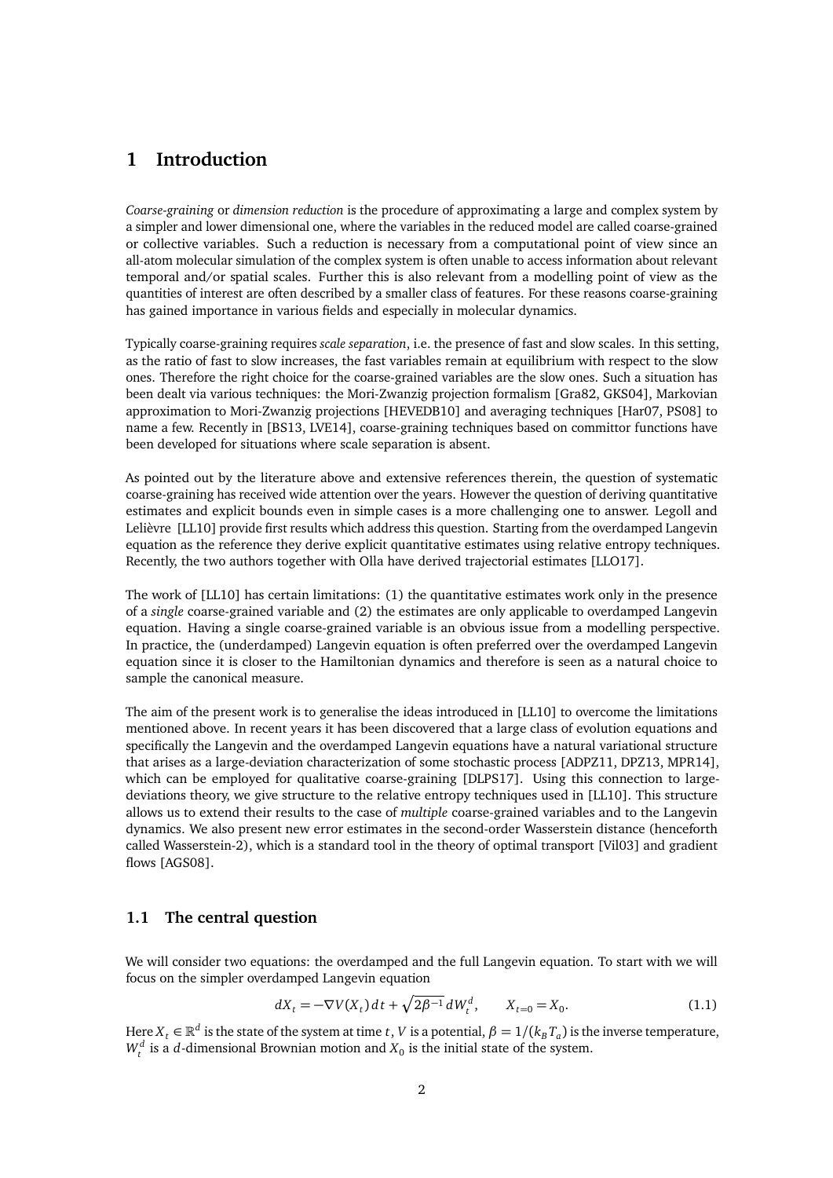# 1 Introduction

*Coarse-graining* or *dimension reduction* is the procedure of approximating a large and complex system by a simpler and lower dimensional one, where the variables in the reduced model are called coarse-grained or collective variables. Such a reduction is necessary from a computational point of view since an all-atom molecular simulation of the complex system is often unable to access information about relevant temporal and/or spatial scales. Further this is also relevant from a modelling point of view as the quantities of interest are often described by a smaller class of features. For these reasons coarse-graining has gained importance in various fields and especially in molecular dynamics.

Typically coarse-graining requires *scale separation*, i.e. the presence of fast and slow scales. In this setting, as the ratio of fast to slow increases, the fast variables remain at equilibrium with respect to the slow ones. Therefore the right choice for the coarse-grained variables are the slow ones. Such a situation has been dealt via various techniques: the Mori-Zwanzig projection formalism [Gra82, GKS04], Markovian approximation to Mori-Zwanzig projections [HEVEDB10] and averaging techniques [Har07, PS08] to name a few. Recently in [BS13, LVE14], coarse-graining techniques based on committor functions have been developed for situations where scale separation is absent.

As pointed out by the literature above and extensive references therein, the question of systematic coarse-graining has received wide attention over the years. However the question of deriving quantitative estimates and explicit bounds even in simple cases is a more challenging one to answer. Legoll and Lelièvre [LL10] provide first results which address this question. Starting from the overdamped Langevin equation as the reference they derive explicit quantitative estimates using relative entropy techniques. Recently, the two authors together with Olla have derived trajectorial estimates [LLO17].

The work of [LL10] has certain limitations: (1) the quantitative estimates work only in the presence of a *single* coarse-grained variable and (2) the estimates are only applicable to overdamped Langevin equation. Having a single coarse-grained variable is an obvious issue from a modelling perspective. In practice, the (underdamped) Langevin equation is often preferred over the overdamped Langevin equation since it is closer to the Hamiltonian dynamics and therefore is seen as a natural choice to sample the canonical measure.

The aim of the present work is to generalise the ideas introduced in [LL10] to overcome the limitations mentioned above. In recent years it has been discovered that a large class of evolution equations and specifically the Langevin and the overdamped Langevin equations have a natural variational structure that arises as a large-deviation characterization of some stochastic process [ADPZ11, DPZ13, MPR14], which can be employed for qualitative coarse-graining [DLPS17]. Using this connection to large-deviations theory, we give structure to the relative entropy techniques used in [LL10]. This structure allows us to extend their results to the case of *multiple* coarse-grained variables and to the Langevin dynamics. We also present new error estimates in the second-order Wasserstein distance (henceforth called Wasserstein-2), which is a standard tool in the theory of optimal transport [Vil03] and gradient flows [AGS08].

## 1.1 The central question

We will consider two equations: the overdamped and the full Langevin equation. To start with we will focus on the simpler overdamped Langevin equation

$$dX_t = -\nabla V(X_t)\,dt + \sqrt{2\beta^{-1}}\,dW_t^d, \qquad X_{t=0} = X_0. \tag{1.1}$$

Here $X_t \in \mathbb{R}^d$ is the state of the system at time $t$, $V$ is a potential, $\beta = 1/(k_B T_a)$ is the inverse temperature, $W_t^d$ is a $d$-dimensional Brownian motion and $X_0$ is the initial state of the system.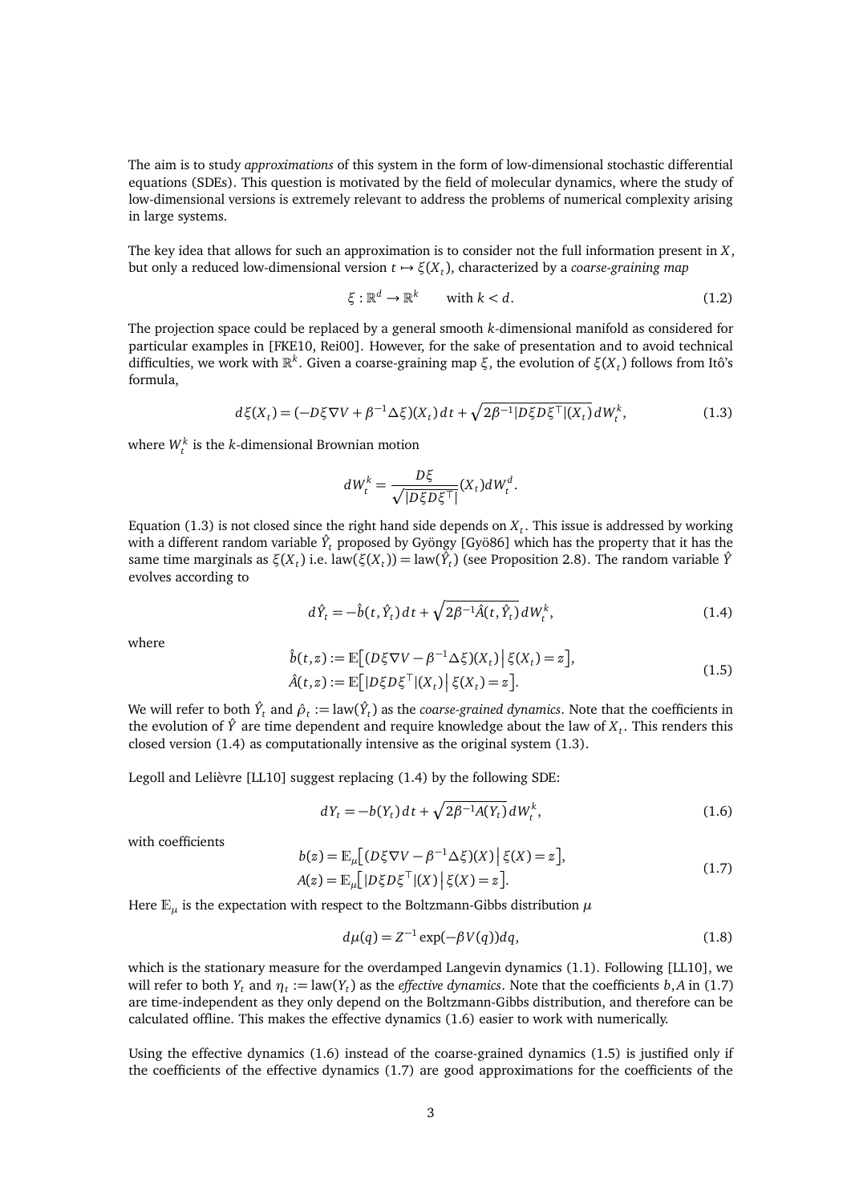The aim is to study *approximations* of this system in the form of low-dimensional stochastic differential equations (SDEs). This question is motivated by the field of molecular dynamics, where the study of low-dimensional versions is extremely relevant to address the problems of numerical complexity arising in large systems.

The key idea that allows for such an approximation is to consider not the full information present in $X$, but only a reduced low-dimensional version $t \mapsto \xi(X_t)$, characterized by a *coarse-graining map*

$$\xi : \mathbb{R}^d \to \mathbb{R}^k \qquad \text{with } k < d. \tag{1.2}$$

The projection space could be replaced by a general smooth $k$-dimensional manifold as considered for particular examples in [FKE10, Rei00]. However, for the sake of presentation and to avoid technical difficulties, we work with $\mathbb{R}^k$. Given a coarse-graining map $\xi$, the evolution of $\xi(X_t)$ follows from Itô's formula,

$$d\xi(X_t) = (-D\xi\nabla V + \beta^{-1}\Delta\xi)(X_t)\,dt + \sqrt{2\beta^{-1}|D\xi D\xi^\top|(X_t)}\,dW_t^k, \tag{1.3}$$

where $W_t^k$ is the $k$-dimensional Brownian motion

$$dW_t^k = \frac{D\xi}{\sqrt{|D\xi D\xi^\top|}}(X_t)dW_t^d.$$

Equation (1.3) is not closed since the right hand side depends on $X_t$. This issue is addressed by working with a different random variable $\hat{Y}_t$ proposed by Gyöngy [Gyö86] which has the property that it has the same time marginals as $\xi(X_t)$ i.e. $\text{law}(\xi(X_t)) = \text{law}(\hat{Y}_t)$ (see Proposition 2.8). The random variable $\hat{Y}$ evolves according to

$$d\hat{Y}_t = -\hat{b}(t,\hat{Y}_t)\,dt + \sqrt{2\beta^{-1}\hat{A}(t,\hat{Y}_t)}\,dW_t^k, \tag{1.4}$$

where

$$\begin{aligned}
\hat{b}(t,z) &:= \mathbb{E}\big[(D\xi\nabla V - \beta^{-1}\Delta\xi)(X_t)\,\big|\,\xi(X_t) = z\big],\\
\hat{A}(t,z) &:= \mathbb{E}\big[|D\xi D\xi^\top|(X_t)\,\big|\,\xi(X_t) = z\big].
\end{aligned} \tag{1.5}$$

We will refer to both $\hat{Y}_t$ and $\hat{\rho}_t := \text{law}(\hat{Y}_t)$ as the *coarse-grained dynamics*. Note that the coefficients in the evolution of $\hat{Y}$ are time dependent and require knowledge about the law of $X_t$. This renders this closed version (1.4) as computationally intensive as the original system (1.3).

Legoll and Lelièvre [LL10] suggest replacing (1.4) by the following SDE:

$$dY_t = -b(Y_t)\,dt + \sqrt{2\beta^{-1}A(Y_t)}\,dW_t^k, \tag{1.6}$$

with coefficients

$$\begin{aligned}
b(z) &= \mathbb{E}_\mu\big[(D\xi\nabla V - \beta^{-1}\Delta\xi)(X)\,\big|\,\xi(X) = z\big],\\
A(z) &= \mathbb{E}_\mu\big[|D\xi D\xi^\top|(X)\,\big|\,\xi(X) = z\big].
\end{aligned} \tag{1.7}$$

Here $\mathbb{E}_\mu$ is the expectation with respect to the Boltzmann-Gibbs distribution $\mu$

$$d\mu(q) = Z^{-1}\exp(-\beta V(q))dq, \tag{1.8}$$

which is the stationary measure for the overdamped Langevin dynamics (1.1). Following [LL10], we will refer to both $Y_t$ and $\eta_t := \text{law}(Y_t)$ as the *effective dynamics*. Note that the coefficients $b, A$ in (1.7) are time-independent as they only depend on the Boltzmann-Gibbs distribution, and therefore can be calculated offline. This makes the effective dynamics (1.6) easier to work with numerically.

Using the effective dynamics (1.6) instead of the coarse-grained dynamics (1.5) is justified only if the coefficients of the effective dynamics (1.7) are good approximations for the coefficients of the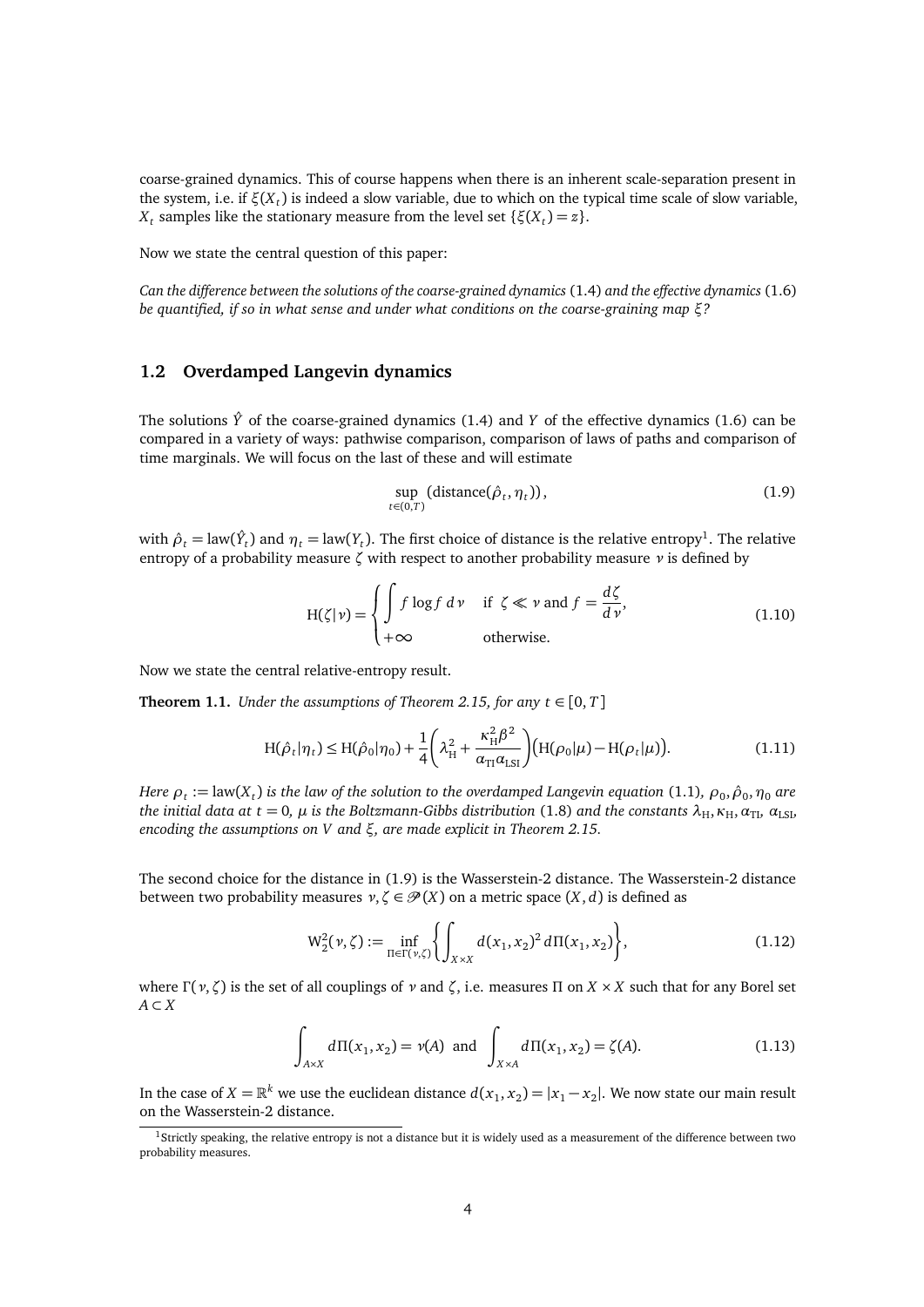coarse-grained dynamics. This of course happens when there is an inherent scale-separation present in the system, i.e. if $\xi(X_t)$ is indeed a slow variable, due to which on the typical time scale of slow variable, $X_t$ samples like the stationary measure from the level set $\{\xi(X_t) = z\}$.

Now we state the central question of this paper:

*Can the difference between the solutions of the coarse-grained dynamics* (1.4) *and the effective dynamics* (1.6) *be quantified, if so in what sense and under what conditions on the coarse-graining map $\xi$?*

## 1.2 Overdamped Langevin dynamics

The solutions $\hat{Y}$ of the coarse-grained dynamics (1.4) and $Y$ of the effective dynamics (1.6) can be compared in a variety of ways: pathwise comparison, comparison of laws of paths and comparison of time marginals. We will focus on the last of these and will estimate

$$\sup_{t\in(0,T)} \left(\text{distance}(\hat{\rho}_t, \eta_t)\right), \tag{1.9}$$

with $\hat{\rho}_t = \text{law}(\hat{Y}_t)$ and $\eta_t = \text{law}(Y_t)$. The first choice of distance is the relative entropy[1]. The relative entropy of a probability measure $\zeta$ with respect to another probability measure $\nu$ is defined by

$$\mathrm{H}(\zeta|\nu) = \begin{cases} \displaystyle\int f \log f \, d\nu & \text{if } \zeta \ll \nu \text{ and } f = \dfrac{d\zeta}{d\nu}, \\ +\infty & \text{otherwise.} \end{cases} \tag{1.10}$$

Now we state the central relative-entropy result.

**Theorem 1.1.** *Under the assumptions of Theorem 2.15, for any $t \in [0, T]$*

$$\mathrm{H}(\hat{\rho}_t|\eta_t) \le \mathrm{H}(\hat{\rho}_0|\eta_0) + \frac{1}{4}\left(\lambda_{\mathrm{H}}^2 + \frac{\kappa_{\mathrm{H}}^2 \beta^2}{\alpha_{\mathrm{TI}}\alpha_{\mathrm{LSI}}}\right)\left(\mathrm{H}(\rho_0|\mu) - \mathrm{H}(\rho_t|\mu)\right). \tag{1.11}$$

*Here $\rho_t := \text{law}(X_t)$ is the law of the solution to the overdamped Langevin equation* (1.1)*, $\rho_0, \hat{\rho}_0, \eta_0$ are the initial data at $t = 0$, $\mu$ is the Boltzmann-Gibbs distribution* (1.8) *and the constants $\lambda_{\mathrm{H}}, \kappa_{\mathrm{H}}, \alpha_{\mathrm{TI}}, \alpha_{\mathrm{LSI}}$, encoding the assumptions on $V$ and $\xi$, are made explicit in Theorem 2.15.*

The second choice for the distance in (1.9) is the Wasserstein-2 distance. The Wasserstein-2 distance between two probability measures $\nu, \zeta \in \mathscr{P}(X)$ on a metric space $(X, d)$ is defined as

$$\mathrm{W}_2^2(\nu, \zeta) := \inf_{\Pi \in \Gamma(\nu,\zeta)} \left\{ \int_{X\times X} d(x_1, x_2)^2 \, d\Pi(x_1, x_2) \right\}, \tag{1.12}$$

where $\Gamma(\nu, \zeta)$ is the set of all couplings of $\nu$ and $\zeta$, i.e. measures $\Pi$ on $X \times X$ such that for any Borel set $A \subset X$

$$\int_{A\times X} d\Pi(x_1, x_2) = \nu(A) \quad \text{and} \quad \int_{X\times A} d\Pi(x_1, x_2) = \zeta(A). \tag{1.13}$$

In the case of $X = \mathbb{R}^k$ we use the euclidean distance $d(x_1, x_2) = |x_1 - x_2|$. We now state our main result on the Wasserstein-2 distance.

[1] Strictly speaking, the relative entropy is not a distance but it is widely used as a measurement of the difference between two probability measures.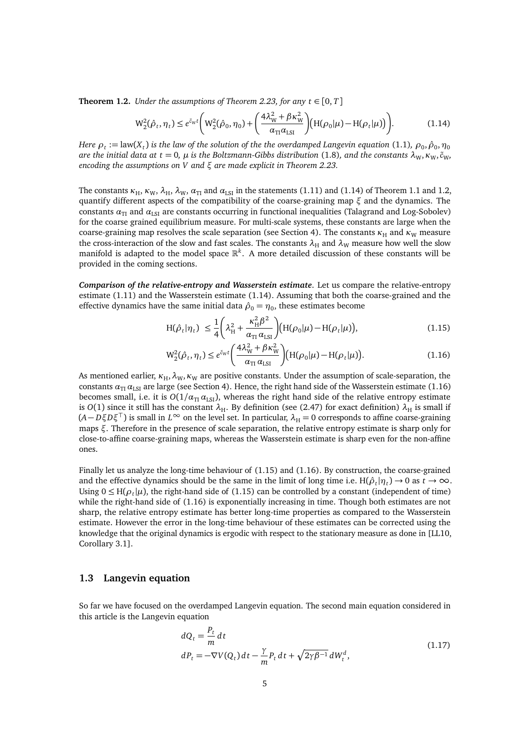**Theorem 1.2.** *Under the assumptions of Theorem 2.23, for any $t \in [0,T]$*

$$\mathrm{W}_2^2(\hat{\rho}_t, \eta_t) \leq e^{\tilde{c}_\mathrm{W} t}\left(\mathrm{W}_2^2(\hat{\rho}_0, \eta_0) + \left(\frac{4\lambda_\mathrm{W}^2 + \beta\kappa_\mathrm{W}^2}{\alpha_\mathrm{TI}\alpha_\mathrm{LSI}}\right)\left(\mathrm{H}(\rho_0|\mu) - \mathrm{H}(\rho_t|\mu)\right)\right). \tag{1.14}$$

*Here $\rho_t := \mathrm{law}(X_t)$ is the law of the solution of the the overdamped Langevin equation (1.1), $\rho_0, \hat{\rho}_0, \eta_0$ are the initial data at $t = 0$, $\mu$ is the Boltzmann-Gibbs distribution (1.8), and the constants $\lambda_\mathrm{W}, \kappa_\mathrm{W}, \tilde{c}_\mathrm{W}$, encoding the assumptions on $V$ and $\xi$ are made explicit in Theorem 2.23.*

The constants $\kappa_\mathrm{H}$, $\kappa_\mathrm{W}$, $\lambda_\mathrm{H}$, $\lambda_\mathrm{W}$, $\alpha_\mathrm{TI}$ and $\alpha_\mathrm{LSI}$ in the statements (1.11) and (1.14) of Theorem 1.1 and 1.2, quantify different aspects of the compatibility of the coarse-graining map $\xi$ and the dynamics. The constants $\alpha_\mathrm{TI}$ and $\alpha_\mathrm{LSI}$ are constants occurring in functional inequalities (Talagrand and Log-Sobolev) for the coarse grained equilibrium measure. For multi-scale systems, these constants are large when the coarse-graining map resolves the scale separation (see Section 4). The constants $\kappa_\mathrm{H}$ and $\kappa_\mathrm{W}$ measure the cross-interaction of the slow and fast scales. The constants $\lambda_\mathrm{H}$ and $\lambda_\mathrm{W}$ measure how well the slow manifold is adapted to the model space $\mathbb{R}^k$. A more detailed discussion of these constants will be provided in the coming sections.

***Comparison of the relative-entropy and Wasserstein estimate***. Let us compare the relative-entropy estimate (1.11) and the Wasserstein estimate (1.14). Assuming that both the coarse-grained and the effective dynamics have the same initial data $\hat{\rho}_0 = \eta_0$, these estimates become

$$\mathrm{H}(\hat{\rho}_t|\eta_t) \leq \frac{1}{4}\left(\lambda_\mathrm{H}^2 + \frac{\kappa_\mathrm{H}^2\beta^2}{\alpha_\mathrm{TI}\,\alpha_\mathrm{LSI}}\right)\left(\mathrm{H}(\rho_0|\mu) - \mathrm{H}(\rho_t|\mu)\right), \tag{1.15}$$

$$\mathrm{W}_2^2(\hat{\rho}_t, \eta_t) \leq e^{\tilde{c}_\mathrm{W} t}\left(\frac{4\lambda_\mathrm{W}^2 + \beta\kappa_\mathrm{W}^2}{\alpha_\mathrm{TI}\,\alpha_\mathrm{LSI}}\right)\left(\mathrm{H}(\rho_0|\mu) - \mathrm{H}(\rho_t|\mu)\right). \tag{1.16}$$

As mentioned earlier, $\kappa_\mathrm{H}, \lambda_\mathrm{W}, \kappa_\mathrm{W}$ are positive constants. Under the assumption of scale-separation, the constants $\alpha_\mathrm{TI}\,\alpha_\mathrm{LSI}$ are large (see Section 4). Hence, the right hand side of the Wasserstein estimate (1.16) becomes small, i.e. it is $O(1/\alpha_\mathrm{TI}\,\alpha_\mathrm{LSI})$, whereas the right hand side of the relative entropy estimate is $O(1)$ since it still has the constant $\lambda_\mathrm{H}$. By definition (see (2.47) for exact definition) $\lambda_\mathrm{H}$ is small if $(A - D\xi D\xi^\top)$ is small in $L^\infty$ on the level set. In particular, $\lambda_\mathrm{H} = 0$ corresponds to affine coarse-graining maps $\xi$. Therefore in the presence of scale separation, the relative entropy estimate is sharp only for close-to-affine coarse-graining maps, whereas the Wasserstein estimate is sharp even for the non-affine ones.

Finally let us analyze the long-time behaviour of (1.15) and (1.16). By construction, the coarse-grained and the effective dynamics should be the same in the limit of long time i.e. $\mathrm{H}(\hat{\rho}_t|\eta_t) \to 0$ as $t \to \infty$. Using $0 \leq \mathrm{H}(\rho_t|\mu)$, the right-hand side of (1.15) can be controlled by a constant (independent of time) while the right-hand side of (1.16) is exponentially increasing in time. Though both estimates are not sharp, the relative entropy estimate has better long-time properties as compared to the Wasserstein estimate. However the error in the long-time behaviour of these estimates can be corrected using the knowledge that the original dynamics is ergodic with respect to the stationary measure as done in [LL10, Corollary 3.1].

### 1.3 Langevin equation

So far we have focused on the overdamped Langevin equation. The second main equation considered in this article is the Langevin equation

$$\begin{aligned}
dQ_t &= \frac{P_t}{m}\,dt \\
dP_t &= -\nabla V(Q_t)\,dt - \frac{\gamma}{m}P_t\,dt + \sqrt{2\gamma\beta^{-1}}\,dW_t^d,
\end{aligned} \tag{1.17}$$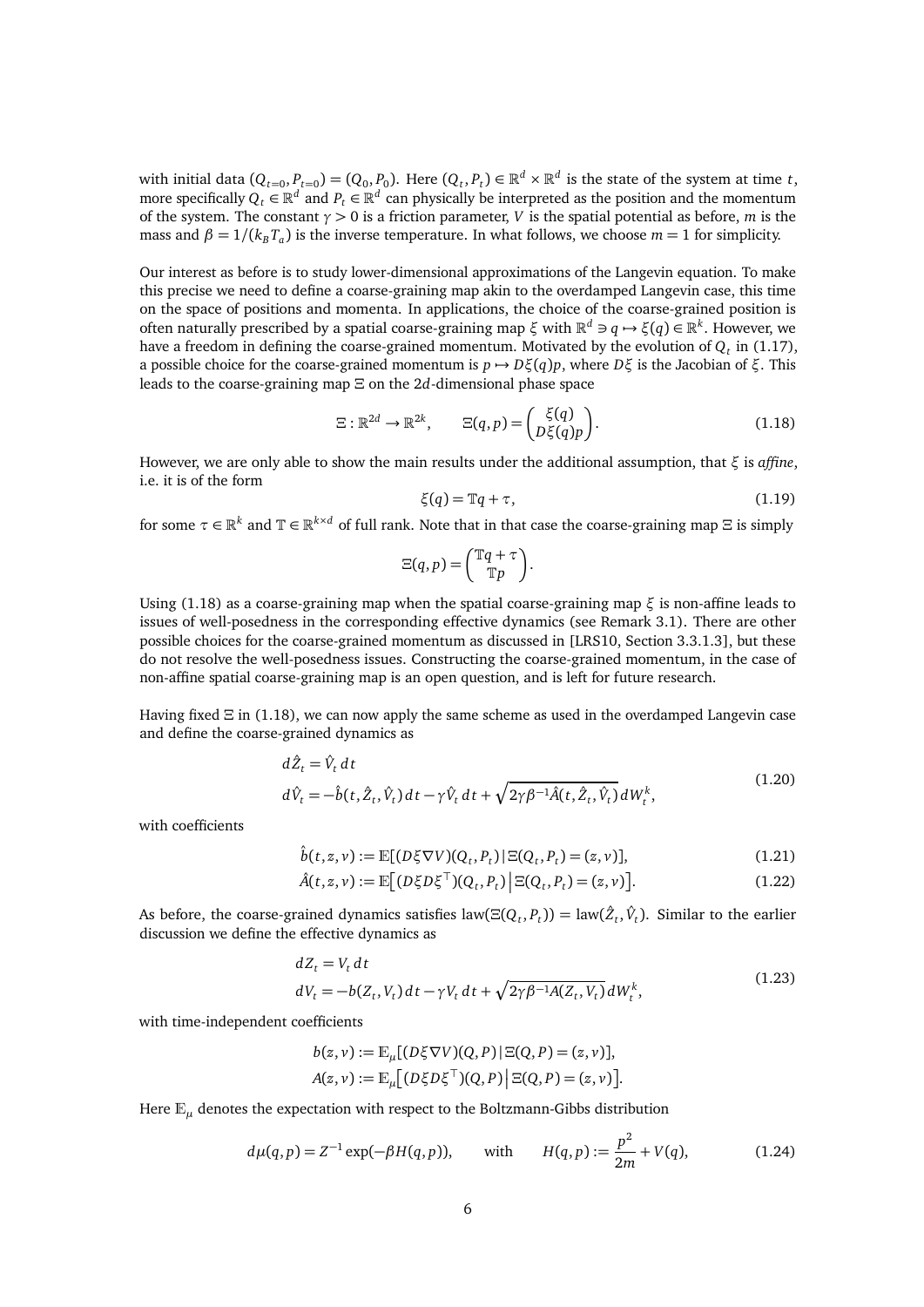with initial data $(Q_{t=0}, P_{t=0}) = (Q_0, P_0)$. Here $(Q_t, P_t) \in \mathbb{R}^d \times \mathbb{R}^d$ is the state of the system at time $t$, more specifically $Q_t \in \mathbb{R}^d$ and $P_t \in \mathbb{R}^d$ can physically be interpreted as the position and the momentum of the system. The constant $\gamma > 0$ is a friction parameter, $V$ is the spatial potential as before, $m$ is the mass and $\beta = 1/(k_B T_a)$ is the inverse temperature. In what follows, we choose $m = 1$ for simplicity.

Our interest as before is to study lower-dimensional approximations of the Langevin equation. To make this precise we need to define a coarse-graining map akin to the overdamped Langevin case, this time on the space of positions and momenta. In applications, the choice of the coarse-grained position is often naturally prescribed by a spatial coarse-graining map $\xi$ with $\mathbb{R}^d \ni q \mapsto \xi(q) \in \mathbb{R}^k$. However, we have a freedom in defining the coarse-grained momentum. Motivated by the evolution of $Q_t$ in (1.17), a possible choice for the coarse-grained momentum is $p \mapsto D\xi(q)p$, where $D\xi$ is the Jacobian of $\xi$. This leads to the coarse-graining map $\Xi$ on the $2d$-dimensional phase space

$$\Xi : \mathbb{R}^{2d} \to \mathbb{R}^{2k}, \qquad \Xi(q,p) = \begin{pmatrix} \xi(q) \\ D\xi(q)p \end{pmatrix}. \tag{1.18}$$

However, we are only able to show the main results under the additional assumption, that $\xi$ is *affine*, i.e. it is of the form

$$\xi(q) = \mathbb{T}q + \tau, \tag{1.19}$$

for some $\tau \in \mathbb{R}^k$ and $\mathbb{T} \in \mathbb{R}^{k \times d}$ of full rank. Note that in that case the coarse-graining map $\Xi$ is simply

$$\Xi(q,p) = \begin{pmatrix} \mathbb{T}q + \tau \\ \mathbb{T}p \end{pmatrix}.$$

Using (1.18) as a coarse-graining map when the spatial coarse-graining map $\xi$ is non-affine leads to issues of well-posedness in the corresponding effective dynamics (see Remark 3.1). There are other possible choices for the coarse-grained momentum as discussed in [LRS10, Section 3.3.1.3], but these do not resolve the well-posedness issues. Constructing the coarse-grained momentum, in the case of non-affine spatial coarse-graining map is an open question, and is left for future research.

Having fixed $\Xi$ in (1.18), we can now apply the same scheme as used in the overdamped Langevin case and define the coarse-grained dynamics as

$$\begin{aligned} d\hat{Z}_t &= \hat{V}_t \, dt \\ d\hat{V}_t &= -\hat{b}(t, \hat{Z}_t, \hat{V}_t)\, dt - \gamma \hat{V}_t \, dt + \sqrt{2\gamma\beta^{-1}\hat{A}(t, \hat{Z}_t, \hat{V}_t)}\, dW_t^k, \end{aligned} \tag{1.20}$$

with coefficients

$$\hat{b}(t,z,v) := \mathbb{E}[(D\xi\nabla V)(Q_t, P_t) \,|\, \Xi(Q_t,P_t) = (z,v)], \tag{1.21}$$

$$\hat{A}(t,z,v) := \mathbb{E}\Big[(D\xi D\xi^\top)(Q_t,P_t) \,\Big|\, \Xi(Q_t,P_t) = (z,v)\Big]. \tag{1.22}$$

As before, the coarse-grained dynamics satisfies $\mathrm{law}(\Xi(Q_t,P_t)) = \mathrm{law}(\hat{Z}_t, \hat{V}_t)$. Similar to the earlier discussion we define the effective dynamics as

$$\begin{aligned} dZ_t &= V_t \, dt \\ dV_t &= -b(Z_t, V_t)\, dt - \gamma V_t \, dt + \sqrt{2\gamma\beta^{-1}A(Z_t, V_t)}\, dW_t^k, \end{aligned} \tag{1.23}$$

with time-independent coefficients

$$\begin{aligned} b(z,v) &:= \mathbb{E}_\mu[(D\xi\nabla V)(Q,P) \,|\, \Xi(Q,P) = (z,v)], \\ A(z,v) &:= \mathbb{E}_\mu\Big[(D\xi D\xi^\top)(Q,P) \,\Big|\, \Xi(Q,P) = (z,v)\Big]. \end{aligned}$$

Here $\mathbb{E}_\mu$ denotes the expectation with respect to the Boltzmann-Gibbs distribution

$$d\mu(q,p) = Z^{-1}\exp(-\beta H(q,p)), \qquad \text{with} \qquad H(q,p) := \frac{p^2}{2m} + V(q), \tag{1.24}$$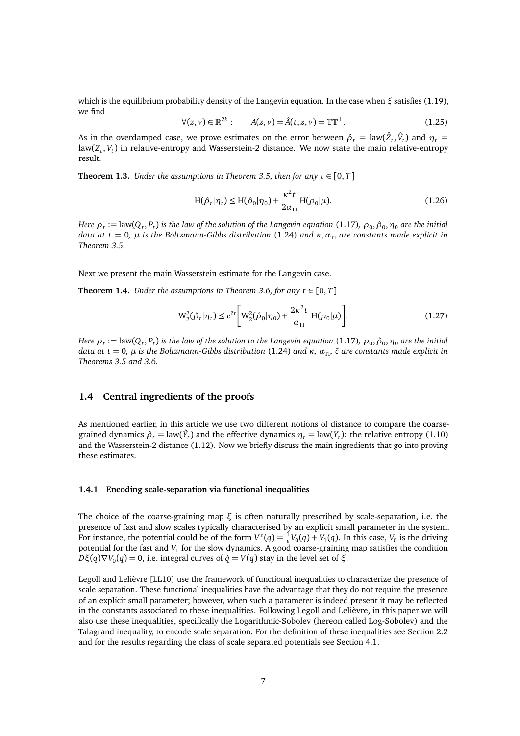which is the equilibrium probability density of the Langevin equation. In the case when $\xi$ satisfies (1.19), we find

$$\forall (z,v) \in \mathbb{R}^{2k}: \qquad A(z,v) = \hat{A}(t,z,v) = \mathbb{T}\mathbb{T}^\top. \tag{1.25}$$

As in the overdamped case, we prove estimates on the error between $\hat{\rho}_t = \mathrm{law}(\hat{Z}_t, \hat{V}_t)$ and $\eta_t = \mathrm{law}(Z_t, V_t)$ in relative-entropy and Wasserstein-2 distance. We now state the main relative-entropy result.

**Theorem 1.3.** *Under the assumptions in Theorem 3.5, then for any $t \in [0,T]$*

$$\mathrm{H}(\hat{\rho}_t|\eta_t) \le \mathrm{H}(\hat{\rho}_0|\eta_0) + \frac{\kappa^2 t}{2\alpha_{\mathrm{TI}}}\,\mathrm{H}(\rho_0|\mu). \tag{1.26}$$

*Here $\rho_t := \mathrm{law}(Q_t, P_t)$ is the law of the solution of the Langevin equation (1.17), $\rho_0, \hat{\rho}_0, \eta_0$ are the initial data at $t = 0$, $\mu$ is the Boltzmann-Gibbs distribution (1.24) and $\kappa, \alpha_{\mathrm{TI}}$ are constants made explicit in Theorem 3.5.*

Next we present the main Wasserstein estimate for the Langevin case.

**Theorem 1.4.** *Under the assumptions in Theorem 3.6, for any $t \in [0,T]$*

$$\mathrm{W}_2^2(\hat{\rho}_t|\eta_t) \le e^{\tilde{c}t}\left[\mathrm{W}_2^2(\hat{\rho}_0|\eta_0) + \frac{2\kappa^2 t}{\alpha_{\mathrm{TI}}}\,\mathrm{H}(\rho_0|\mu)\right]. \tag{1.27}$$

*Here $\rho_t := \mathrm{law}(Q_t, P_t)$ is the law of the solution to the Langevin equation (1.17), $\rho_0, \hat{\rho}_0, \eta_0$ are the initial data at $t = 0$, $\mu$ is the Boltzmann-Gibbs distribution (1.24) and $\kappa$, $\alpha_{\mathrm{TI}}$, $\tilde{c}$ are constants made explicit in Theorems 3.5 and 3.6.*

## 1.4 Central ingredients of the proofs

As mentioned earlier, in this article we use two different notions of distance to compare the coarse-grained dynamics $\hat{\rho}_t = \mathrm{law}(\hat{Y}_t)$ and the effective dynamics $\eta_t = \mathrm{law}(Y_t)$: the relative entropy (1.10) and the Wasserstein-2 distance (1.12). Now we briefly discuss the main ingredients that go into proving these estimates.

### 1.4.1 Encoding scale-separation via functional inequalities

The choice of the coarse-graining map $\xi$ is often naturally prescribed by scale-separation, i.e. the presence of fast and slow scales typically characterised by an explicit small parameter in the system. For instance, the potential could be of the form $V^\varepsilon(q) = \frac{1}{\varepsilon}V_0(q) + V_1(q)$. In this case, $V_0$ is the driving potential for the fast and $V_1$ for the slow dynamics. A good coarse-graining map satisfies the condition $D\xi(q)\nabla V_0(q) = 0$, i.e. integral curves of $\dot{q} = V(q)$ stay in the level set of $\xi$.

Legoll and Lelièvre [LL10] use the framework of functional inequalities to characterize the presence of scale separation. These functional inequalities have the advantage that they do not require the presence of an explicit small parameter; however, when such a parameter is indeed present it may be reflected in the constants associated to these inequalities. Following Legoll and Lelièvre, in this paper we will also use these inequalities, specifically the Logarithmic-Sobolev (hereon called Log-Sobolev) and the Talagrand inequality, to encode scale separation. For the definition of these inequalities see Section 2.2 and for the results regarding the class of scale separated potentials see Section 4.1.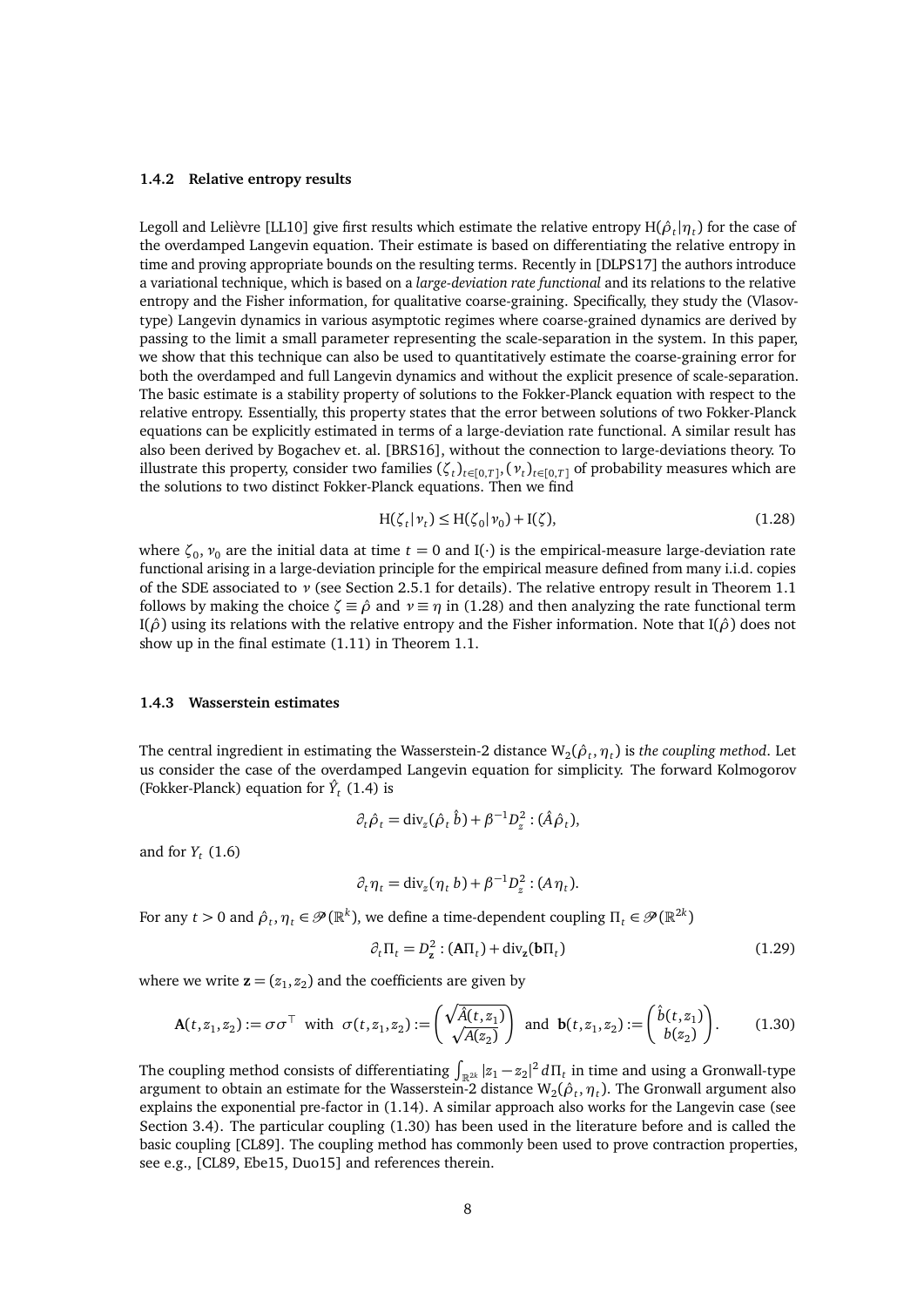### 1.4.2 Relative entropy results

Legoll and Lelièvre [LL10] give first results which estimate the relative entropy $\mathrm{H}(\hat{\rho}_t|\eta_t)$ for the case of the overdamped Langevin equation. Their estimate is based on differentiating the relative entropy in time and proving appropriate bounds on the resulting terms. Recently in [DLPS17] the authors introduce a variational technique, which is based on a *large-deviation rate functional* and its relations to the relative entropy and the Fisher information, for qualitative coarse-graining. Specifically, they study the (Vlasov-type) Langevin dynamics in various asymptotic regimes where coarse-grained dynamics are derived by passing to the limit a small parameter representing the scale-separation in the system. In this paper, we show that this technique can also be used to quantitatively estimate the coarse-graining error for both the overdamped and full Langevin dynamics and without the explicit presence of scale-separation. The basic estimate is a stability property of solutions to the Fokker-Planck equation with respect to the relative entropy. Essentially, this property states that the error between solutions of two Fokker-Planck equations can be explicitly estimated in terms of a large-deviation rate functional. A similar result has also been derived by Bogachev et. al. [BRS16], without the connection to large-deviations theory. To illustrate this property, consider two families $(\zeta_t)_{t\in[0,T]}, (\nu_t)_{t\in[0,T]}$ of probability measures which are the solutions to two distinct Fokker-Planck equations. Then we find

$$\mathrm{H}(\zeta_t|\nu_t) \le \mathrm{H}(\zeta_0|\nu_0) + \mathrm{I}(\zeta), \tag{1.28}$$

where $\zeta_0$, $\nu_0$ are the initial data at time $t = 0$ and $\mathrm{I}(\cdot)$ is the empirical-measure large-deviation rate functional arising in a large-deviation principle for the empirical measure defined from many i.i.d. copies of the SDE associated to $\nu$ (see Section 2.5.1 for details). The relative entropy result in Theorem 1.1 follows by making the choice $\zeta \equiv \hat{\rho}$ and $\nu \equiv \eta$ in (1.28) and then analyzing the rate functional term $\mathrm{I}(\hat{\rho})$ using its relations with the relative entropy and the Fisher information. Note that $\mathrm{I}(\hat{\rho})$ does not show up in the final estimate (1.11) in Theorem 1.1.

### 1.4.3 Wasserstein estimates

The central ingredient in estimating the Wasserstein-2 distance $\mathrm{W}_2(\hat{\rho}_t, \eta_t)$ is *the coupling method*. Let us consider the case of the overdamped Langevin equation for simplicity. The forward Kolmogorov (Fokker-Planck) equation for $\hat{Y}_t$ (1.4) is

$$\partial_t \hat{\rho}_t = \mathrm{div}_z(\hat{\rho}_t\, \hat{b}) + \beta^{-1} D_z^2 : (\hat{A}\hat{\rho}_t),$$

and for $Y_t$ (1.6)

$$\partial_t \eta_t = \mathrm{div}_z(\eta_t\, b) + \beta^{-1} D_z^2 : (A\eta_t).$$

For any $t > 0$ and $\hat{\rho}_t, \eta_t \in \mathscr{P}(\mathbb{R}^k)$, we define a time-dependent coupling $\Pi_t \in \mathscr{P}(\mathbb{R}^{2k})$

$$\partial_t \Pi_t = D_{\mathbf{z}}^2 : (\mathbf{A}\Pi_t) + \mathrm{div}_{\mathbf{z}}(\mathbf{b}\Pi_t) \tag{1.29}$$

where we write $\mathbf{z} = (z_1, z_2)$ and the coefficients are given by

$$\mathbf{A}(t, z_1, z_2) := \sigma\sigma^\top \;\text{ with }\; \sigma(t, z_1, z_2) := \begin{pmatrix} \sqrt{\hat{A}(t,z_1)} \\ \sqrt{A(z_2)} \end{pmatrix} \;\text{ and }\; \mathbf{b}(t, z_1, z_2) := \begin{pmatrix} \hat{b}(t, z_1) \\ b(z_2) \end{pmatrix}. \tag{1.30}$$

The coupling method consists of differentiating $\int_{\mathbb{R}^{2k}} |z_1 - z_2|^2\, d\Pi_t$ in time and using a Gronwall-type argument to obtain an estimate for the Wasserstein-2 distance $\mathrm{W}_2(\hat{\rho}_t, \eta_t)$. The Gronwall argument also explains the exponential pre-factor in (1.14). A similar approach also works for the Langevin case (see Section 3.4). The particular coupling (1.30) has been used in the literature before and is called the basic coupling [CL89]. The coupling method has commonly been used to prove contraction properties, see e.g., [CL89, Ebe15, Duo15] and references therein.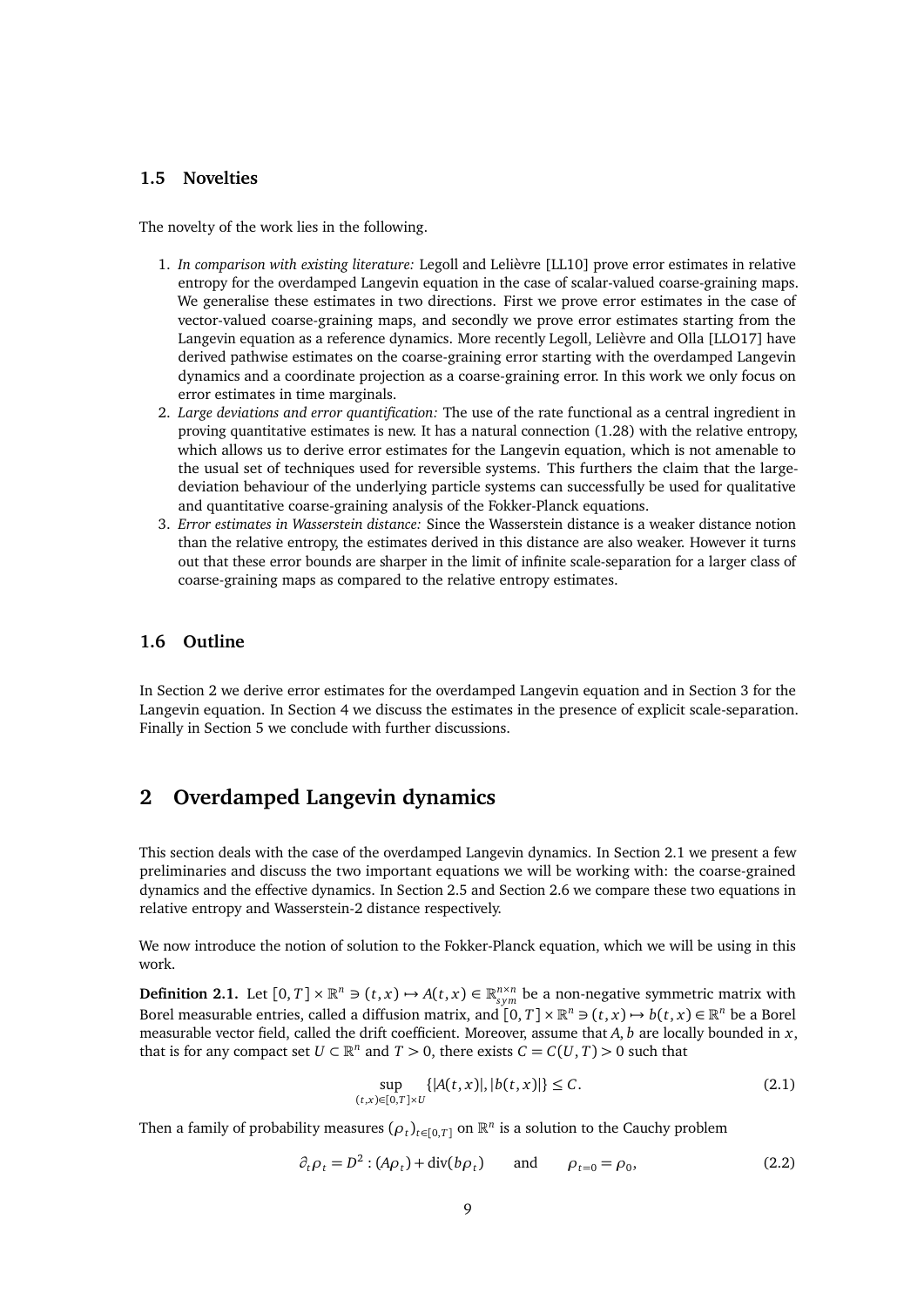### 1.5 Novelties

The novelty of the work lies in the following.

1. *In comparison with existing literature:* Legoll and Lelièvre [LL10] prove error estimates in relative entropy for the overdamped Langevin equation in the case of scalar-valued coarse-graining maps. We generalise these estimates in two directions. First we prove error estimates in the case of vector-valued coarse-graining maps, and secondly we prove error estimates starting from the Langevin equation as a reference dynamics. More recently Legoll, Lelièvre and Olla [LLO17] have derived pathwise estimates on the coarse-graining error starting with the overdamped Langevin dynamics and a coordinate projection as a coarse-graining error. In this work we only focus on error estimates in time marginals.
2. *Large deviations and error quantification:* The use of the rate functional as a central ingredient in proving quantitative estimates is new. It has a natural connection (1.28) with the relative entropy, which allows us to derive error estimates for the Langevin equation, which is not amenable to the usual set of techniques used for reversible systems. This furthers the claim that the large-deviation behaviour of the underlying particle systems can successfully be used for qualitative and quantitative coarse-graining analysis of the Fokker-Planck equations.
3. *Error estimates in Wasserstein distance:* Since the Wasserstein distance is a weaker distance notion than the relative entropy, the estimates derived in this distance are also weaker. However it turns out that these error bounds are sharper in the limit of infinite scale-separation for a larger class of coarse-graining maps as compared to the relative entropy estimates.

### 1.6 Outline

In Section 2 we derive error estimates for the overdamped Langevin equation and in Section 3 for the Langevin equation. In Section 4 we discuss the estimates in the presence of explicit scale-separation. Finally in Section 5 we conclude with further discussions.

## 2 Overdamped Langevin dynamics

This section deals with the case of the overdamped Langevin dynamics. In Section 2.1 we present a few preliminaries and discuss the two important equations we will be working with: the coarse-grained dynamics and the effective dynamics. In Section 2.5 and Section 2.6 we compare these two equations in relative entropy and Wasserstein-2 distance respectively.

We now introduce the notion of solution to the Fokker-Planck equation, which we will be using in this work.

**Definition 2.1.** Let $[0,T]\times\mathbb{R}^n \ni (t,x) \mapsto A(t,x) \in \mathbb{R}^{n\times n}_{sym}$ be a non-negative symmetric matrix with Borel measurable entries, called a diffusion matrix, and $[0,T]\times\mathbb{R}^n \ni (t,x) \mapsto b(t,x) \in \mathbb{R}^n$ be a Borel measurable vector field, called the drift coefficient. Moreover, assume that $A, b$ are locally bounded in $x$, that is for any compact set $U \subset \mathbb{R}^n$ and $T > 0$, there exists $C = C(U,T) > 0$ such that

$$\sup_{(t,x)\in[0,T]\times U} \{|A(t,x)|, |b(t,x)|\} \le C. \tag{2.1}$$

Then a family of probability measures $(\rho_t)_{t\in[0,T]}$ on $\mathbb{R}^n$ is a solution to the Cauchy problem

$$\partial_t \rho_t = D^2 : (A\rho_t) + \mathrm{div}(b\rho_t) \qquad \text{and} \qquad \rho_{t=0} = \rho_0, \tag{2.2}$$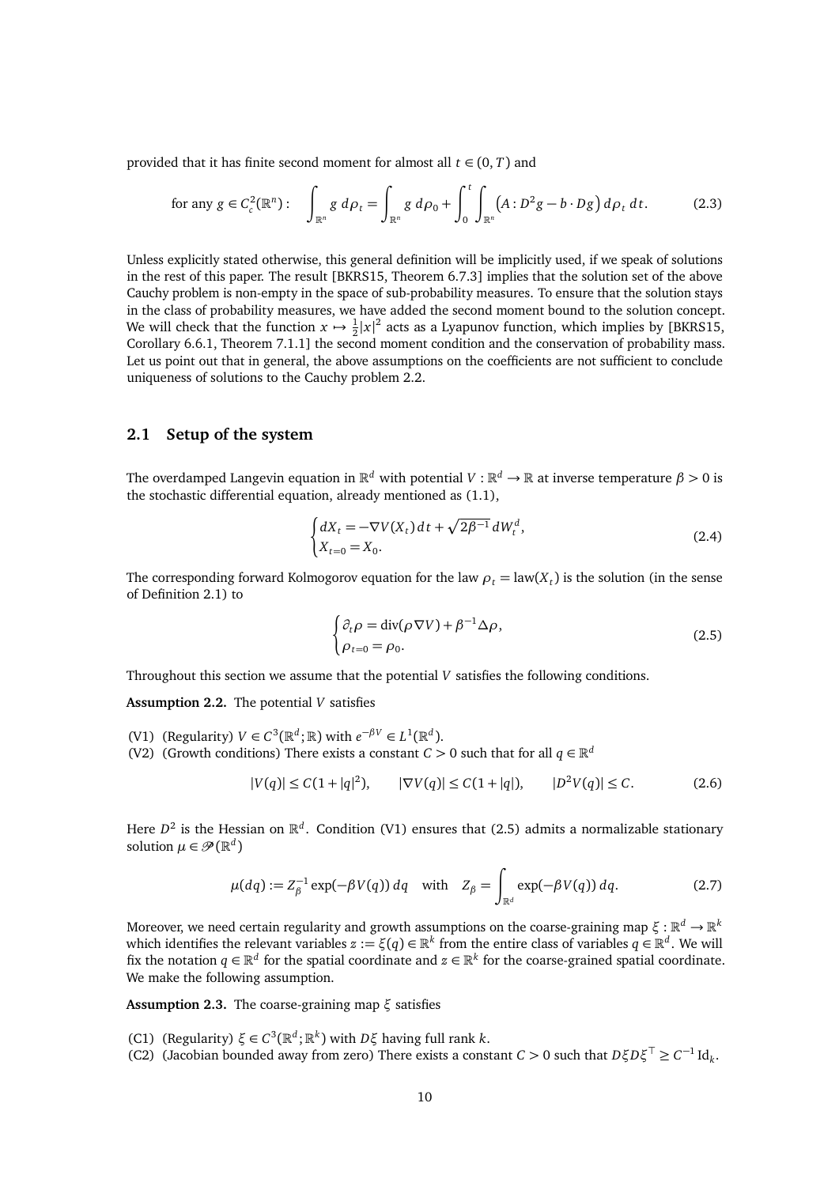provided that it has finite second moment for almost all $t \in (0,T)$ and

$$\text{for any } g \in C_c^2(\mathbb{R}^n): \quad \int_{\mathbb{R}^n} g \, d\rho_t = \int_{\mathbb{R}^n} g \, d\rho_0 + \int_0^t \int_{\mathbb{R}^n} \left( A : D^2 g - b \cdot Dg \right) d\rho_t \, dt. \tag{2.3}$$

Unless explicitly stated otherwise, this general definition will be implicitly used, if we speak of solutions in the rest of this paper. The result [BKRS15, Theorem 6.7.3] implies that the solution set of the above Cauchy problem is non-empty in the space of sub-probability measures. To ensure that the solution stays in the class of probability measures, we have added the second moment bound to the solution concept. We will check that the function $x \mapsto \frac{1}{2}|x|^2$ acts as a Lyapunov function, which implies by [BKRS15, Corollary 6.6.1, Theorem 7.1.1] the second moment condition and the conservation of probability mass. Let us point out that in general, the above assumptions on the coefficients are not sufficient to conclude uniqueness of solutions to the Cauchy problem 2.2.

## 2.1 Setup of the system

The overdamped Langevin equation in $\mathbb{R}^d$ with potential $V : \mathbb{R}^d \to \mathbb{R}$ at inverse temperature $\beta > 0$ is the stochastic differential equation, already mentioned as (1.1),

$$\begin{cases} dX_t = -\nabla V(X_t)\, dt + \sqrt{2\beta^{-1}}\, dW_t^d, \\ X_{t=0} = X_0. \end{cases} \tag{2.4}$$

The corresponding forward Kolmogorov equation for the law $\rho_t = \text{law}(X_t)$ is the solution (in the sense of Definition 2.1) to

$$\begin{cases} \partial_t \rho = \operatorname{div}(\rho \nabla V) + \beta^{-1} \Delta \rho, \\ \rho_{t=0} = \rho_0. \end{cases} \tag{2.5}$$

Throughout this section we assume that the potential $V$ satisfies the following conditions.

**Assumption 2.2.** The potential $V$ satisfies

(V1) (Regularity) $V \in C^3(\mathbb{R}^d; \mathbb{R})$ with $e^{-\beta V} \in L^1(\mathbb{R}^d)$.
(V2) (Growth conditions) There exists a constant $C > 0$ such that for all $q \in \mathbb{R}^d$

$$|V(q)| \leq C(1 + |q|^2), \qquad |\nabla V(q)| \leq C(1 + |q|), \qquad |D^2 V(q)| \leq C. \tag{2.6}$$

Here $D^2$ is the Hessian on $\mathbb{R}^d$. Condition (V1) ensures that (2.5) admits a normalizable stationary solution $\mu \in \mathscr{P}(\mathbb{R}^d)$

$$\mu(dq) := Z_\beta^{-1} \exp(-\beta V(q))\, dq \quad \text{with} \quad Z_\beta = \int_{\mathbb{R}^d} \exp(-\beta V(q))\, dq. \tag{2.7}$$

Moreover, we need certain regularity and growth assumptions on the coarse-graining map $\xi : \mathbb{R}^d \to \mathbb{R}^k$ which identifies the relevant variables $z := \xi(q) \in \mathbb{R}^k$ from the entire class of variables $q \in \mathbb{R}^d$. We will fix the notation $q \in \mathbb{R}^d$ for the spatial coordinate and $z \in \mathbb{R}^k$ for the coarse-grained spatial coordinate. We make the following assumption.

**Assumption 2.3.** The coarse-graining map $\xi$ satisfies

(C1) (Regularity) $\xi \in C^3(\mathbb{R}^d; \mathbb{R}^k)$ with $D\xi$ having full rank $k$.
(C2) (Jacobian bounded away from zero) There exists a constant $C > 0$ such that $D\xi D\xi^\top \geq C^{-1} \operatorname{Id}_k$.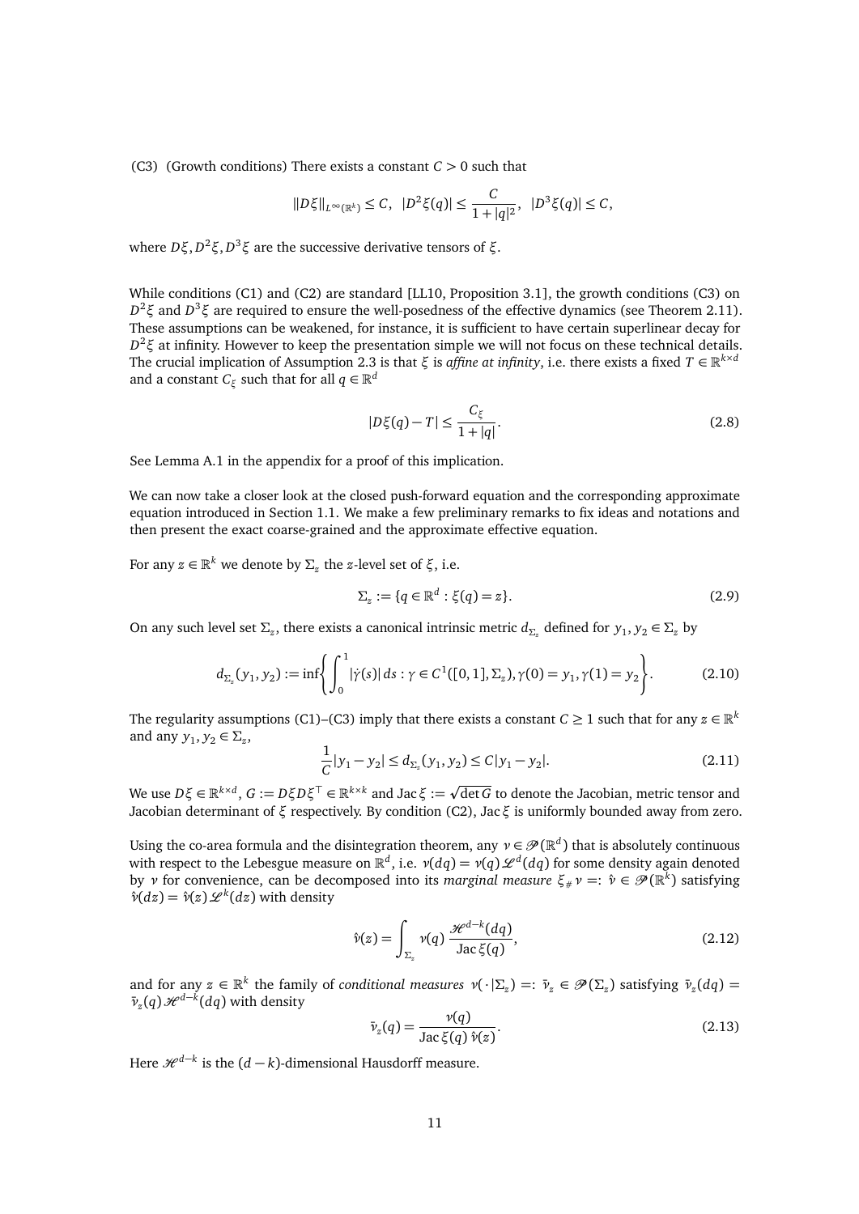(C3) (Growth conditions) There exists a constant $C > 0$ such that

$$\|D\xi\|_{L^\infty(\mathbb{R}^k)} \le C, \quad |D^2\xi(q)| \le \frac{C}{1+|q|^2}, \quad |D^3\xi(q)| \le C,$$

where $D\xi, D^2\xi, D^3\xi$ are the successive derivative tensors of $\xi$.

While conditions (C1) and (C2) are standard [LL10, Proposition 3.1], the growth conditions (C3) on $D^2\xi$ and $D^3\xi$ are required to ensure the well-posedness of the effective dynamics (see Theorem 2.11). These assumptions can be weakened, for instance, it is sufficient to have certain superlinear decay for $D^2\xi$ at infinity. However to keep the presentation simple we will not focus on these technical details. The crucial implication of Assumption 2.3 is that $\xi$ is *affine at infinity*, i.e. there exists a fixed $T \in \mathbb{R}^{k\times d}$ and a constant $C_\xi$ such that for all $q \in \mathbb{R}^d$

$$|D\xi(q) - T| \le \frac{C_\xi}{1+|q|}. \tag{2.8}$$

See Lemma A.1 in the appendix for a proof of this implication.

We can now take a closer look at the closed push-forward equation and the corresponding approximate equation introduced in Section 1.1. We make a few preliminary remarks to fix ideas and notations and then present the exact coarse-grained and the approximate effective equation.

For any $z \in \mathbb{R}^k$ we denote by $\Sigma_z$ the $z$-level set of $\xi$, i.e.

$$\Sigma_z := \{q \in \mathbb{R}^d : \xi(q) = z\}. \tag{2.9}$$

On any such level set $\Sigma_z$, there exists a canonical intrinsic metric $d_{\Sigma_z}$ defined for $y_1, y_2 \in \Sigma_z$ by

$$d_{\Sigma_z}(y_1, y_2) := \inf\left\{ \int_0^1 |\dot\gamma(s)|\, ds : \gamma \in C^1([0,1], \Sigma_z), \gamma(0) = y_1, \gamma(1) = y_2 \right\}. \tag{2.10}$$

The regularity assumptions (C1)–(C3) imply that there exists a constant $C \ge 1$ such that for any $z \in \mathbb{R}^k$ and any $y_1, y_2 \in \Sigma_z$,

$$\frac{1}{C}|y_1 - y_2| \le d_{\Sigma_z}(y_1, y_2) \le C|y_1 - y_2|. \tag{2.11}$$

We use $D\xi \in \mathbb{R}^{k\times d}$, $G := D\xi D\xi^\top \in \mathbb{R}^{k\times k}$ and $\operatorname{Jac}\xi := \sqrt{\det G}$ to denote the Jacobian, metric tensor and Jacobian determinant of $\xi$ respectively. By condition (C2), $\operatorname{Jac}\xi$ is uniformly bounded away from zero.

Using the co-area formula and the disintegration theorem, any $\nu \in \mathscr{P}(\mathbb{R}^d)$ that is absolutely continuous with respect to the Lebesgue measure on $\mathbb{R}^d$, i.e. $\nu(dq) = \nu(q)\,\mathscr{L}^d(dq)$ for some density again denoted by $\nu$ for convenience, can be decomposed into its *marginal measure* $\xi_\#\nu =: \hat\nu \in \mathscr{P}(\mathbb{R}^k)$ satisfying $\hat\nu(dz) = \hat\nu(z)\,\mathscr{L}^k(dz)$ with density

$$\hat\nu(z) = \int_{\Sigma_z} \nu(q)\, \frac{\mathscr{H}^{d-k}(dq)}{\operatorname{Jac}\xi(q)}, \tag{2.12}$$

and for any $z \in \mathbb{R}^k$ the family of *conditional measures* $\nu(\cdot|\Sigma_z) =: \bar\nu_z \in \mathscr{P}(\Sigma_z)$ satisfying $\bar\nu_z(dq) = \bar\nu_z(q)\,\mathscr{H}^{d-k}(dq)$ with density

$$\bar\nu_z(q) = \frac{\nu(q)}{\operatorname{Jac}\xi(q)\,\hat\nu(z)}. \tag{2.13}$$

Here $\mathscr{H}^{d-k}$ is the $(d-k)$-dimensional Hausdorff measure.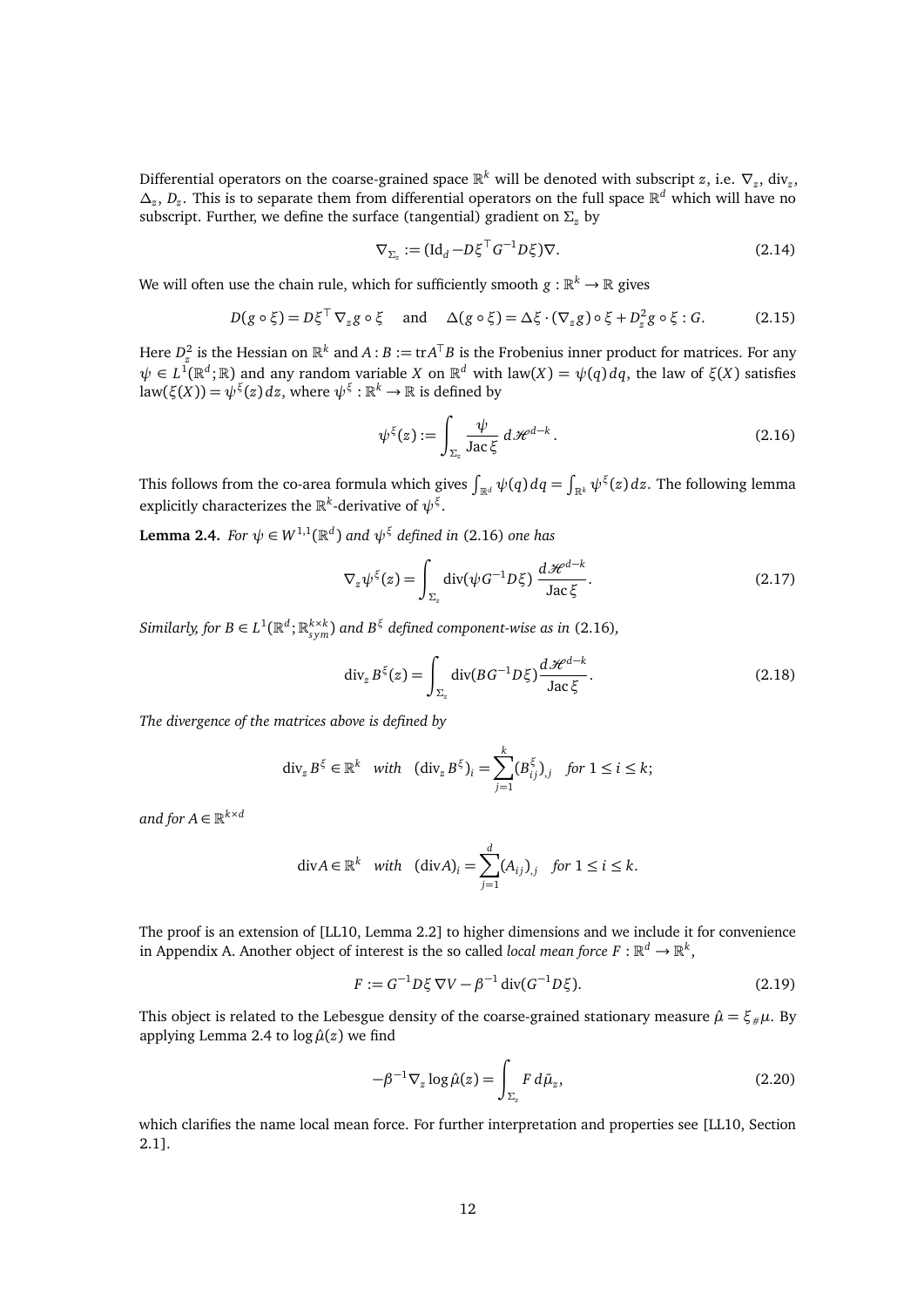Differential operators on the coarse-grained space $\mathbb{R}^k$ will be denoted with subscript $z$, i.e. $\nabla_z$, $\operatorname{div}_z$, $\Delta_z$, $D_z$. This is to separate them from differential operators on the full space $\mathbb{R}^d$ which will have no subscript. Further, we define the surface (tangential) gradient on $\Sigma_z$ by

$$\nabla_{\Sigma_z} := (\mathrm{Id}_d - D\xi^\top G^{-1} D\xi)\nabla. \tag{2.14}$$

We will often use the chain rule, which for sufficiently smooth $g : \mathbb{R}^k \to \mathbb{R}$ gives

$$D(g \circ \xi) = D\xi^\top \nabla_z g \circ \xi \quad \text{and} \quad \Delta(g \circ \xi) = \Delta\xi \cdot (\nabla_z g) \circ \xi + D_z^2 g \circ \xi : G. \tag{2.15}$$

Here $D_z^2$ is the Hessian on $\mathbb{R}^k$ and $A : B := \operatorname{tr} A^\top B$ is the Frobenius inner product for matrices. For any $\psi \in L^1(\mathbb{R}^d; \mathbb{R})$ and any random variable $X$ on $\mathbb{R}^d$ with $\operatorname{law}(X) = \psi(q)\, dq$, the law of $\xi(X)$ satisfies $\operatorname{law}(\xi(X)) = \psi^\xi(z)\, dz$, where $\psi^\xi : \mathbb{R}^k \to \mathbb{R}$ is defined by

$$\psi^\xi(z) := \int_{\Sigma_z} \frac{\psi}{\operatorname{Jac}\xi}\, d\mathscr{H}^{d-k}. \tag{2.16}$$

This follows from the co-area formula which gives $\int_{\mathbb{R}^d} \psi(q)\, dq = \int_{\mathbb{R}^k} \psi^\xi(z)\, dz$. The following lemma explicitly characterizes the $\mathbb{R}^k$-derivative of $\psi^\xi$.

**Lemma 2.4.** *For $\psi \in W^{1,1}(\mathbb{R}^d)$ and $\psi^\xi$ defined in* (2.16) *one has*

$$\nabla_z \psi^\xi(z) = \int_{\Sigma_z} \operatorname{div}(\psi G^{-1} D\xi)\, \frac{d\mathscr{H}^{d-k}}{\operatorname{Jac}\xi}. \tag{2.17}$$

*Similarly, for $B \in L^1(\mathbb{R}^d; \mathbb{R}^{k\times k}_{sym})$ and $B^\xi$ defined component-wise as in* (2.16)*,*

$$\operatorname{div}_z B^\xi(z) = \int_{\Sigma_z} \operatorname{div}(B G^{-1} D\xi) \frac{d\mathscr{H}^{d-k}}{\operatorname{Jac}\xi}. \tag{2.18}$$

*The divergence of the matrices above is defined by*

$$\operatorname{div}_z B^\xi \in \mathbb{R}^k \quad \text{with} \quad (\operatorname{div}_z B^\xi)_i = \sum_{j=1}^k (B^\xi_{ij})_{,j} \quad \text{for } 1 \le i \le k;$$

*and for $A \in \mathbb{R}^{k\times d}$*

$$\operatorname{div} A \in \mathbb{R}^k \quad \text{with} \quad (\operatorname{div} A)_i = \sum_{j=1}^d (A_{ij})_{,j} \quad \text{for } 1 \le i \le k.$$

The proof is an extension of [LL10, Lemma 2.2] to higher dimensions and we include it for convenience in Appendix A. Another object of interest is the so called *local mean force* $F : \mathbb{R}^d \to \mathbb{R}^k$,

$$F := G^{-1} D\xi\, \nabla V - \beta^{-1} \operatorname{div}(G^{-1} D\xi). \tag{2.19}$$

This object is related to the Lebesgue density of the coarse-grained stationary measure $\hat{\mu} = \xi_\# \mu$. By applying Lemma 2.4 to $\log \hat{\mu}(z)$ we find

$$-\beta^{-1} \nabla_z \log \hat{\mu}(z) = \int_{\Sigma_z} F\, d\bar{\mu}_z, \tag{2.20}$$

which clarifies the name local mean force. For further interpretation and properties see [LL10, Section 2.1].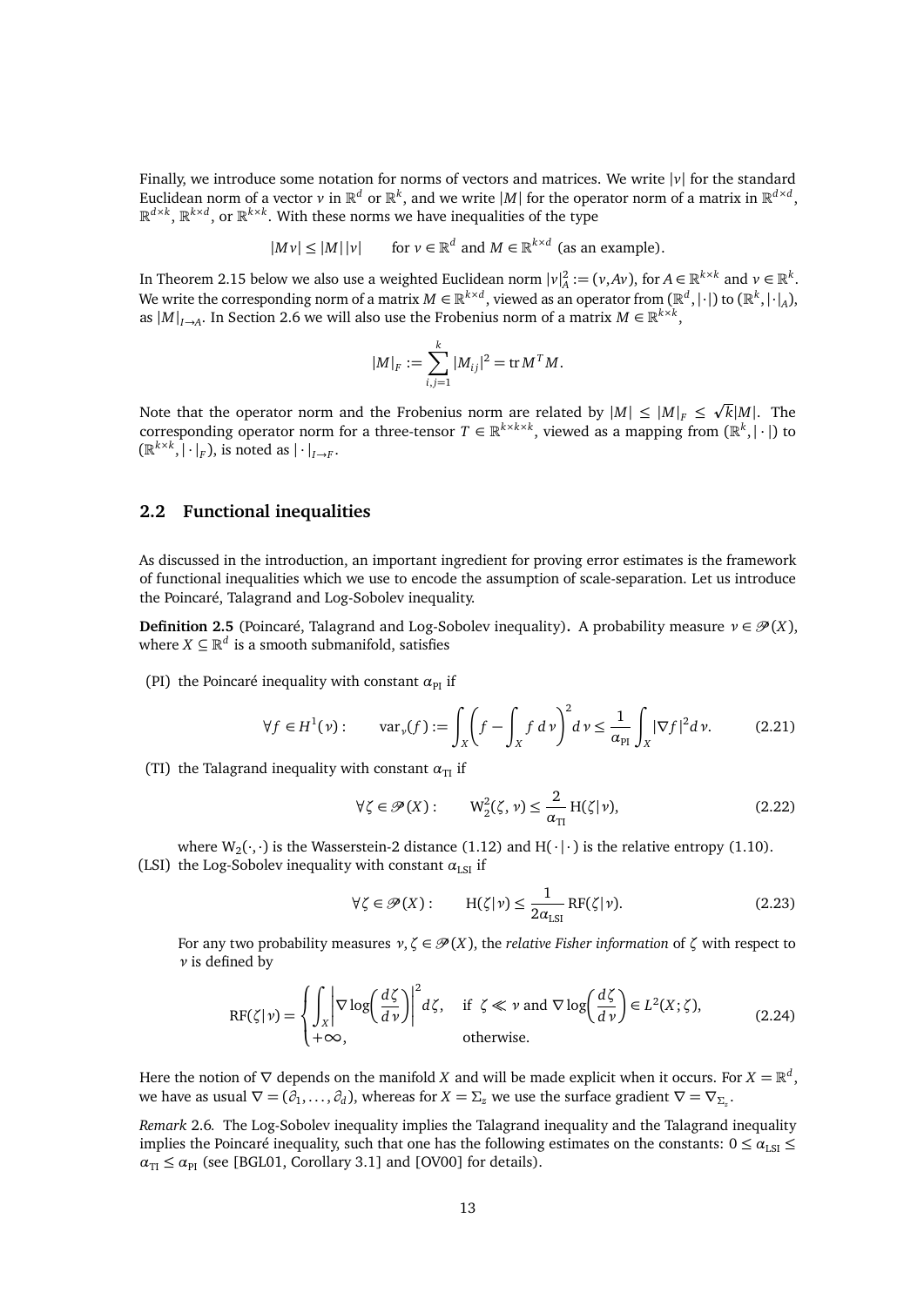Finally, we introduce some notation for norms of vectors and matrices. We write $|v|$ for the standard Euclidean norm of a vector $v$ in $\mathbb{R}^d$ or $\mathbb{R}^k$, and we write $|M|$ for the operator norm of a matrix in $\mathbb{R}^{d\times d}$, $\mathbb{R}^{d\times k}$, $\mathbb{R}^{k\times d}$, or $\mathbb{R}^{k\times k}$. With these norms we have inequalities of the type

$$|Mv| \le |M|\,|v| \qquad \text{for } v\in\mathbb{R}^d \text{ and } M\in\mathbb{R}^{k\times d} \text{ (as an example)}.$$

In Theorem 2.15 below we also use a weighted Euclidean norm $|v|_A^2 := (v, Av)$, for $A\in\mathbb{R}^{k\times k}$ and $v\in\mathbb{R}^k$. We write the corresponding norm of a matrix $M\in\mathbb{R}^{k\times d}$, viewed as an operator from $(\mathbb{R}^d,|\cdot|)$ to $(\mathbb{R}^k,|\cdot|_A)$, as $|M|_{I\to A}$. In Section 2.6 we will also use the Frobenius norm of a matrix $M\in\mathbb{R}^{k\times k}$,

$$|M|_F := \sum_{i,j=1}^k |M_{ij}|^2 = \operatorname{tr} M^T M.$$

Note that the operator norm and the Frobenius norm are related by $|M| \le |M|_F \le \sqrt{k}|M|$. The corresponding operator norm for a three-tensor $T\in\mathbb{R}^{k\times k\times k}$, viewed as a mapping from $(\mathbb{R}^k,|\cdot|)$ to $(\mathbb{R}^{k\times k},|\cdot|_F)$, is noted as $|\cdot|_{I\to F}$.

## 2.2 Functional inequalities

As discussed in the introduction, an important ingredient for proving error estimates is the framework of functional inequalities which we use to encode the assumption of scale-separation. Let us introduce the Poincaré, Talagrand and Log-Sobolev inequality.

**Definition 2.5** (Poincaré, Talagrand and Log-Sobolev inequality)**.** A probability measure $\nu\in\mathscr{P}(X)$, where $X\subseteq\mathbb{R}^d$ is a smooth submanifold, satisfies

(PI) the Poincaré inequality with constant $\alpha_{\mathrm{PI}}$ if

$$\forall f\in H^1(\nu): \qquad \operatorname{var}_\nu(f) := \int_X \left(f - \int_X f\,d\nu\right)^2 d\nu \le \frac{1}{\alpha_{\mathrm{PI}}}\int_X |\nabla f|^2 d\nu. \tag{2.21}$$

(TI) the Talagrand inequality with constant $\alpha_{\mathrm{TI}}$ if

$$\forall \zeta\in\mathscr{P}(X): \qquad \mathrm{W}_2^2(\zeta,\nu) \le \frac{2}{\alpha_{\mathrm{TI}}}\,\mathrm{H}(\zeta|\nu), \tag{2.22}$$

where $\mathrm{W}_2(\cdot,\cdot)$ is the Wasserstein-2 distance (1.12) and $\mathrm{H}(\cdot|\cdot)$ is the relative entropy (1.10).

(LSI) the Log-Sobolev inequality with constant $\alpha_{\mathrm{LSI}}$ if

$$\forall \zeta\in\mathscr{P}(X): \qquad \mathrm{H}(\zeta|\nu) \le \frac{1}{2\alpha_{\mathrm{LSI}}}\,\mathrm{RF}(\zeta|\nu). \tag{2.23}$$

For any two probability measures $\nu,\zeta\in\mathscr{P}(X)$, the *relative Fisher information* of $\zeta$ with respect to $\nu$ is defined by

$$\mathrm{RF}(\zeta|\nu) = \begin{cases} \displaystyle\int_X \left|\nabla \log\!\left(\frac{d\zeta}{d\nu}\right)\right|^2 d\zeta, & \text{if } \zeta\ll\nu \text{ and } \nabla\log\!\left(\dfrac{d\zeta}{d\nu}\right)\in L^2(X;\zeta),\\ +\infty, & \text{otherwise.}\end{cases} \tag{2.24}$$

Here the notion of $\nabla$ depends on the manifold $X$ and will be made explicit when it occurs. For $X=\mathbb{R}^d$, we have as usual $\nabla = (\partial_1,\dots,\partial_d)$, whereas for $X=\Sigma_z$ we use the surface gradient $\nabla = \nabla_{\Sigma_z}$.

*Remark* 2.6*.* The Log-Sobolev inequality implies the Talagrand inequality and the Talagrand inequality implies the Poincaré inequality, such that one has the following estimates on the constants: $0\le\alpha_{\mathrm{LSI}}\le\alpha_{\mathrm{TI}}\le\alpha_{\mathrm{PI}}$ (see [BGL01, Corollary 3.1] and [OV00] for details).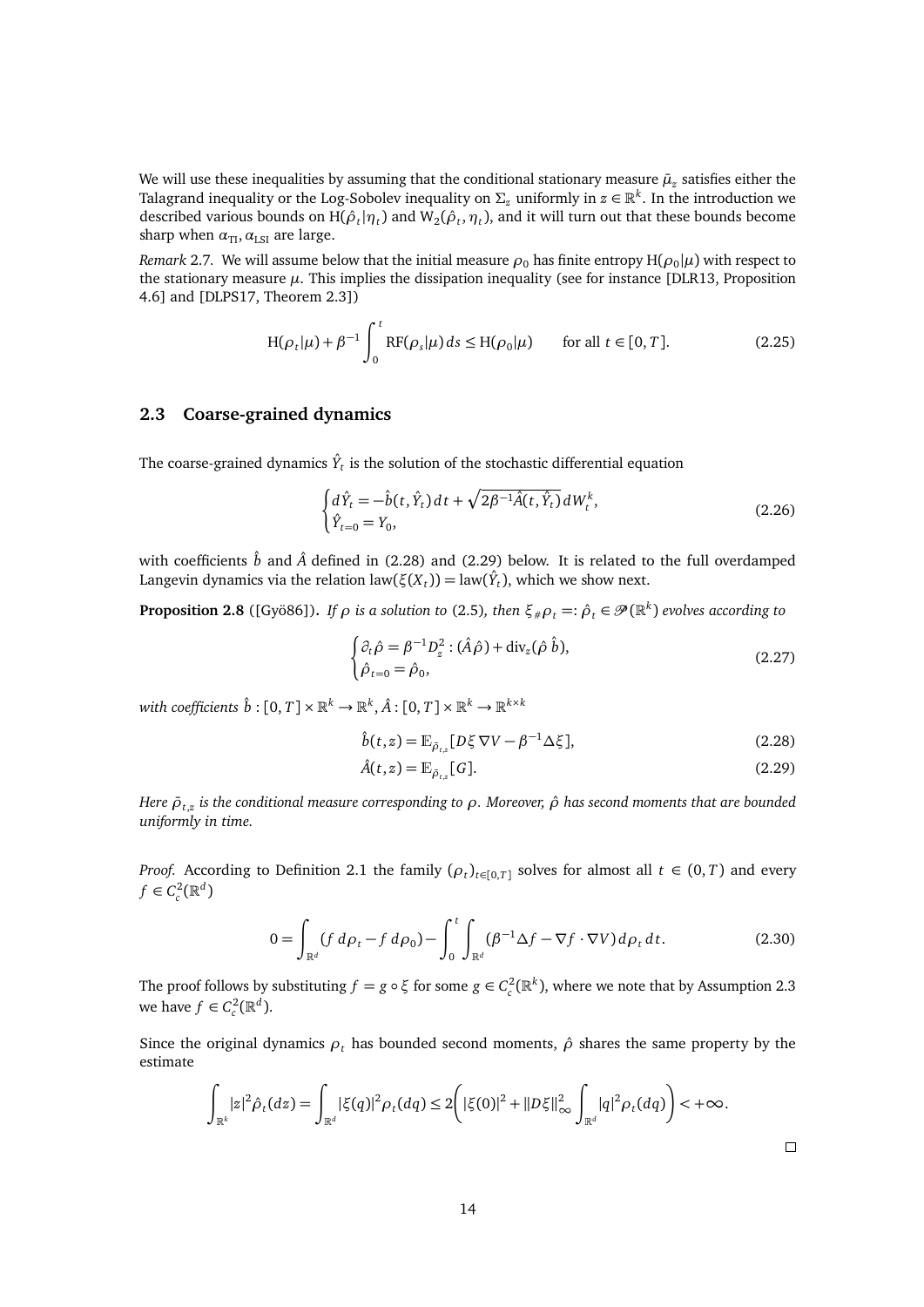We will use these inequalities by assuming that the conditional stationary measure $\bar{\mu}_z$ satisfies either the Talagrand inequality or the Log-Sobolev inequality on $\Sigma_z$ uniformly in $z \in \mathbb{R}^k$. In the introduction we described various bounds on $\mathrm{H}(\hat{\rho}_t|\eta_t)$ and $\mathrm{W}_2(\hat{\rho}_t, \eta_t)$, and it will turn out that these bounds become sharp when $\alpha_{\mathrm{TI}}, \alpha_{\mathrm{LSI}}$ are large.

*Remark* 2.7. We will assume below that the initial measure $\rho_0$ has finite entropy $\mathrm{H}(\rho_0|\mu)$ with respect to the stationary measure $\mu$. This implies the dissipation inequality (see for instance [DLR13, Proposition 4.6] and [DLPS17, Theorem 2.3])

$$\mathrm{H}(\rho_t|\mu) + \beta^{-1} \int_0^t \mathrm{RF}(\rho_s|\mu)\, ds \le \mathrm{H}(\rho_0|\mu) \qquad \text{for all } t \in [0, T]. \tag{2.25}$$

## 2.3 Coarse-grained dynamics

The coarse-grained dynamics $\hat{Y}_t$ is the solution of the stochastic differential equation

$$\begin{cases} d\hat{Y}_t = -\hat{b}(t, \hat{Y}_t)\, dt + \sqrt{2\beta^{-1}\hat{A}(t, \hat{Y}_t)}\, dW_t^k, \\ \hat{Y}_{t=0} = Y_0, \end{cases} \tag{2.26}$$

with coefficients $\hat{b}$ and $\hat{A}$ defined in (2.28) and (2.29) below. It is related to the full overdamped Langevin dynamics via the relation $\mathrm{law}(\xi(X_t)) = \mathrm{law}(\hat{Y}_t)$, which we show next.

**Proposition 2.8** ([Gyö86])**.** *If $\rho$ is a solution to (2.5), then $\xi_\# \rho_t =: \hat{\rho}_t \in \mathscr{P}(\mathbb{R}^k)$ evolves according to*

$$\begin{cases} \partial_t \hat{\rho} = \beta^{-1} D_z^2 : (\hat{A}\hat{\rho}) + \mathrm{div}_z(\hat{\rho}\, \hat{b}), \\ \hat{\rho}_{t=0} = \hat{\rho}_0, \end{cases} \tag{2.27}$$

*with coefficients $\hat{b} : [0, T] \times \mathbb{R}^k \to \mathbb{R}^k$, $\hat{A} : [0, T] \times \mathbb{R}^k \to \mathbb{R}^{k \times k}$*

$$\hat{b}(t, z) = \mathbb{E}_{\bar{\rho}_{t,z}}[D\xi\, \nabla V - \beta^{-1} \Delta \xi], \tag{2.28}$$

$$\hat{A}(t, z) = \mathbb{E}_{\bar{\rho}_{t,z}}[G]. \tag{2.29}$$

*Here $\bar{\rho}_{t,z}$ is the conditional measure corresponding to $\rho$. Moreover, $\hat{\rho}$ has second moments that are bounded uniformly in time.*

*Proof.* According to Definition 2.1 the family $(\rho_t)_{t \in [0,T]}$ solves for almost all $t \in (0, T)$ and every $f \in C_c^2(\mathbb{R}^d)$

$$0 = \int_{\mathbb{R}^d} (f\, d\rho_t - f\, d\rho_0) - \int_0^t \int_{\mathbb{R}^d} (\beta^{-1}\Delta f - \nabla f \cdot \nabla V)\, d\rho_t\, dt. \tag{2.30}$$

The proof follows by substituting $f = g \circ \xi$ for some $g \in C_c^2(\mathbb{R}^k)$, where we note that by Assumption 2.3 we have $f \in C_c^2(\mathbb{R}^d)$.

Since the original dynamics $\rho_t$ has bounded second moments, $\hat{\rho}$ shares the same property by the estimate

$$\int_{\mathbb{R}^k} |z|^2 \hat{\rho}_t(dz) = \int_{\mathbb{R}^d} |\xi(q)|^2 \rho_t(dq) \le 2\left( |\xi(0)|^2 + \|D\xi\|_\infty^2 \int_{\mathbb{R}^d} |q|^2 \rho_t(dq) \right) < +\infty.$$

$\square$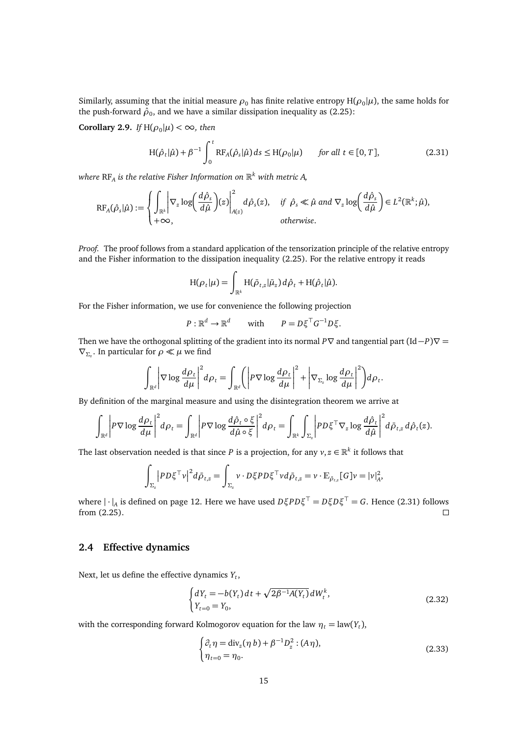Similarly, assuming that the initial measure $\rho_0$ has finite relative entropy $\mathrm{H}(\rho_0|\mu)$, the same holds for the push-forward $\hat{\rho}_0$, and we have a similar dissipation inequality as (2.25):

**Corollary 2.9.** *If $\mathrm{H}(\rho_0|\mu) < \infty$, then*

$$\mathrm{H}(\hat{\rho}_t|\hat{\mu}) + \beta^{-1}\int_0^t \mathrm{RF}_A(\hat{\rho}_s|\hat{\mu})\,ds \le \mathrm{H}(\rho_0|\mu) \qquad \text{for all } t \in [0,T], \tag{2.31}$$

*where $\mathrm{RF}_A$ is the relative Fisher Information on $\mathbb{R}^k$ with metric $A$,*

$$\mathrm{RF}_A(\hat{\rho}_s|\hat{\mu}) := \begin{cases} \displaystyle\int_{\mathbb{R}^k} \left|\nabla_z \log\left(\frac{d\hat{\rho}_s}{d\hat{\mu}}\right)(z)\right|^2_{A(z)} d\hat{\rho}_s(z), & \text{if } \hat{\rho}_s \ll \hat{\mu} \text{ and } \nabla_z \log\left(\dfrac{d\hat{\rho}_s}{d\hat{\mu}}\right) \in L^2(\mathbb{R}^k;\hat{\mu}), \\ +\infty, & \text{otherwise}. \end{cases}$$

*Proof.* The proof follows from a standard application of the tensorization principle of the relative entropy and the Fisher information to the dissipation inequality (2.25). For the relative entropy it reads

$$\mathrm{H}(\rho_t|\mu) = \int_{\mathbb{R}^k} \mathrm{H}(\bar{\rho}_{t,z}|\bar{\mu}_z)\,d\hat{\rho}_t + \mathrm{H}(\hat{\rho}_t|\hat{\mu}).$$

For the Fisher information, we use for convenience the following projection

$$P : \mathbb{R}^d \to \mathbb{R}^d \qquad \text{with} \qquad P = D\xi^\top G^{-1} D\xi.$$

Then we have the orthogonal splitting of the gradient into its normal $P\nabla$ and tangential part $(\mathrm{Id} - P)\nabla = \nabla_{\Sigma_z}$. In particular for $\rho \ll \mu$ we find

$$\int_{\mathbb{R}^d} \left|\nabla \log \frac{d\rho_t}{d\mu}\right|^2 d\rho_t = \int_{\mathbb{R}^d} \left( \left|P\nabla \log \frac{d\rho_t}{d\mu}\right|^2 + \left|\nabla_{\Sigma_z} \log \frac{d\rho_t}{d\mu}\right|^2 \right) d\rho_t.$$

By definition of the marginal measure and using the disintegration theorem we arrive at

$$\int_{\mathbb{R}^d} \left|P\nabla \log \frac{d\rho_t}{d\mu}\right|^2 d\rho_t = \int_{\mathbb{R}^d} \left|P\nabla \log \frac{d\hat{\rho}_t \circ \xi}{d\hat{\mu} \circ \xi}\right|^2 d\rho_t = \int_{\mathbb{R}^k}\int_{\Sigma_z} \left|PD\xi^\top \nabla_z \log \frac{d\hat{\rho}_t}{d\hat{\mu}}\right|^2 d\bar{\rho}_{t,z}\,d\hat{\rho}_t(z).$$

The last observation needed is that since $P$ is a projection, for any $v, z \in \mathbb{R}^k$ it follows that

$$\int_{\Sigma_z} \left|PD\xi^\top v\right|^2 d\bar{\rho}_{t,z} = \int_{\Sigma_z} v \cdot D\xi P D\xi^\top v\, d\bar{\rho}_{t,z} = v \cdot \mathbb{E}_{\bar{\rho}_{t,z}}[G] v = |v|_A^2,$$

where $|\cdot|_A$ is defined on page 12. Here we have used $D\xi P D\xi^\top = D\xi D\xi^\top = G$. Hence (2.31) follows from (2.25). $\square$

## 2.4 Effective dynamics

Next, let us define the effective dynamics $Y_t$,

$$\begin{cases} dY_t = -b(Y_t)\,dt + \sqrt{2\beta^{-1}A(Y_t)}\,dW_t^k, \\ Y_{t=0} = Y_0, \end{cases} \tag{2.32}$$

with the corresponding forward Kolmogorov equation for the law $\eta_t = \mathrm{law}(Y_t)$,

$$\begin{cases} \partial_t \eta = \mathrm{div}_z(\eta\, b) + \beta^{-1} D_z^2 : (A\eta), \\ \eta_{t=0} = \eta_0. \end{cases} \tag{2.33}$$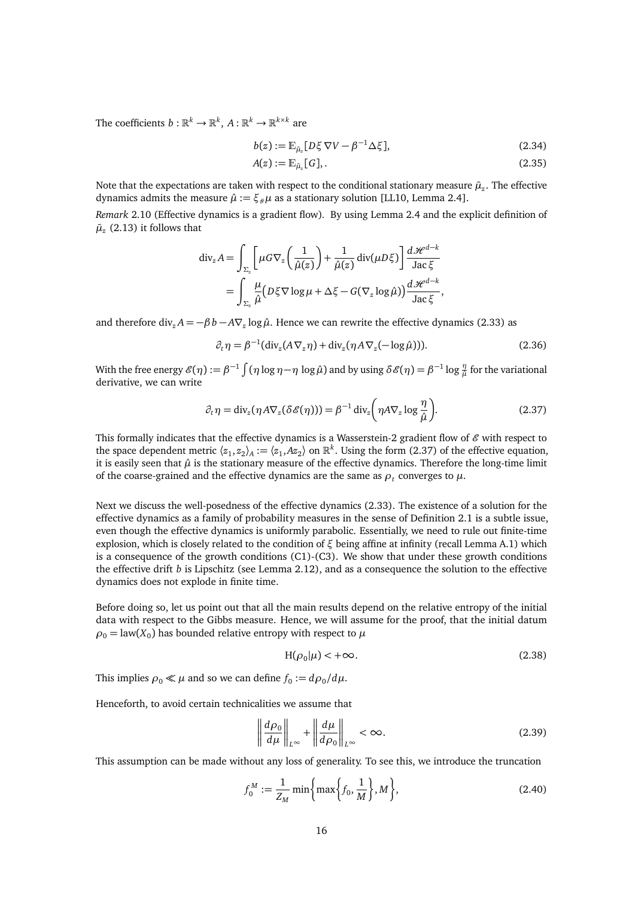The coefficients $b : \mathbb{R}^k \to \mathbb{R}^k$, $A : \mathbb{R}^k \to \mathbb{R}^{k\times k}$ are

$$b(z) := \mathbb{E}_{\bar{\mu}_z}[D\xi\, \nabla V - \beta^{-1}\Delta\xi], \tag{2.34}$$

$$A(z) := \mathbb{E}_{\bar{\mu}_z}[G],. \tag{2.35}$$

Note that the expectations are taken with respect to the conditional stationary measure $\bar{\mu}_z$. The effective dynamics admits the measure $\hat{\mu} := \xi_{\#}\mu$ as a stationary solution [LL10, Lemma 2.4].

*Remark* 2.10 (Effective dynamics is a gradient flow). By using Lemma 2.4 and the explicit definition of $\bar{\mu}_z$ (2.13) it follows that

$$\begin{aligned}
\operatorname{div}_z A &= \int_{\Sigma_z} \left[ \mu G \nabla_z \left( \frac{1}{\hat{\mu}(z)} \right) + \frac{1}{\hat{\mu}(z)} \operatorname{div}(\mu D\xi) \right] \frac{d\mathscr{H}^{d-k}}{\operatorname{Jac}\xi} \\
&= \int_{\Sigma_z} \frac{\mu}{\hat{\mu}} \big( D\xi \nabla \log \mu + \Delta\xi - G(\nabla_z \log \hat{\mu}) \big) \frac{d\mathscr{H}^{d-k}}{\operatorname{Jac}\xi},
\end{aligned}$$

and therefore $\operatorname{div}_z A = -\beta b - A\nabla_z \log \hat{\mu}$. Hence we can rewrite the effective dynamics (2.33) as

$$\partial_t \eta = \beta^{-1}(\operatorname{div}_z(A\nabla_z \eta) + \operatorname{div}_z(\eta A \nabla_z(-\log\hat{\mu}))). \tag{2.36}$$

With the free energy $\mathscr{E}(\eta) := \beta^{-1}\int(\eta\log\eta - \eta\,\log\hat{\mu})$ and by using $\delta\mathscr{E}(\eta) = \beta^{-1}\log\frac{\eta}{\hat{\mu}}$ for the variational derivative, we can write

$$\partial_t \eta = \operatorname{div}_z(\eta A \nabla_z(\delta\mathscr{E}(\eta))) = \beta^{-1}\operatorname{div}_z\left(\eta A\nabla_z \log\frac{\eta}{\hat{\mu}}\right). \tag{2.37}$$

This formally indicates that the effective dynamics is a Wasserstein-2 gradient flow of $\mathscr{E}$ with respect to the space dependent metric $\langle z_1, z_2\rangle_A := \langle z_1, Az_2\rangle$ on $\mathbb{R}^k$. Using the form (2.37) of the effective equation, it is easily seen that $\hat{\mu}$ is the stationary measure of the effective dynamics. Therefore the long-time limit of the coarse-grained and the effective dynamics are the same as $\rho_t$ converges to $\mu$.

Next we discuss the well-posedness of the effective dynamics (2.33). The existence of a solution for the effective dynamics as a family of probability measures in the sense of Definition 2.1 is a subtle issue, even though the effective dynamics is uniformly parabolic. Essentially, we need to rule out finite-time explosion, which is closely related to the condition of $\xi$ being affine at infinity (recall Lemma A.1) which is a consequence of the growth conditions (C1)-(C3). We show that under these growth conditions the effective drift $b$ is Lipschitz (see Lemma 2.12), and as a consequence the solution to the effective dynamics does not explode in finite time.

Before doing so, let us point out that all the main results depend on the relative entropy of the initial data with respect to the Gibbs measure. Hence, we will assume for the proof, that the initial datum $\rho_0 = \operatorname{law}(X_0)$ has bounded relative entropy with respect to $\mu$

$$\mathrm{H}(\rho_0|\mu) < +\infty. \tag{2.38}$$

This implies $\rho_0 \ll \mu$ and so we can define $f_0 := d\rho_0/d\mu$.

Henceforth, to avoid certain technicalities we assume that

$$\left\| \frac{d\rho_0}{d\mu} \right\|_{L^\infty} + \left\| \frac{d\mu}{d\rho_0} \right\|_{L^\infty} < \infty. \tag{2.39}$$

This assumption can be made without any loss of generality. To see this, we introduce the truncation

$$f_0^M := \frac{1}{Z_M}\min\left\{\max\left\{f_0, \frac{1}{M}\right\}, M\right\}, \tag{2.40}$$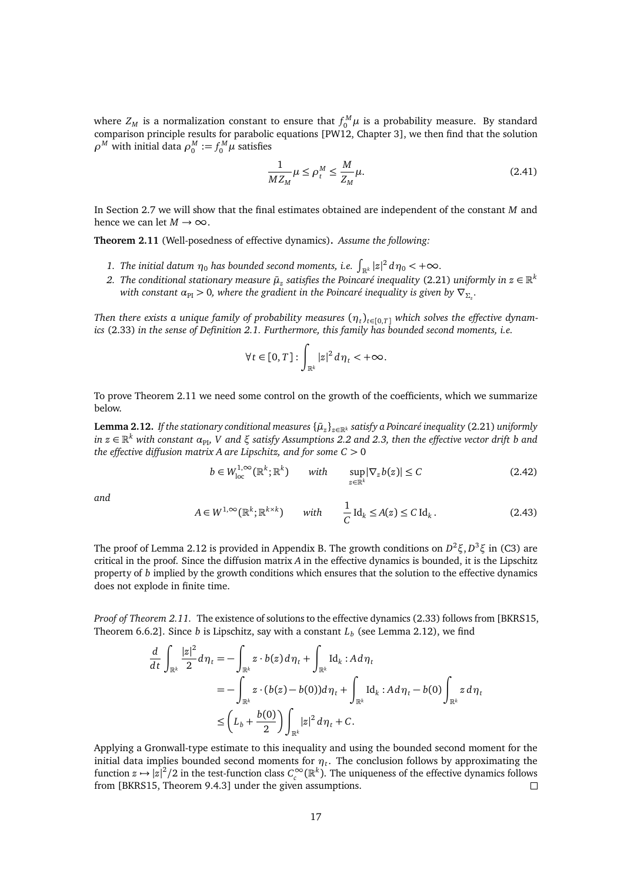where $Z_M$ is a normalization constant to ensure that $f_0^M \mu$ is a probability measure. By standard comparison principle results for parabolic equations [PW12, Chapter 3], we then find that the solution $\rho^M$ with initial data $\rho_0^M := f_0^M \mu$ satisfies

$$\frac{1}{M Z_M} \mu \le \rho_t^M \le \frac{M}{Z_M} \mu. \tag{2.41}$$

In Section 2.7 we will show that the final estimates obtained are independent of the constant $M$ and hence we can let $M \to \infty$.

**Theorem 2.11** (Well-posedness of effective dynamics)**.** *Assume the following:*

1. *The initial datum $\eta_0$ has bounded second moments, i.e. $\int_{\mathbb{R}^k} |z|^2 \, d\eta_0 < +\infty$.*
2. *The conditional stationary measure $\bar{\mu}_z$ satisfies the Poincaré inequality* (2.21) *uniformly in $z \in \mathbb{R}^k$ with constant $\alpha_{\mathrm{PI}} > 0$, where the gradient in the Poincaré inequality is given by $\nabla_{\Sigma_z}$.*

*Then there exists a unique family of probability measures $(\eta_t)_{t \in [0,T]}$ which solves the effective dynamics* (2.33) *in the sense of Definition 2.1. Furthermore, this family has bounded second moments, i.e.*

$$\forall t \in [0,T] : \int_{\mathbb{R}^k} |z|^2 \, d\eta_t < +\infty.$$

To prove Theorem 2.11 we need some control on the growth of the coefficients, which we summarize below.

**Lemma 2.12.** *If the stationary conditional measures $\{\bar{\mu}_z\}_{z \in \mathbb{R}^k}$ satisfy a Poincaré inequality* (2.21) *uniformly in $z \in \mathbb{R}^k$ with constant $\alpha_{\mathrm{PI}}$, $V$ and $\xi$ satisfy Assumptions 2.2 and 2.3, then the effective vector drift $b$ and the effective diffusion matrix $A$ are Lipschitz, and for some $C > 0$*

$$b \in W^{1,\infty}_{\mathrm{loc}}(\mathbb{R}^k; \mathbb{R}^k) \qquad \textit{with} \qquad \sup_{z \in \mathbb{R}^k} |\nabla_z b(z)| \le C \tag{2.42}$$

*and*

$$A \in W^{1,\infty}(\mathbb{R}^k; \mathbb{R}^{k \times k}) \qquad \textit{with} \qquad \frac{1}{C} \mathrm{Id}_k \le A(z) \le C \, \mathrm{Id}_k . \tag{2.43}$$

The proof of Lemma 2.12 is provided in Appendix B. The growth conditions on $D^2\xi, D^3\xi$ in (C3) are critical in the proof. Since the diffusion matrix $A$ in the effective dynamics is bounded, it is the Lipschitz property of $b$ implied by the growth conditions which ensures that the solution to the effective dynamics does not explode in finite time.

*Proof of Theorem 2.11.* The existence of solutions to the effective dynamics (2.33) follows from [BKRS15, Theorem 6.6.2]. Since $b$ is Lipschitz, say with a constant $L_b$ (see Lemma 2.12), we find

$$\begin{aligned}
\frac{d}{dt} \int_{\mathbb{R}^k} \frac{|z|^2}{2} \, d\eta_t &= -\int_{\mathbb{R}^k} z \cdot b(z) \, d\eta_t + \int_{\mathbb{R}^k} \mathrm{Id}_k : A \, d\eta_t \\
&= -\int_{\mathbb{R}^k} z \cdot (b(z) - b(0)) d\eta_t + \int_{\mathbb{R}^k} \mathrm{Id}_k : A \, d\eta_t - b(0) \int_{\mathbb{R}^k} z \, d\eta_t \\
&\le \left( L_b + \frac{b(0)}{2} \right) \int_{\mathbb{R}^k} |z|^2 \, d\eta_t + C.
\end{aligned}$$

Applying a Gronwall-type estimate to this inequality and using the bounded second moment for the initial data implies bounded second moments for $\eta_t$. The conclusion follows by approximating the function $z \mapsto |z|^2/2$ in the test-function class $C_c^\infty(\mathbb{R}^k)$. The uniqueness of the effective dynamics follows from [BKRS15, Theorem 9.4.3] under the given assumptions. $\square$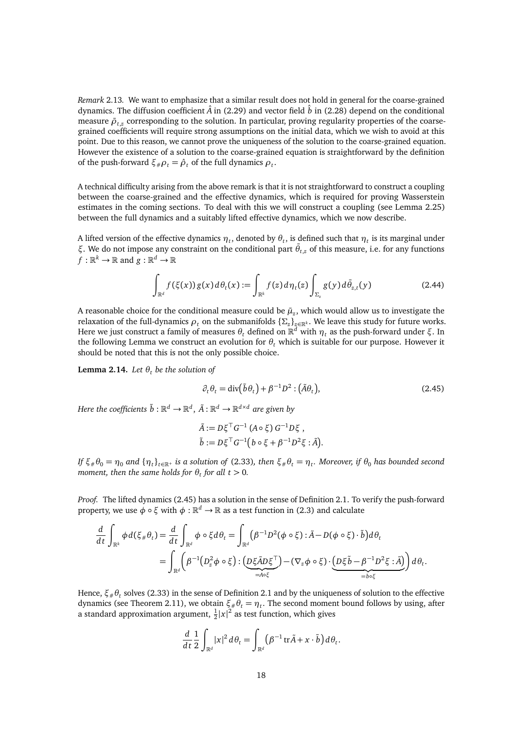*Remark* 2.13. We want to emphasize that a similar result does not hold in general for the coarse-grained dynamics. The diffusion coefficient $\hat{A}$ in (2.29) and vector field $\hat{b}$ in (2.28) depend on the conditional measure $\bar{\rho}_{t,z}$ corresponding to the solution. In particular, proving regularity properties of the coarse-grained coefficients will require strong assumptions on the initial data, which we wish to avoid at this point. Due to this reason, we cannot prove the uniqueness of the solution to the coarse-grained equation. However the existence of a solution to the coarse-grained equation is straightforward by the definition of the push-forward $\xi_\# \rho_t = \hat{\rho}_t$ of the full dynamics $\rho_t$.

A technical difficulty arising from the above remark is that it is not straightforward to construct a coupling between the coarse-grained and the effective dynamics, which is required for proving Wasserstein estimates in the coming sections. To deal with this we will construct a coupling (see Lemma 2.25) between the full dynamics and a suitably lifted effective dynamics, which we now describe.

A lifted version of the effective dynamics $\eta_t$, denoted by $\theta_t$, is defined such that $\eta_t$ is its marginal under $\xi$. We do not impose any constraint on the conditional part $\bar{\theta}_{t,z}$ of this measure, i.e. for any functions $f : \mathbb{R}^k \to \mathbb{R}$ and $g : \mathbb{R}^d \to \mathbb{R}$

$$\int_{\mathbb{R}^d} f(\xi(x))\, g(x)\, d\theta_t(x) := \int_{\mathbb{R}^k} f(z)\, d\eta_t(z) \int_{\Sigma_z} g(y)\, d\bar{\theta}_{z,t}(y) \tag{2.44}$$

A reasonable choice for the conditional measure could be $\bar{\mu}_z$, which would allow us to investigate the relaxation of the full-dynamics $\rho_t$ on the submanifolds $\{\Sigma_z\}_{z\in\mathbb{R}^k}$. We leave this study for future works. Here we just construct a family of measures $\theta_t$ defined on $\mathbb{R}^d$ with $\eta_t$ as the push-forward under $\xi$. In the following Lemma we construct an evolution for $\theta_t$ which is suitable for our purpose. However it should be noted that this is not the only possible choice.

**Lemma 2.14.** *Let $\theta_t$ be the solution of*

$$\partial_t \theta_t = \operatorname{div}\big(\tilde{b}\theta_t\big) + \beta^{-1} D^2 : \big(\tilde{A}\theta_t\big), \tag{2.45}$$

*Here the coefficients $\tilde{b} : \mathbb{R}^d \to \mathbb{R}^d$, $\tilde{A} : \mathbb{R}^d \to \mathbb{R}^{d\times d}$ are given by*

$$\begin{aligned}
\tilde{A} &:= D\xi^\top G^{-1}\, (A\circ\xi)\, G^{-1} D\xi\ ,\\
\tilde{b} &:= D\xi^\top G^{-1}\big(b\circ\xi + \beta^{-1} D^2\xi : \tilde{A}\big).
\end{aligned}$$

*If $\xi_\#\theta_0 = \eta_0$ and $\{\eta_t\}_{t\in\mathbb{R}^+}$ is a solution of* (2.33)*, then $\xi_\#\theta_t = \eta_t$. Moreover, if $\theta_0$ has bounded second moment, then the same holds for $\theta_t$ for all $t > 0$.*

*Proof.* The lifted dynamics (2.45) has a solution in the sense of Definition 2.1. To verify the push-forward property, we use $\phi\circ\xi$ with $\phi : \mathbb{R}^d \to \mathbb{R}$ as a test function in (2.3) and calculate

$$\begin{aligned}
\frac{d}{dt}\int_{\mathbb{R}^k} \phi\, d(\xi_\#\theta_t) &= \frac{d}{dt}\int_{\mathbb{R}^d} \phi\circ\xi\, d\theta_t = \int_{\mathbb{R}^d} \big(\beta^{-1} D^2(\phi\circ\xi) : \tilde{A} - D(\phi\circ\xi)\cdot\tilde{b}\big)\, d\theta_t\\
&= \int_{\mathbb{R}^d} \bigg(\beta^{-1}\big(D_z^2\phi\circ\xi\big) : \underbrace{\big(D\xi\tilde{A}D\xi^\top\big)}_{=A\circ\xi} - (\nabla_z\phi\circ\xi)\cdot\underbrace{\big(D\xi\tilde{b} - \beta^{-1}D^2\xi : \tilde{A}\big)}_{=b\circ\xi}\bigg)\, d\theta_t.
\end{aligned}$$

Hence, $\xi_\#\theta_t$ solves (2.33) in the sense of Definition 2.1 and by the uniqueness of solution to the effective dynamics (see Theorem 2.11), we obtain $\xi_\#\theta_t = \eta_t$. The second moment bound follows by using, after a standard approximation argument, $\frac{1}{2}|x|^2$ as test function, which gives

$$\frac{d}{dt}\frac{1}{2}\int_{\mathbb{R}^d} |x|^2\, d\theta_t = \int_{\mathbb{R}^d} \big(\beta^{-1}\operatorname{tr}\tilde{A} + x\cdot\tilde{b}\big)\, d\theta_t.$$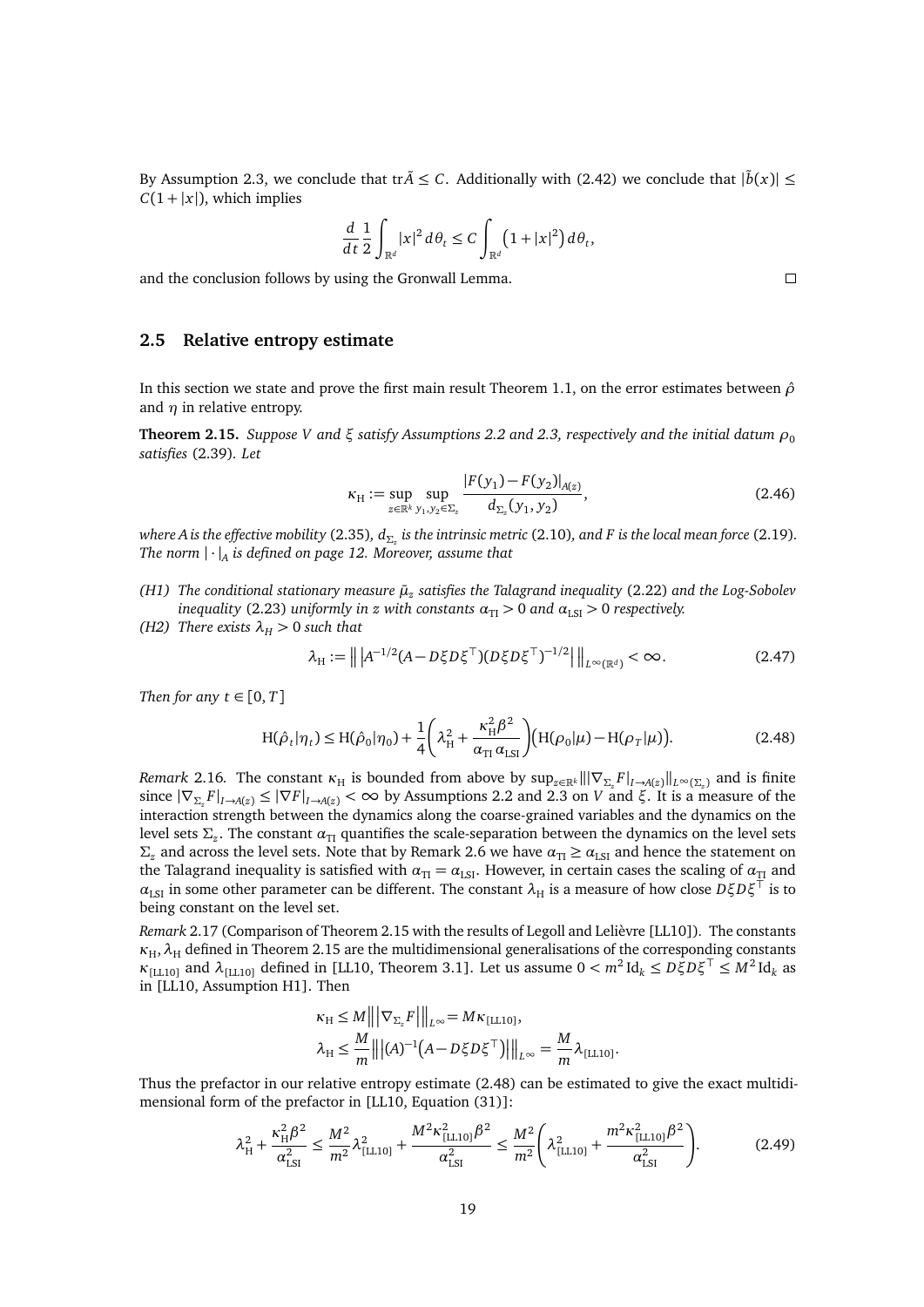By Assumption 2.3, we conclude that $\mathrm{tr}\tilde{A} \le C$. Additionally with (2.42) we conclude that $|\tilde{b}(x)| \le C(1+|x|)$, which implies

$$\frac{d}{dt}\frac{1}{2}\int_{\mathbb{R}^d}|x|^2\,d\theta_t \le C\int_{\mathbb{R}^d}\left(1+|x|^2\right)d\theta_t,$$

and the conclusion follows by using the Gronwall Lemma. □

## 2.5 Relative entropy estimate

In this section we state and prove the first main result Theorem 1.1, on the error estimates between $\hat{\rho}$ and $\eta$ in relative entropy.

**Theorem 2.15.** *Suppose $V$ and $\xi$ satisfy Assumptions 2.2 and 2.3, respectively and the initial datum $\rho_0$ satisfies* (2.39)*. Let*

$$\kappa_{\mathrm{H}} := \sup_{z\in\mathbb{R}^k}\sup_{y_1,y_2\in\Sigma_z}\frac{|F(y_1)-F(y_2)|_{A(z)}}{d_{\Sigma_z}(y_1,y_2)}, \tag{2.46}$$

*where $A$ is the effective mobility* (2.35)*, $d_{\Sigma_z}$ is the intrinsic metric* (2.10)*, and $F$ is the local mean force* (2.19)*. The norm $|\cdot|_A$ is defined on page 12. Moreover, assume that*

*(H1) The conditional stationary measure $\bar{\mu}_z$ satisfies the Talagrand inequality* (2.22) *and the Log-Sobolev inequality* (2.23) *uniformly in $z$ with constants $\alpha_{\mathrm{TI}}>0$ and $\alpha_{\mathrm{LSI}}>0$ respectively.*

*(H2) There exists $\lambda_H>0$ such that*

$$\lambda_{\mathrm{H}} := \left\|\left|A^{-1/2}(A-D\xi D\xi^\top)(D\xi D\xi^\top)^{-1/2}\right|\right\|_{L^\infty(\mathbb{R}^d)} < \infty. \tag{2.47}$$

*Then for any $t\in[0,T]$*

$$\mathrm{H}(\hat{\rho}_t|\eta_t) \le \mathrm{H}(\hat{\rho}_0|\eta_0) + \frac{1}{4}\left(\lambda_{\mathrm{H}}^2 + \frac{\kappa_{\mathrm{H}}^2\beta^2}{\alpha_{\mathrm{TI}}\,\alpha_{\mathrm{LSI}}}\right)\left(\mathrm{H}(\rho_0|\mu) - \mathrm{H}(\rho_T|\mu)\right). \tag{2.48}$$

*Remark* 2.16. The constant $\kappa_{\mathrm{H}}$ is bounded from above by $\sup_{z\in\mathbb{R}^k}\||\nabla_{\Sigma_z}F|_{I\to A(z)}\|_{L^\infty(\Sigma_z)}$ and is finite since $|\nabla_{\Sigma_z}F|_{I\to A(z)} \le |\nabla F|_{I\to A(z)} < \infty$ by Assumptions 2.2 and 2.3 on $V$ and $\xi$. It is a measure of the interaction strength between the dynamics along the coarse-grained variables and the dynamics on the level sets $\Sigma_z$. The constant $\alpha_{\mathrm{TI}}$ quantifies the scale-separation between the dynamics on the level sets $\Sigma_z$ and across the level sets. Note that by Remark 2.6 we have $\alpha_{\mathrm{TI}} \ge \alpha_{\mathrm{LSI}}$ and hence the statement on the Talagrand inequality is satisfied with $\alpha_{\mathrm{TI}} = \alpha_{\mathrm{LSI}}$. However, in certain cases the scaling of $\alpha_{\mathrm{TI}}$ and $\alpha_{\mathrm{LSI}}$ in some other parameter can be different. The constant $\lambda_{\mathrm{H}}$ is a measure of how close $D\xi D\xi^\top$ is to being constant on the level set.

*Remark* 2.17 (Comparison of Theorem 2.15 with the results of Legoll and Lelièvre [LL10]). The constants $\kappa_{\mathrm{H}}, \lambda_{\mathrm{H}}$ defined in Theorem 2.15 are the multidimensional generalisations of the corresponding constants $\kappa_{[\mathrm{LL10}]}$ and $\lambda_{[\mathrm{LL10}]}$ defined in [LL10, Theorem 3.1]. Let us assume $0 < m^2\,\mathrm{Id}_k \le D\xi D\xi^\top \le M^2\,\mathrm{Id}_k$ as in [LL10, Assumption H1]. Then

$$\kappa_{\mathrm{H}} \le M\left\|\left|\nabla_{\Sigma_z}F\right|\right\|_{L^\infty} = M\kappa_{[\mathrm{LL10}]},$$
$$\lambda_{\mathrm{H}} \le \frac{M}{m}\left\|\left|(A)^{-1}\left(A-D\xi D\xi^\top\right)\right|\right\|_{L^\infty} = \frac{M}{m}\lambda_{[\mathrm{LL10}]}.$$

Thus the prefactor in our relative entropy estimate (2.48) can be estimated to give the exact multidimensional form of the prefactor in [LL10, Equation (31)]:

$$\lambda_{\mathrm{H}}^2 + \frac{\kappa_{\mathrm{H}}^2\beta^2}{\alpha_{\mathrm{LSI}}^2} \le \frac{M^2}{m^2}\lambda_{[\mathrm{LL10}]}^2 + \frac{M^2\kappa_{[\mathrm{LL10}]}^2\beta^2}{\alpha_{\mathrm{LSI}}^2} \le \frac{M^2}{m^2}\left(\lambda_{[\mathrm{LL10}]}^2 + \frac{m^2\kappa_{[\mathrm{LL10}]}^2\beta^2}{\alpha_{\mathrm{LSI}}^2}\right). \tag{2.49}$$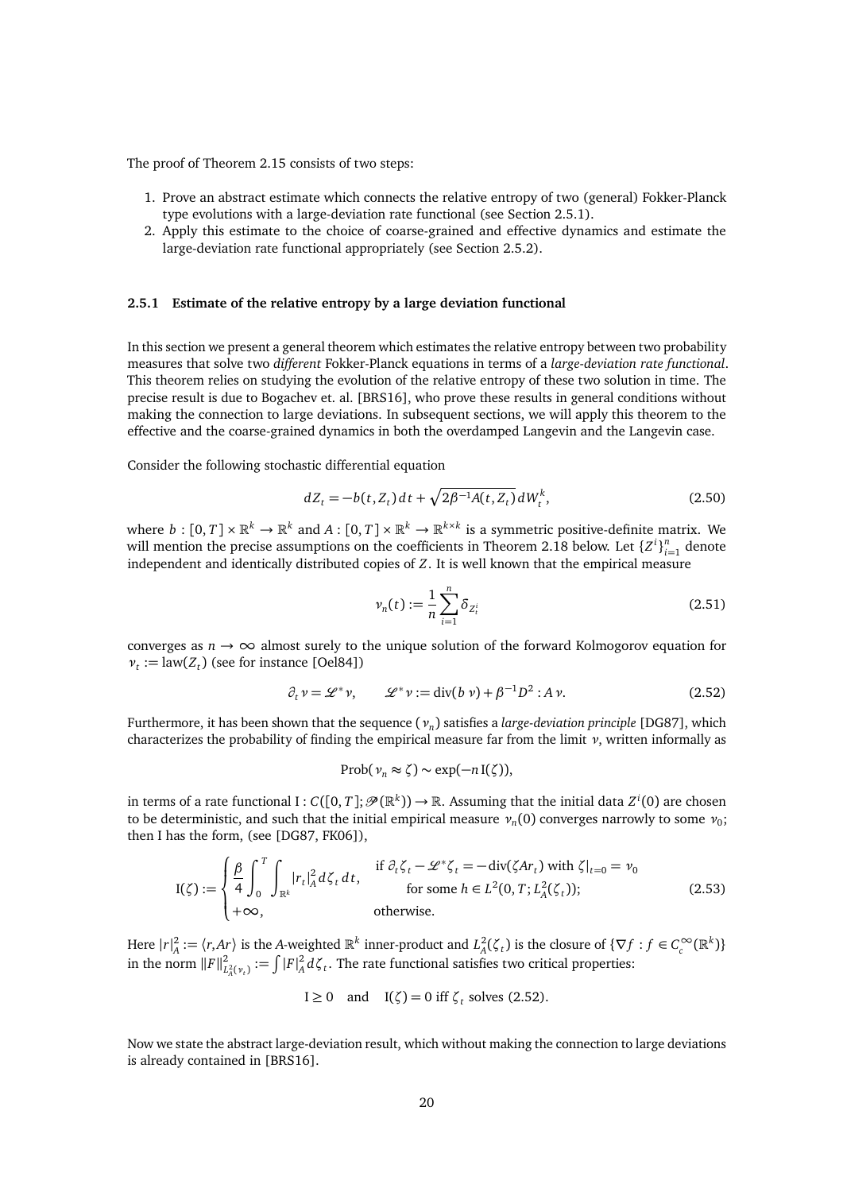The proof of Theorem 2.15 consists of two steps:

1. Prove an abstract estimate which connects the relative entropy of two (general) Fokker-Planck type evolutions with a large-deviation rate functional (see Section 2.5.1).
2. Apply this estimate to the choice of coarse-grained and effective dynamics and estimate the large-deviation rate functional appropriately (see Section 2.5.2).

### 2.5.1 Estimate of the relative entropy by a large deviation functional

In this section we present a general theorem which estimates the relative entropy between two probability measures that solve two *different* Fokker-Planck equations in terms of a *large-deviation rate functional*. This theorem relies on studying the evolution of the relative entropy of these two solution in time. The precise result is due to Bogachev et. al. [BRS16], who prove these results in general conditions without making the connection to large deviations. In subsequent sections, we will apply this theorem to the effective and the coarse-grained dynamics in both the overdamped Langevin and the Langevin case.

Consider the following stochastic differential equation

$$dZ_t = -b(t, Z_t)\, dt + \sqrt{2\beta^{-1}A(t, Z_t)}\, dW_t^k, \tag{2.50}$$

where $b : [0, T] \times \mathbb{R}^k \to \mathbb{R}^k$ and $A : [0, T] \times \mathbb{R}^k \to \mathbb{R}^{k\times k}$ is a symmetric positive-definite matrix. We will mention the precise assumptions on the coefficients in Theorem 2.18 below. Let $\{Z^i\}_{i=1}^n$ denote independent and identically distributed copies of $Z$. It is well known that the empirical measure

$$\nu_n(t) := \frac{1}{n}\sum_{i=1}^{n} \delta_{Z_t^i} \tag{2.51}$$

converges as $n \to \infty$ almost surely to the unique solution of the forward Kolmogorov equation for $\nu_t := \mathrm{law}(Z_t)$ (see for instance [Oel84])

$$\partial_t \nu = \mathscr{L}^* \nu, \qquad \mathscr{L}^* \nu := \mathrm{div}(b\,\nu) + \beta^{-1}D^2 : A\,\nu. \tag{2.52}$$

Furthermore, it has been shown that the sequence $(\nu_n)$ satisfies a *large-deviation principle* [DG87], which characterizes the probability of finding the empirical measure far from the limit $\nu$, written informally as

$$\mathrm{Prob}(\nu_n \approx \zeta) \sim \exp(-n\,\mathrm{I}(\zeta)),$$

in terms of a rate functional $\mathrm{I} : C([0, T]; \mathscr{P}(\mathbb{R}^k)) \to \mathbb{R}$. Assuming that the initial data $Z^i(0)$ are chosen to be deterministic, and such that the initial empirical measure $\nu_n(0)$ converges narrowly to some $\nu_0$; then I has the form, (see [DG87, FK06]),

$$\mathrm{I}(\zeta) := \begin{cases} \dfrac{\beta}{4}\displaystyle\int_0^T \int_{\mathbb{R}^k} |r_t|_A^2\, d\zeta_t\, dt, & \begin{array}{l}\text{if } \partial_t \zeta_t - \mathscr{L}^*\zeta_t = -\mathrm{div}(\zeta A r_t) \text{ with } \zeta|_{t=0} = \nu_0 \\ \quad \text{for some } h \in L^2(0, T; L_A^2(\zeta_t));\end{array} \\ +\infty, & \text{otherwise.} \end{cases} \tag{2.53}$$

Here $|r|_A^2 := \langle r, Ar\rangle$ is the $A$-weighted $\mathbb{R}^k$ inner-product and $L_A^2(\zeta_t)$ is the closure of $\{\nabla f : f \in C_c^\infty(\mathbb{R}^k)\}$ in the norm $\|F\|_{L_A^2(\nu_t)}^2 := \int |F|_A^2\, d\zeta_t$. The rate functional satisfies two critical properties:

$$\mathrm{I} \geq 0 \quad \text{and} \quad \mathrm{I}(\zeta) = 0 \text{ iff } \zeta_t \text{ solves (2.52).}$$

Now we state the abstract large-deviation result, which without making the connection to large deviations is already contained in [BRS16].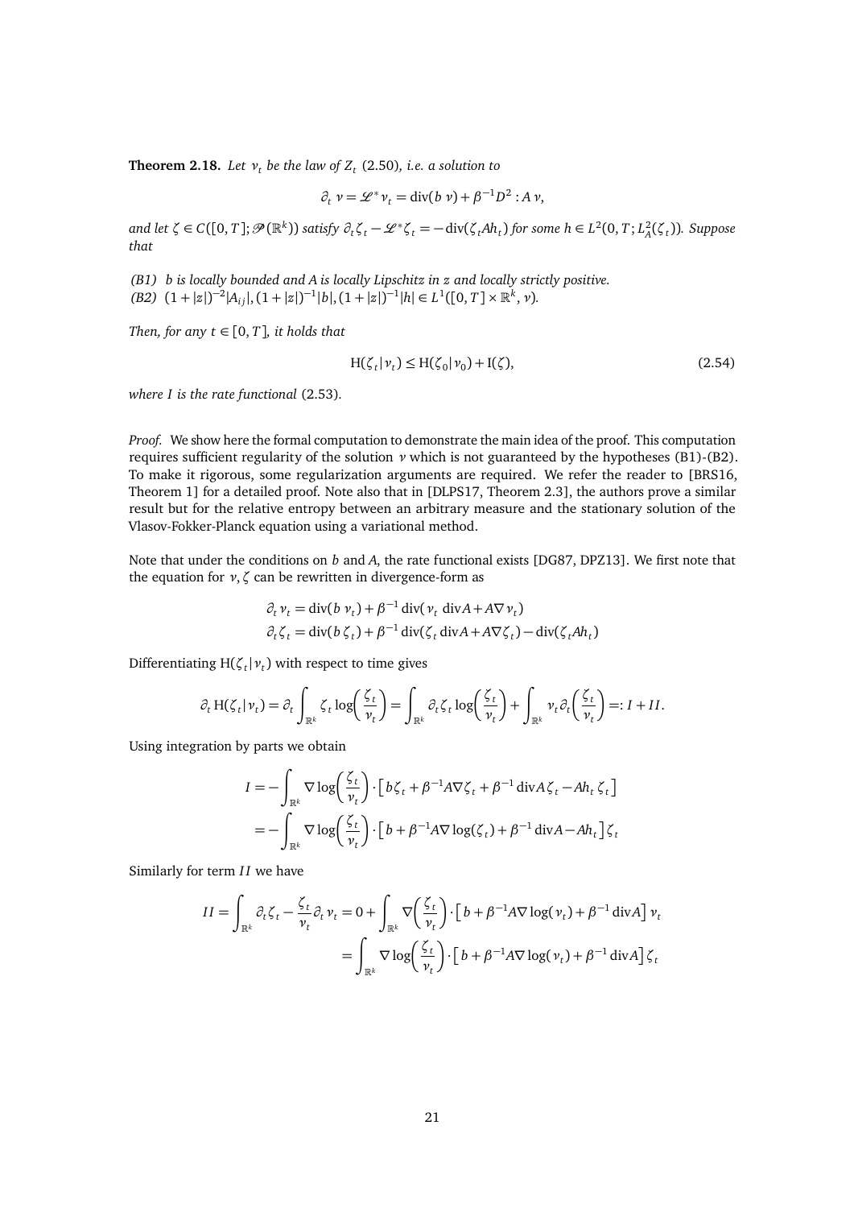**Theorem 2.18.** *Let $\nu_t$ be the law of $Z_t$ (2.50), i.e. a solution to*

$$\partial_t \nu = \mathscr{L}^* \nu_t = \operatorname{div}(b\,\nu) + \beta^{-1} D^2 : A\,\nu,$$

*and let $\zeta \in C([0,T];\mathscr{P}(\mathbb{R}^k))$ satisfy $\partial_t \zeta_t - \mathscr{L}^* \zeta_t = -\operatorname{div}(\zeta_t A h_t)$ for some $h \in L^2(0,T;L^2_A(\zeta_t))$. Suppose that*

*(B1) $b$ is locally bounded and $A$ is locally Lipschitz in $z$ and locally strictly positive.*
*(B2) $(1+|z|)^{-2}|A_{ij}|, (1+|z|)^{-1}|b|, (1+|z|)^{-1}|h| \in L^1([0,T]\times\mathbb{R}^k, \nu)$.*

*Then, for any $t \in [0,T]$, it holds that*

$$\mathrm{H}(\zeta_t|\nu_t) \le \mathrm{H}(\zeta_0|\nu_0) + \mathrm{I}(\zeta), \tag{2.54}$$

*where $I$ is the rate functional (2.53).*

*Proof.* We show here the formal computation to demonstrate the main idea of the proof. This computation requires sufficient regularity of the solution $\nu$ which is not guaranteed by the hypotheses (B1)-(B2). To make it rigorous, some regularization arguments are required. We refer the reader to [BRS16, Theorem 1] for a detailed proof. Note also that in [DLPS17, Theorem 2.3], the authors prove a similar result but for the relative entropy between an arbitrary measure and the stationary solution of the Vlasov-Fokker-Planck equation using a variational method.

Note that under the conditions on $b$ and $A$, the rate functional exists [DG87, DPZ13]. We first note that the equation for $\nu, \zeta$ can be rewritten in divergence-form as

$$\begin{aligned}
\partial_t \nu_t &= \operatorname{div}(b\,\nu_t) + \beta^{-1}\operatorname{div}(\nu_t \operatorname{div}A + A\nabla \nu_t) \\
\partial_t \zeta_t &= \operatorname{div}(b\,\zeta_t) + \beta^{-1}\operatorname{div}(\zeta_t \operatorname{div}A + A\nabla \zeta_t) - \operatorname{div}(\zeta_t A h_t)
\end{aligned}$$

Differentiating $\mathrm{H}(\zeta_t|\nu_t)$ with respect to time gives

$$\partial_t \mathrm{H}(\zeta_t|\nu_t) = \partial_t \int_{\mathbb{R}^k} \zeta_t \log\left(\frac{\zeta_t}{\nu_t}\right) = \int_{\mathbb{R}^k} \partial_t \zeta_t \log\left(\frac{\zeta_t}{\nu_t}\right) + \int_{\mathbb{R}^k} \nu_t \partial_t\left(\frac{\zeta_t}{\nu_t}\right) =: I + II.$$

Using integration by parts we obtain

$$\begin{aligned}
I &= -\int_{\mathbb{R}^k} \nabla \log\left(\frac{\zeta_t}{\nu_t}\right)\cdot\left[b\zeta_t + \beta^{-1}A\nabla\zeta_t + \beta^{-1}\operatorname{div}A\,\zeta_t - Ah_t\,\zeta_t\right] \\
&= -\int_{\mathbb{R}^k} \nabla \log\left(\frac{\zeta_t}{\nu_t}\right)\cdot\left[b + \beta^{-1}A\nabla\log(\zeta_t) + \beta^{-1}\operatorname{div}A - Ah_t\right]\zeta_t
\end{aligned}$$

Similarly for term $II$ we have

$$\begin{aligned}
II = \int_{\mathbb{R}^k} \partial_t \zeta_t - \frac{\zeta_t}{\nu_t}\partial_t \nu_t &= 0 + \int_{\mathbb{R}^k} \nabla\left(\frac{\zeta_t}{\nu_t}\right)\cdot\left[b + \beta^{-1}A\nabla\log(\nu_t) + \beta^{-1}\operatorname{div}A\right]\nu_t \\
&= \int_{\mathbb{R}^k} \nabla\log\left(\frac{\zeta_t}{\nu_t}\right)\cdot\left[b + \beta^{-1}A\nabla\log(\nu_t) + \beta^{-1}\operatorname{div}A\right]\zeta_t
\end{aligned}$$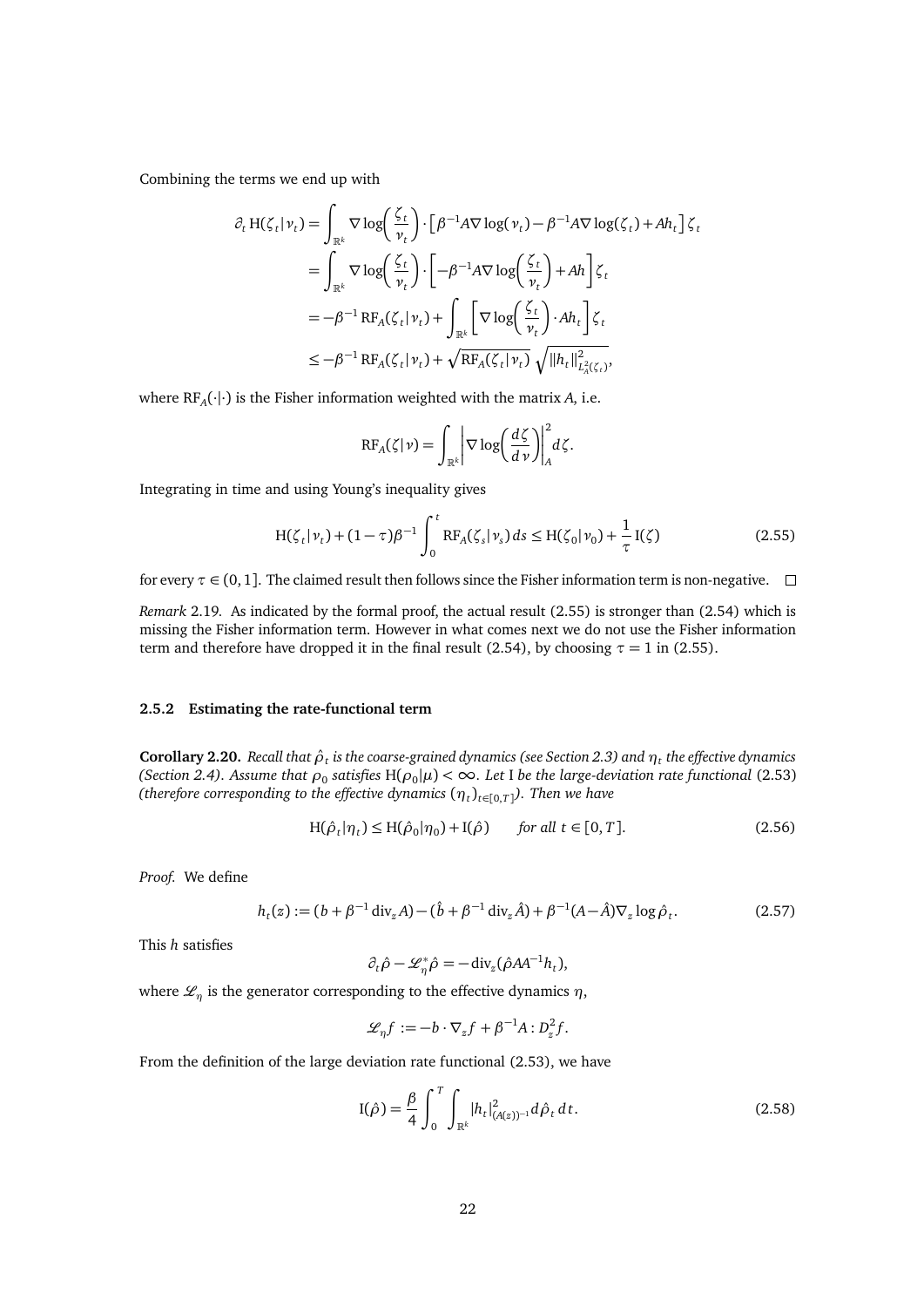Combining the terms we end up with

$$
\begin{aligned}
\partial_t \mathrm{H}(\zeta_t|\nu_t) &= \int_{\mathbb{R}^k} \nabla \log\left(\frac{\zeta_t}{\nu_t}\right) \cdot \left[\beta^{-1} A \nabla \log(\nu_t) - \beta^{-1} A \nabla \log(\zeta_t) + A h_t\right] \zeta_t \\
&= \int_{\mathbb{R}^k} \nabla \log\left(\frac{\zeta_t}{\nu_t}\right) \cdot \left[-\beta^{-1} A \nabla \log\left(\frac{\zeta_t}{\nu_t}\right) + A h\right] \zeta_t \\
&= -\beta^{-1} \mathrm{RF}_A(\zeta_t|\nu_t) + \int_{\mathbb{R}^k} \left[\nabla \log\left(\frac{\zeta_t}{\nu_t}\right) \cdot A h_t\right] \zeta_t \\
&\leq -\beta^{-1} \mathrm{RF}_A(\zeta_t|\nu_t) + \sqrt{\mathrm{RF}_A(\zeta_t|\nu_t)}\, \sqrt{\|h_t\|^2_{L^2_A(\zeta_t)}},
\end{aligned}
$$

where $\mathrm{RF}_A(\cdot|\cdot)$ is the Fisher information weighted with the matrix $A$, i.e.

$$
\mathrm{RF}_A(\zeta|\nu) = \int_{\mathbb{R}^k} \left|\nabla \log\left(\frac{d\zeta}{d\nu}\right)\right|^2_A d\zeta.
$$

Integrating in time and using Young's inequality gives

$$
\mathrm{H}(\zeta_t|\nu_t) + (1-\tau)\beta^{-1} \int_0^t \mathrm{RF}_A(\zeta_s|\nu_s)\, ds \leq \mathrm{H}(\zeta_0|\nu_0) + \frac{1}{\tau} \mathrm{I}(\zeta) \tag{2.55}
$$

for every $\tau \in (0,1]$. The claimed result then follows since the Fisher information term is non-negative. $\square$

*Remark* 2.19. As indicated by the formal proof, the actual result (2.55) is stronger than (2.54) which is missing the Fisher information term. However in what comes next we do not use the Fisher information term and therefore have dropped it in the final result (2.54), by choosing $\tau = 1$ in (2.55).

### 2.5.2 Estimating the rate-functional term

**Corollary 2.20.** *Recall that $\hat{\rho}_t$ is the coarse-grained dynamics (see Section 2.3) and $\eta_t$ the effective dynamics (Section 2.4). Assume that $\rho_0$ satisfies $\mathrm{H}(\rho_0|\mu) < \infty$. Let* I *be the large-deviation rate functional* (2.53) *(therefore corresponding to the effective dynamics $(\eta_t)_{t\in[0,T]}$). Then we have*

$$
\mathrm{H}(\hat{\rho}_t|\eta_t) \leq \mathrm{H}(\hat{\rho}_0|\eta_0) + \mathrm{I}(\hat{\rho}) \qquad \textit{for all } t \in [0,T]. \tag{2.56}
$$

*Proof.* We define

$$
h_t(z) := (b + \beta^{-1} \operatorname{div}_z A) - (\hat{b} + \beta^{-1} \operatorname{div}_z \hat{A}) + \beta^{-1}(A - \hat{A}) \nabla_z \log \hat{\rho}_t. \tag{2.57}
$$

This $h$ satisfies

$$
\partial_t \hat{\rho} - \mathscr{L}^*_\eta \hat{\rho} = -\operatorname{div}_z(\hat{\rho} A A^{-1} h_t),
$$

where $\mathscr{L}_\eta$ is the generator corresponding to the effective dynamics $\eta$,

$$
\mathscr{L}_\eta f := -b \cdot \nabla_z f + \beta^{-1} A : D^2_z f.
$$

From the definition of the large deviation rate functional (2.53), we have

$$
\mathrm{I}(\hat{\rho}) = \frac{\beta}{4} \int_0^T \int_{\mathbb{R}^k} |h_t|^2_{(A(z))^{-1}}\, d\hat{\rho}_t\, dt. \tag{2.58}
$$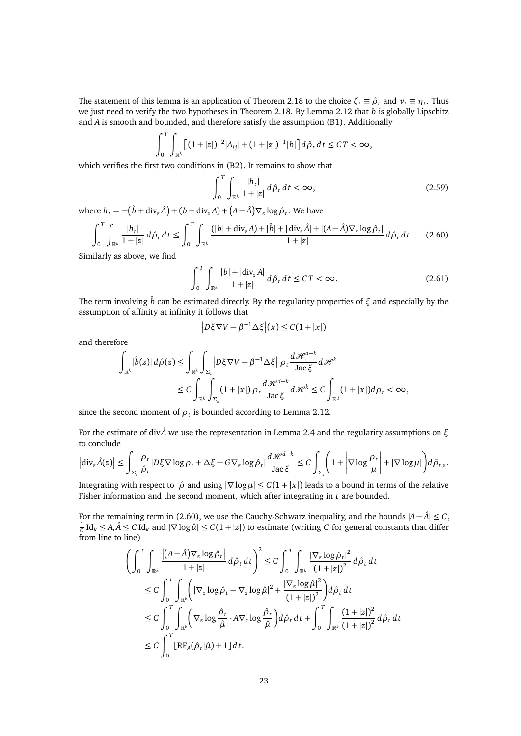The statement of this lemma is an application of Theorem 2.18 to the choice $\zeta_t \equiv \hat\rho_t$ and $\nu_t \equiv \eta_t$. Thus we just need to verify the two hypotheses in Theorem 2.18. By Lemma 2.12 that $b$ is globally Lipschitz and $A$ is smooth and bounded, and therefore satisfy the assumption (B1). Additionally

$$\int_0^T \int_{\mathbb{R}^k} \left[(1+|z|)^{-2}|A_{ij}| + (1+|z|)^{-1}|b|\right] d\hat\rho_t\, dt \le CT < \infty,$$

which verifies the first two conditions in (B2). It remains to show that

$$\int_0^T \int_{\mathbb{R}^k} \frac{|h_t|}{1+|z|}\, d\hat\rho_t\, dt < \infty, \tag{2.59}$$

where $h_t = -\big(\hat b + \operatorname{div}_z \hat A\big) + (b + \operatorname{div}_z A) + \big(A - \hat A\big)\nabla_z \log \hat\rho_t$. We have

$$\int_0^T \int_{\mathbb{R}^k} \frac{|h_t|}{1+|z|}\, d\hat\rho_t\, dt \le \int_0^T \int_{\mathbb{R}^k} \frac{(|b| + \operatorname{div}_z A) + |\hat b| + |\operatorname{div}_z \hat A| + |(A-\hat A)\nabla_z \log\hat\rho_t|}{1+|z|}\, d\hat\rho_t\, dt. \tag{2.60}$$

Similarly as above, we find

$$\int_0^T \int_{\mathbb{R}^k} \frac{|b| + |\operatorname{div}_z A|}{1+|z|}\, d\hat\rho_t\, dt \le CT < \infty. \tag{2.61}$$

The term involving $\hat b$ can be estimated directly. By the regularity properties of $\xi$ and especially by the assumption of affinity at infinity it follows that

$$\left|D\xi\nabla V - \beta^{-1}\Delta\xi\right|(x) \le C(1+|x|)$$

and therefore

$$\begin{aligned}
\int_{\mathbb{R}^k} |\hat b(z)|\, d\hat\rho(z) &\le \int_{\mathbb{R}^k}\int_{\Sigma_z} \left|D\xi\nabla V - \beta^{-1}\Delta\xi\right| \rho_t \frac{d\mathscr{H}^{d-k}}{\operatorname{Jac}\xi} d\mathscr{H}^k \\
&\le C\int_{\mathbb{R}^k}\int_{\Sigma_z} (1+|x|)\, \rho_t \frac{d\mathscr{H}^{d-k}}{\operatorname{Jac}\xi} d\mathscr{H}^k \le C\int_{\mathbb{R}^d} (1+|x|) d\rho_t < \infty,
\end{aligned}$$

since the second moment of $\rho_t$ is bounded according to Lemma 2.12.

For the estimate of $\operatorname{div}\hat A$ we use the representation in Lemma 2.4 and the regularity assumptions on $\xi$ to conclude

$$\left|\operatorname{div}_z \hat A(z)\right| \le \int_{\Sigma_z} \frac{\rho_t}{\hat\rho_t} |D\xi\nabla\log\rho_t + \Delta\xi - G\nabla_z\log\hat\rho_t| \frac{d\mathscr{H}^{d-k}}{\operatorname{Jac}\xi} \le C\int_{\Sigma_z}\left(1 + \left|\nabla\log\frac{\rho_t}{\mu}\right| + |\nabla\log\mu|\right) d\bar\rho_{t,z}.$$

Integrating with respect to $\hat\rho$ and using $|\nabla\log\mu| \le C(1+|x|)$ leads to a bound in terms of the relative Fisher information and the second moment, which after integrating in $t$ are bounded.

For the remaining term in (2.60), we use the Cauchy-Schwarz inequality, and the bounds $|A-\hat A| \le C$, $\frac{1}{C}\operatorname{Id}_k \le A, \hat A \le C\operatorname{Id}_k$ and $|\nabla\log\hat\mu| \le C(1+|z|)$ to estimate (writing $C$ for general constants that differ from line to line)

$$\begin{aligned}
\left(\int_0^T \int_{\mathbb{R}^k} \frac{\left|\big(A-\hat A\big)\nabla_z\log\hat\rho_t\right|}{1+|z|}\, d\hat\rho_t\, dt\right)^2 &\le C\int_0^T\int_{\mathbb{R}^k} \frac{|\nabla_z\log\hat\rho_t|^2}{(1+|z|)^2}\, d\hat\rho_t\, dt \\
&\le C\int_0^T\int_{\mathbb{R}^k}\left(|\nabla_z\log\hat\rho_t - \nabla_z\log\hat\mu|^2 + \frac{|\nabla_z\log\hat\mu|^2}{(1+|z|)^2}\right) d\hat\rho_t\, dt \\
&\le C\int_0^T\int_{\mathbb{R}^k}\left(\nabla_z\log\frac{\hat\rho_t}{\hat\mu}\cdot A\nabla_z\log\frac{\hat\rho_t}{\hat\mu}\right) d\hat\rho_t\, dt + \int_0^T\int_{\mathbb{R}^k}\frac{(1+|z|)^2}{(1+|z|)^2}\, d\hat\rho_t\, dt \\
&\le C\int_0^T \left[\operatorname{RF}_A(\hat\rho_t|\hat\mu) + 1\right] dt.
\end{aligned}$$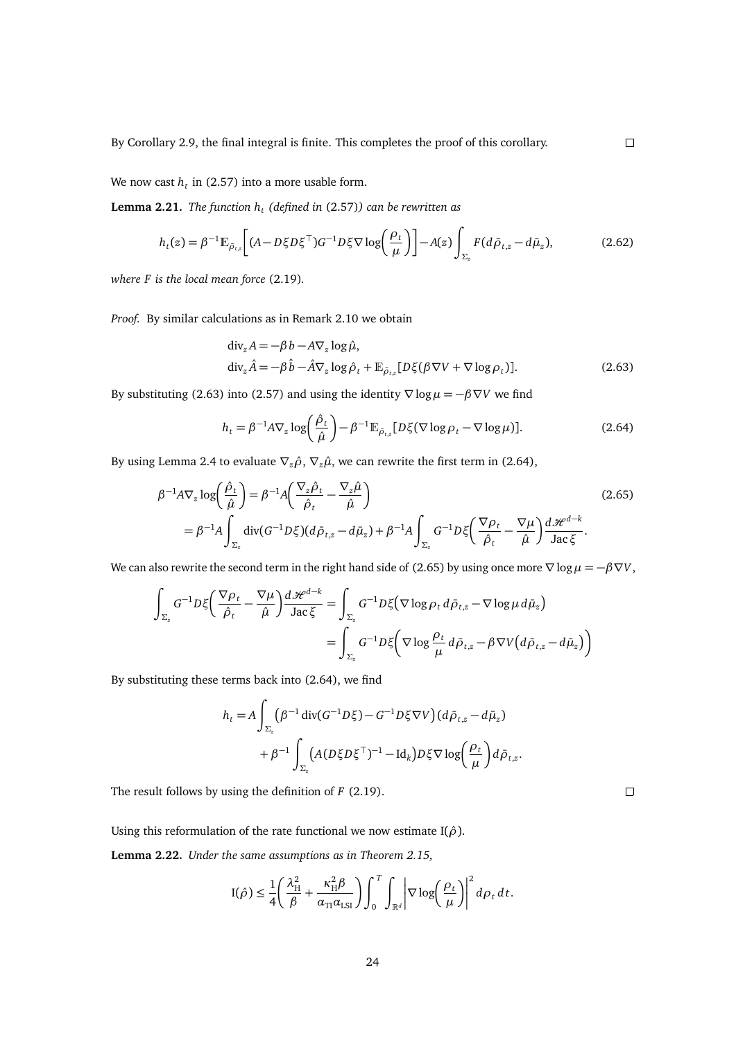By Corollary 2.9, the final integral is finite. This completes the proof of this corollary. $\square$

We now cast $h_t$ in (2.57) into a more usable form.

**Lemma 2.21.** *The function $h_t$ (defined in (2.57)) can be rewritten as*

$$h_t(z) = \beta^{-1}\mathbb{E}_{\bar{\rho}_{t,z}}\left[(A - D\xi D\xi^\top)G^{-1}D\xi\nabla\log\left(\frac{\rho_t}{\mu}\right)\right] - A(z)\int_{\Sigma_z} F(d\bar{\rho}_{t,z} - d\bar{\mu}_z), \tag{2.62}$$

*where $F$ is the local mean force* (2.19).

*Proof.* By similar calculations as in Remark 2.10 we obtain

$$\begin{aligned}
\operatorname{div}_z A &= -\beta b - A\nabla_z \log\hat{\mu}, \\
\operatorname{div}_z \hat{A} &= -\beta\hat{b} - \hat{A}\nabla_z \log\hat{\rho}_t + \mathbb{E}_{\bar{\rho}_{t,z}}[D\xi(\beta\nabla V + \nabla\log\rho_t)].
\end{aligned} \tag{2.63}$$

By substituting (2.63) into (2.57) and using the identity $\nabla\log\mu = -\beta\nabla V$ we find

$$h_t = \beta^{-1}A\nabla_z\log\left(\frac{\hat{\rho}_t}{\hat{\mu}}\right) - \beta^{-1}\mathbb{E}_{\bar{\rho}_{t,z}}[D\xi(\nabla\log\rho_t - \nabla\log\mu)]. \tag{2.64}$$

By using Lemma 2.4 to evaluate $\nabla_z\hat{\rho}$, $\nabla_z\hat{\mu}$, we can rewrite the first term in (2.64),

$$\begin{aligned}
\beta^{-1}A\nabla_z\log\left(\frac{\hat{\rho}_t}{\hat{\mu}}\right) &= \beta^{-1}A\left(\frac{\nabla_z\hat{\rho}_t}{\hat{\rho}_t} - \frac{\nabla_z\hat{\mu}}{\hat{\mu}}\right) \\
&= \beta^{-1}A\int_{\Sigma_z}\operatorname{div}(G^{-1}D\xi)(d\bar{\rho}_{t,z} - d\bar{\mu}_z) + \beta^{-1}A\int_{\Sigma_z}G^{-1}D\xi\left(\frac{\nabla\rho_t}{\hat{\rho}_t} - \frac{\nabla\mu}{\hat{\mu}}\right)\frac{d\mathcal{H}^{d-k}}{\operatorname{Jac}\xi}.
\end{aligned} \tag{2.65}$$

We can also rewrite the second term in the right hand side of (2.65) by using once more $\nabla\log\mu = -\beta\nabla V$,

$$\begin{aligned}
\int_{\Sigma_z}G^{-1}D\xi\left(\frac{\nabla\rho_t}{\hat{\rho}_t} - \frac{\nabla\mu}{\hat{\mu}}\right)\frac{d\mathcal{H}^{d-k}}{\operatorname{Jac}\xi} &= \int_{\Sigma_z}G^{-1}D\xi\big(\nabla\log\rho_t\, d\bar{\rho}_{t,z} - \nabla\log\mu\, d\bar{\mu}_z\big) \\
&= \int_{\Sigma_z}G^{-1}D\xi\Big(\nabla\log\frac{\rho_t}{\mu}\, d\bar{\rho}_{t,z} - \beta\nabla V\big(d\bar{\rho}_{t,z} - d\bar{\mu}_z\big)\Big)
\end{aligned}$$

By substituting these terms back into (2.64), we find

$$\begin{aligned}
h_t = A&\int_{\Sigma_z}\big(\beta^{-1}\operatorname{div}(G^{-1}D\xi) - G^{-1}D\xi\nabla V\big)(d\bar{\rho}_{t,z} - d\bar{\mu}_z) \\
&+ \beta^{-1}\int_{\Sigma_z}\big(A(D\xi D\xi^\top)^{-1} - \mathrm{Id}_k\big)D\xi\nabla\log\left(\frac{\rho_t}{\mu}\right)d\bar{\rho}_{t,z}.
\end{aligned}$$

The result follows by using the definition of $F$ (2.19). $\square$

Using this reformulation of the rate functional we now estimate $\mathrm{I}(\hat{\rho})$.

**Lemma 2.22.** *Under the same assumptions as in Theorem 2.15,*

$$\mathrm{I}(\hat{\rho}) \le \frac{1}{4}\left(\frac{\lambda_{\mathrm{H}}^2}{\beta} + \frac{\kappa_{\mathrm{H}}^2\beta}{\alpha_{\mathrm{TI}}\alpha_{\mathrm{LSI}}}\right)\int_0^T\int_{\mathbb{R}^d}\left|\nabla\log\left(\frac{\rho_t}{\mu}\right)\right|^2 d\rho_t\, dt.$$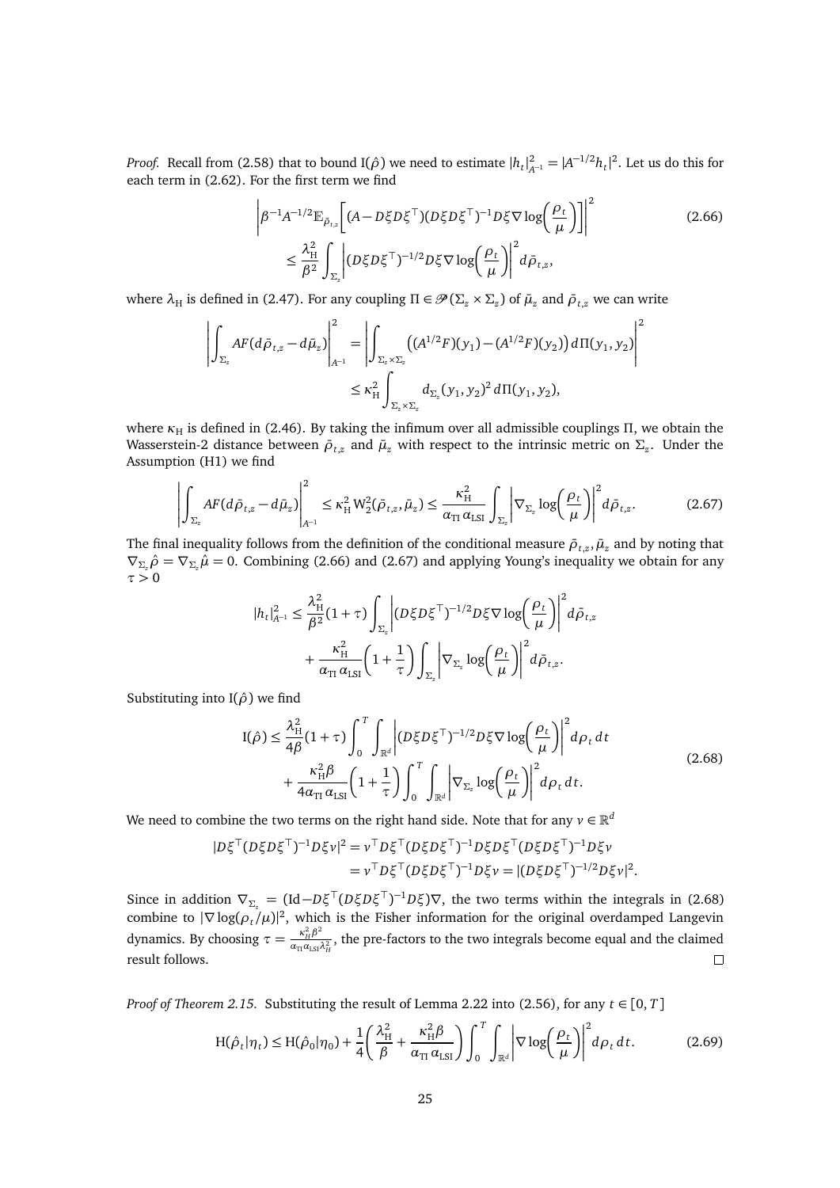*Proof.* Recall from (2.58) that to bound $\mathrm{I}(\hat{\rho})$ we need to estimate $|h_t|^2_{A^{-1}} = |A^{-1/2}h_t|^2$. Let us do this for each term in (2.62). For the first term we find

$$
\begin{aligned}
&\left|\beta^{-1}A^{-1/2}\mathbb{E}_{\bar{\rho}_{t,z}}\left[(A - D\xi D\xi^\top)(D\xi D\xi^\top)^{-1}D\xi\nabla\log\left(\frac{\rho_t}{\mu}\right)\right]\right|^2 \\
&\qquad \leq \frac{\lambda_{\mathrm{H}}^2}{\beta^2}\int_{\Sigma_z}\left|(D\xi D\xi^\top)^{-1/2}D\xi\nabla\log\left(\frac{\rho_t}{\mu}\right)\right|^2 d\bar{\rho}_{t,z},
\end{aligned}
\tag{2.66}
$$

where $\lambda_{\mathrm{H}}$ is defined in (2.47). For any coupling $\Pi \in \mathscr{P}(\Sigma_z \times \Sigma_z)$ of $\bar{\mu}_z$ and $\bar{\rho}_{t,z}$ we can write

$$
\begin{aligned}
\left|\int_{\Sigma_z} AF(d\bar{\rho}_{t,z} - d\bar{\mu}_z)\right|^2_{A^{-1}} &= \left|\int_{\Sigma_z\times\Sigma_z}\big((A^{1/2}F)(y_1) - (A^{1/2}F)(y_2)\big)\,d\Pi(y_1,y_2)\right|^2 \\
&\leq \kappa_{\mathrm{H}}^2\int_{\Sigma_z\times\Sigma_z} d_{\Sigma_z}(y_1,y_2)^2\,d\Pi(y_1,y_2),
\end{aligned}
$$

where $\kappa_{\mathrm{H}}$ is defined in (2.46). By taking the infimum over all admissible couplings $\Pi$, we obtain the Wasserstein-2 distance between $\bar{\rho}_{t,z}$ and $\bar{\mu}_z$ with respect to the intrinsic metric on $\Sigma_z$. Under the Assumption (H1) we find

$$
\left|\int_{\Sigma_z} AF(d\bar{\rho}_{t,z} - d\bar{\mu}_z)\right|^2_{A^{-1}} \leq \kappa_{\mathrm{H}}^2\,\mathrm{W}_2^2(\bar{\rho}_{t,z},\bar{\mu}_z) \leq \frac{\kappa_{\mathrm{H}}^2}{\alpha_{\mathrm{TI}}\,\alpha_{\mathrm{LSI}}}\int_{\Sigma_z}\left|\nabla_{\Sigma_z}\log\left(\frac{\rho_t}{\mu}\right)\right|^2 d\bar{\rho}_{t,z}.
\tag{2.67}
$$

The final inequality follows from the definition of the conditional measure $\bar{\rho}_{t,z}, \bar{\mu}_z$ and by noting that $\nabla_{\Sigma_z}\hat{\rho} = \nabla_{\Sigma_z}\hat{\mu} = 0$. Combining (2.66) and (2.67) and applying Young's inequality we obtain for any $\tau > 0$

$$
\begin{aligned}
|h_t|^2_{A^{-1}} &\leq \frac{\lambda_{\mathrm{H}}^2}{\beta^2}(1+\tau)\int_{\Sigma_z}\left|(D\xi D\xi^\top)^{-1/2}D\xi\nabla\log\left(\frac{\rho_t}{\mu}\right)\right|^2 d\bar{\rho}_{t,z} \\
&\quad + \frac{\kappa_{\mathrm{H}}^2}{\alpha_{\mathrm{TI}}\,\alpha_{\mathrm{LSI}}}\left(1+\frac{1}{\tau}\right)\int_{\Sigma_z}\left|\nabla_{\Sigma_z}\log\left(\frac{\rho_t}{\mu}\right)\right|^2 d\bar{\rho}_{t,z}.
\end{aligned}
$$

Substituting into $\mathrm{I}(\hat{\rho})$ we find

$$
\begin{aligned}
\mathrm{I}(\hat{\rho}) &\leq \frac{\lambda_{\mathrm{H}}^2}{4\beta}(1+\tau)\int_0^T\int_{\mathbb{R}^d}\left|(D\xi D\xi^\top)^{-1/2}D\xi\nabla\log\left(\frac{\rho_t}{\mu}\right)\right|^2 d\rho_t\,dt \\
&\quad + \frac{\kappa_{\mathrm{H}}^2\beta}{4\alpha_{\mathrm{TI}}\,\alpha_{\mathrm{LSI}}}\left(1+\frac{1}{\tau}\right)\int_0^T\int_{\mathbb{R}^d}\left|\nabla_{\Sigma_z}\log\left(\frac{\rho_t}{\mu}\right)\right|^2 d\rho_t\,dt.
\end{aligned}
\tag{2.68}
$$

We need to combine the two terms on the right hand side. Note that for any $v \in \mathbb{R}^d$

$$
\begin{aligned}
|D\xi^\top(D\xi D\xi^\top)^{-1}D\xi v|^2 &= v^\top D\xi^\top(D\xi D\xi^\top)^{-1}D\xi D\xi^\top(D\xi D\xi^\top)^{-1}D\xi v \\
&= v^\top D\xi^\top(D\xi D\xi^\top)^{-1}D\xi v = |(D\xi D\xi^\top)^{-1/2}D\xi v|^2.
\end{aligned}
$$

Since in addition $\nabla_{\Sigma_z} = (\mathrm{Id} - D\xi^\top(D\xi D\xi^\top)^{-1}D\xi)\nabla$, the two terms within the integrals in (2.68) combine to $|\nabla\log(\rho_t/\mu)|^2$, which is the Fisher information for the original overdamped Langevin dynamics. By choosing $\tau = \frac{\kappa_H^2\beta^2}{\alpha_{\mathrm{TI}}\alpha_{\mathrm{LSI}}\lambda_H^2}$, the pre-factors to the two integrals become equal and the claimed result follows. $\square$

*Proof of Theorem 2.15.* Substituting the result of Lemma 2.22 into (2.56), for any $t \in [0,T]$

$$
\mathrm{H}(\hat{\rho}_t|\eta_t) \leq \mathrm{H}(\hat{\rho}_0|\eta_0) + \frac{1}{4}\left(\frac{\lambda_{\mathrm{H}}^2}{\beta} + \frac{\kappa_{\mathrm{H}}^2\beta}{\alpha_{\mathrm{TI}}\,\alpha_{\mathrm{LSI}}}\right)\int_0^T\int_{\mathbb{R}^d}\left|\nabla\log\left(\frac{\rho_t}{\mu}\right)\right|^2 d\rho_t\,dt.
\tag{2.69}
$$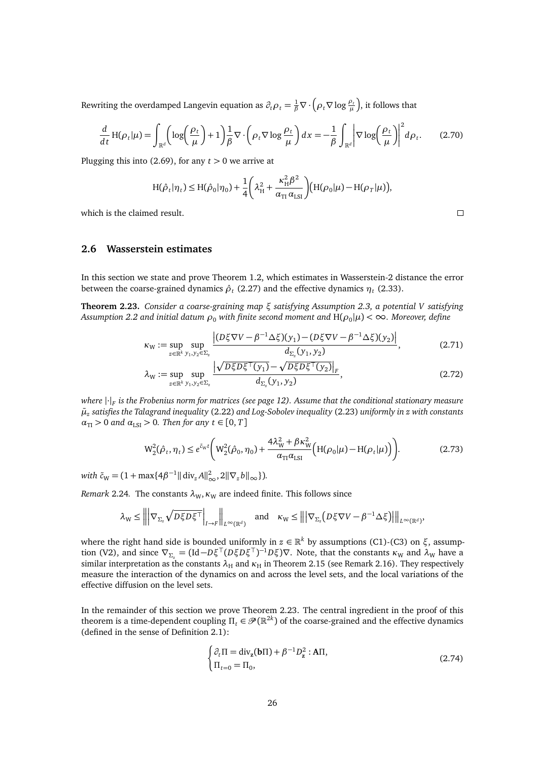Rewriting the overdamped Langevin equation as $\partial_t \rho_t = \frac{1}{\beta}\nabla\cdot\left(\rho_t \nabla \log \frac{\rho_t}{\mu}\right)$, it follows that

$$\frac{d}{dt}\mathrm{H}(\rho_t|\mu) = \int_{\mathbb{R}^d}\left(\log\left(\frac{\rho_t}{\mu}\right)+1\right)\frac{1}{\beta}\nabla\cdot\left(\rho_t\nabla\log\frac{\rho_t}{\mu}\right)dx = -\frac{1}{\beta}\int_{\mathbb{R}^d}\left|\nabla\log\left(\frac{\rho_t}{\mu}\right)\right|^2 d\rho_t. \tag{2.70}$$

Plugging this into (2.69), for any $t>0$ we arrive at

$$\mathrm{H}(\hat{\rho}_t|\eta_t) \le \mathrm{H}(\hat{\rho}_0|\eta_0) + \frac{1}{4}\left(\lambda_{\mathrm{H}}^2 + \frac{\kappa_{\mathrm{H}}^2\beta^2}{\alpha_{\mathrm{TI}}\,\alpha_{\mathrm{LSI}}}\right)\Big(\mathrm{H}(\rho_0|\mu) - \mathrm{H}(\rho_T|\mu)\Big),$$

which is the claimed result. □

## 2.6 Wasserstein estimates

In this section we state and prove Theorem 1.2, which estimates in Wasserstein-2 distance the error between the coarse-grained dynamics $\hat{\rho}_t$ (2.27) and the effective dynamics $\eta_t$ (2.33).

**Theorem 2.23.** *Consider a coarse-graining map $\xi$ satisfying Assumption 2.3, a potential $V$ satisfying Assumption 2.2 and initial datum $\rho_0$ with finite second moment and $\mathrm{H}(\rho_0|\mu)<\infty$. Moreover, define*

$$\kappa_{\mathrm{W}} := \sup_{z\in\mathbb{R}^k}\sup_{y_1,y_2\in\Sigma_z}\frac{\left|(D\xi\nabla V - \beta^{-1}\Delta\xi)(y_1) - (D\xi\nabla V - \beta^{-1}\Delta\xi)(y_2)\right|}{d_{\Sigma_z}(y_1,y_2)}, \tag{2.71}$$

$$\lambda_{\mathrm{W}} := \sup_{z\in\mathbb{R}^k}\sup_{y_1,y_2\in\Sigma_z}\frac{\left|\sqrt{D\xi D\xi^\top(y_1)} - \sqrt{D\xi D\xi^\top(y_2)}\right|_F}{d_{\Sigma_z}(y_1,y_2)}, \tag{2.72}$$

*where $|\cdot|_F$ is the Frobenius norm for matrices (see page 12). Assume that the conditional stationary measure $\bar{\mu}_z$ satisfies the Talagrand inequality* (2.22) *and Log-Sobolev inequality* (2.23) *uniformly in $z$ with constants $\alpha_{\mathrm{TI}}>0$ and $\alpha_{\mathrm{LSI}}>0$. Then for any $t\in[0,T]$*

$$\mathrm{W}_2^2(\hat{\rho}_t,\eta_t) \le e^{\tilde{c}_{\mathrm{W}}t}\left(\mathrm{W}_2^2(\hat{\rho}_0,\eta_0) + \frac{4\lambda_{\mathrm{W}}^2 + \beta\kappa_{\mathrm{W}}^2}{\alpha_{\mathrm{TI}}\alpha_{\mathrm{LSI}}}\Big(\mathrm{H}(\rho_0|\mu) - \mathrm{H}(\rho_t|\mu)\Big)\right). \tag{2.73}$$

*with $\tilde{c}_{\mathrm{W}} = (1+\max\{4\beta^{-1}\|\operatorname{div}_z A\|_\infty^2, 2\|\nabla_z b\|_\infty\})$.*

*Remark* 2.24. The constants $\lambda_{\mathrm{W}},\kappa_{\mathrm{W}}$ are indeed finite. This follows since

$$\lambda_{\mathrm{W}} \le \left\|\left|\nabla_{\Sigma_z}\sqrt{D\xi D\xi^\top}\right|_{I\to F}\right\|_{L^\infty(\mathbb{R}^d)} \quad\text{and}\quad \kappa_{\mathrm{W}} \le \left\|\left|\nabla_{\Sigma_z}\big(D\xi\nabla V - \beta^{-1}\Delta\xi\big)\right|\right\|_{L^\infty(\mathbb{R}^d)},$$

where the right hand side is bounded uniformly in $z\in\mathbb{R}^k$ by assumptions (C1)-(C3) on $\xi$, assumption (V2), and since $\nabla_{\Sigma_z} = (\mathrm{Id} - D\xi^\top(D\xi D\xi^\top)^{-1}D\xi)\nabla$. Note, that the constants $\kappa_{\mathrm{W}}$ and $\lambda_{\mathrm{W}}$ have a similar interpretation as the constants $\lambda_{\mathrm{H}}$ and $\kappa_{\mathrm{H}}$ in Theorem 2.15 (see Remark 2.16). They respectively measure the interaction of the dynamics on and across the level sets, and the local variations of the effective diffusion on the level sets.

In the remainder of this section we prove Theorem 2.23. The central ingredient in the proof of this theorem is a time-dependent coupling $\Pi_t\in\mathscr{P}(\mathbb{R}^{2k})$ of the coarse-grained and the effective dynamics (defined in the sense of Definition 2.1):

$$\begin{cases}\partial_t\Pi = \operatorname{div}_{\mathbf{z}}(\mathbf{b}\Pi) + \beta^{-1}D_{\mathbf{z}}^2 : \mathbf{A}\Pi,\\ \Pi_{t=0} = \Pi_0,\end{cases} \tag{2.74}$$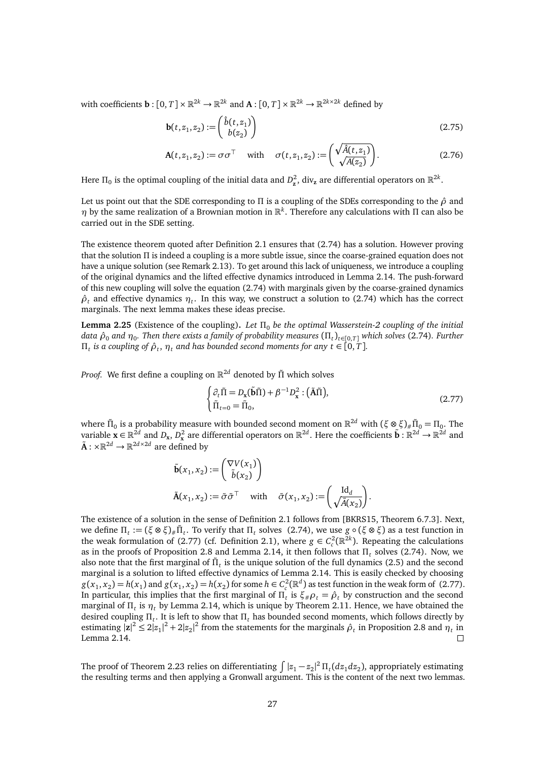with coefficients $\mathbf{b} : [0,T] \times \mathbb{R}^{2k} \to \mathbb{R}^{2k}$ and $\mathbf{A} : [0,T] \times \mathbb{R}^{2k} \to \mathbb{R}^{2k \times 2k}$ defined by

$$\mathbf{b}(t, z_1, z_2) := \begin{pmatrix} \hat{b}(t, z_1) \\ b(z_2) \end{pmatrix} \tag{2.75}$$

$$\mathbf{A}(t, z_1, z_2) := \sigma\sigma^\top \quad \text{with} \quad \sigma(t, z_1, z_2) := \begin{pmatrix} \sqrt{\hat{A}(t, z_1)} \\ \sqrt{A(z_2)} \end{pmatrix}. \tag{2.76}$$

Here $\Pi_0$ is the optimal coupling of the initial data and $D^2_{\mathbf{z}}$, $\mathrm{div}_{\mathbf{z}}$ are differential operators on $\mathbb{R}^{2k}$.

Let us point out that the SDE corresponding to $\Pi$ is a coupling of the SDEs corresponding to the $\hat{\rho}$ and $\eta$ by the same realization of a Brownian motion in $\mathbb{R}^k$. Therefore any calculations with $\Pi$ can also be carried out in the SDE setting.

The existence theorem quoted after Definition 2.1 ensures that (2.74) has a solution. However proving that the solution $\Pi$ is indeed a coupling is a more subtle issue, since the coarse-grained equation does not have a unique solution (see Remark 2.13). To get around this lack of uniqueness, we introduce a coupling of the original dynamics and the lifted effective dynamics introduced in Lemma 2.14. The push-forward of this new coupling will solve the equation (2.74) with marginals given by the coarse-grained dynamics $\hat{\rho}_t$ and effective dynamics $\eta_t$. In this way, we construct a solution to (2.74) which has the correct marginals. The next lemma makes these ideas precise.

**Lemma 2.25** (Existence of the coupling)**.** *Let $\Pi_0$ be the optimal Wasserstein-2 coupling of the initial data $\hat{\rho}_0$ and $\eta_0$. Then there exists a family of probability measures $(\Pi_t)_{t\in[0,T]}$ which solves* (2.74)*. Further $\Pi_t$ is a coupling of $\hat{\rho}_t$, $\eta_t$ and has bounded second moments for any $t \in [0,T]$.*

*Proof.* We first define a coupling on $\mathbb{R}^{2d}$ denoted by $\tilde{\Pi}$ which solves

$$\begin{cases} \partial_t \tilde{\Pi} = D_{\mathbf{x}}(\tilde{\mathbf{b}}\tilde{\Pi}) + \beta^{-1} D^2_{\mathbf{x}} : \big(\tilde{\mathbf{A}}\tilde{\Pi}\big), \\ \tilde{\Pi}_{t=0} = \tilde{\Pi}_0, \end{cases} \tag{2.77}$$

where $\tilde{\Pi}_0$ is a probability measure with bounded second moment on $\mathbb{R}^{2d}$ with $(\xi \otimes \xi)_{\#}\tilde{\Pi}_0 = \Pi_0$. The variable $\mathbf{x} \in \mathbb{R}^{2d}$ and $D_{\mathbf{x}}$, $D^2_{\mathbf{x}}$ are differential operators on $\mathbb{R}^{2d}$. Here the coefficients $\tilde{\mathbf{b}} : \mathbb{R}^{2d} \to \mathbb{R}^{2d}$ and $\tilde{\mathbf{A}} : \times\mathbb{R}^{2d} \to \mathbb{R}^{2d\times 2d}$ are defined by

$$\tilde{\mathbf{b}}(x_1, x_2) := \begin{pmatrix} \nabla V(x_1) \\ \tilde{b}(x_2) \end{pmatrix}$$

$$\tilde{\mathbf{A}}(x_1, x_2) := \tilde{\sigma}\tilde{\sigma}^\top \quad \text{with} \quad \tilde{\sigma}(x_1, x_2) := \begin{pmatrix} \mathrm{Id}_d \\ \sqrt{\tilde{A}(x_2)} \end{pmatrix}.$$

The existence of a solution in the sense of Definition 2.1 follows from [BKRS15, Theorem 6.7.3]. Next, we define $\Pi_t := (\xi \otimes \xi)_{\#}\tilde{\Pi}_t$. To verify that $\Pi_t$ solves (2.74), we use $g \circ (\xi \otimes \xi)$ as a test function in the weak formulation of (2.77) (cf. Definition 2.1), where $g \in C^2_c(\mathbb{R}^{2k})$. Repeating the calculations as in the proofs of Proposition 2.8 and Lemma 2.14, it then follows that $\Pi_t$ solves (2.74). Now, we also note that the first marginal of $\tilde{\Pi}_t$ is the unique solution of the full dynamics (2.5) and the second marginal is a solution to lifted effective dynamics of Lemma 2.14. This is easily checked by choosing $g(x_1, x_2) = h(x_1)$ and $g(x_1, x_2) = h(x_2)$ for some $h \in C^2_c(\mathbb{R}^d)$ as test function in the weak form of (2.77). In particular, this implies that the first marginal of $\Pi_t$ is $\xi_{\#}\rho_t = \hat{\rho}_t$ by construction and the second marginal of $\Pi_t$ is $\eta_t$ by Lemma 2.14, which is unique by Theorem 2.11. Hence, we have obtained the desired coupling $\Pi_t$. It is left to show that $\Pi_t$ has bounded second moments, which follows directly by estimating $|\mathbf{z}|^2 \le 2|z_1|^2 + 2|z_2|^2$ from the statements for the marginals $\hat{\rho}_t$ in Proposition 2.8 and $\eta_t$ in Lemma 2.14. $\square$

The proof of Theorem 2.23 relies on differentiating $\int |z_1 - z_2|^2\, \Pi_t(dz_1 dz_2)$, appropriately estimating the resulting terms and then applying a Gronwall argument. This is the content of the next two lemmas.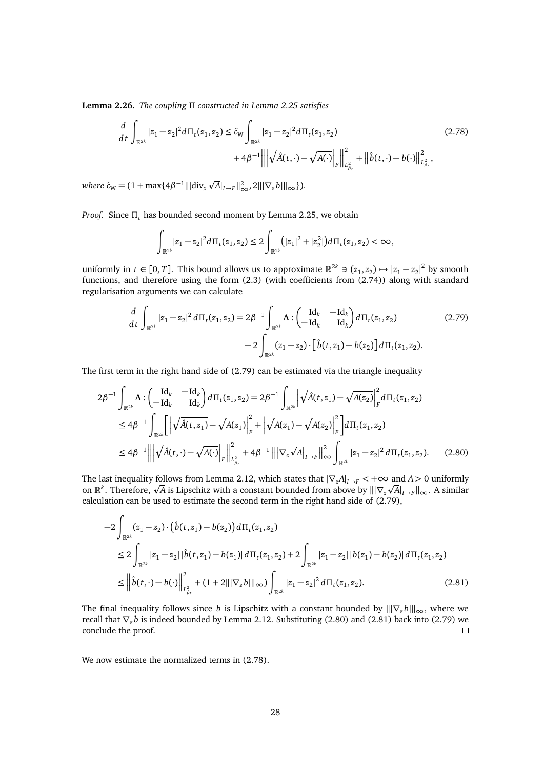**Lemma 2.26.** *The coupling $\Pi$ constructed in Lemma 2.25 satisfies*

$$
\begin{aligned}
\frac{d}{dt}\int_{\mathbb{R}^{2k}} |z_1 - z_2|^2 d\Pi_t(z_1,z_2) \leq \tilde{c}_{\mathrm{W}} \int_{\mathbb{R}^{2k}} |z_1 - z_2|^2 d\Pi_t(z_1,z_2) \\
+ 4\beta^{-1} \Big\| \Big| \sqrt{\hat{A}(t,\cdot)} - \sqrt{A(\cdot)} \Big|_F \Big\|^2_{L^2_{\hat{\rho}_t}} + \big\| \hat{b}(t,\cdot) - b(\cdot) \big\|^2_{L^2_{\hat{\rho}_t}},
\end{aligned}
\tag{2.78}
$$

*where* $\tilde{c}_{\mathrm{W}} = (1 + \max\{4\beta^{-1} \| |\mathrm{div}_z \sqrt{A}|_{I\to F} \|^2_\infty, 2 \| |\nabla_z b| \|_\infty \})$.

*Proof.* Since $\Pi_t$ has bounded second moment by Lemma 2.25, we obtain

$$
\int_{\mathbb{R}^{2k}} |z_1 - z_2|^2 d\Pi_t(z_1,z_2) \leq 2\int_{\mathbb{R}^{2k}} \big( |z_1|^2 + |z_2^2| \big) d\Pi_t(z_1,z_2) < \infty,
$$

uniformly in $t \in [0,T]$. This bound allows us to approximate $\mathbb{R}^{2k} \ni (z_1,z_2) \mapsto |z_1 - z_2|^2$ by smooth functions, and therefore using the form (2.3) (with coefficients from (2.74)) along with standard regularisation arguments we can calculate

$$
\begin{aligned}
\frac{d}{dt}\int_{\mathbb{R}^{2k}} |z_1 - z_2|^2 \, d\Pi_t(z_1,z_2) = 2\beta^{-1} \int_{\mathbb{R}^{2k}} \mathbf{A} : \begin{pmatrix} \mathrm{Id}_k & -\mathrm{Id}_k \\ -\mathrm{Id}_k & \mathrm{Id}_k \end{pmatrix} d\Pi_t(z_1,z_2) \\
- 2\int_{\mathbb{R}^{2k}} (z_1 - z_2) \cdot \big[ \hat{b}(t,z_1) - b(z_2) \big] \, d\Pi_t(z_1,z_2).
\end{aligned}
\tag{2.79}
$$

The first term in the right hand side of (2.79) can be estimated via the triangle inequality

$$
\begin{aligned}
2\beta^{-1} \int_{\mathbb{R}^{2k}} \mathbf{A} : \begin{pmatrix} \mathrm{Id}_k & -\mathrm{Id}_k \\ -\mathrm{Id}_k & \mathrm{Id}_k \end{pmatrix} d\Pi_t(z_1,z_2) &= 2\beta^{-1} \int_{\mathbb{R}^{2k}} \Big| \sqrt{\hat{A}(t,z_1)} - \sqrt{A(z_2)} \Big|_F^2 d\Pi_t(z_1,z_2) \\
&\leq 4\beta^{-1} \int_{\mathbb{R}^{2k}} \Big[ \Big| \sqrt{\hat{A}(t,z_1)} - \sqrt{A(z_1)} \Big|_F^2 + \Big| \sqrt{A(z_1)} - \sqrt{A(z_2)} \Big|_F^2 \Big] d\Pi_t(z_1,z_2) \\
&\leq 4\beta^{-1} \Big\| \Big| \sqrt{\hat{A}(t,\cdot)} - \sqrt{A(\cdot)} \Big|_F \Big\|^2_{L^2_{\hat{\rho}_t}} + 4\beta^{-1} \Big\| \big| \nabla_z \sqrt{A} \big|_{I\to F} \Big\|^2_\infty \int_{\mathbb{R}^{2k}} |z_1 - z_2|^2 \, d\Pi_t(z_1,z_2).
\end{aligned}
\tag{2.80}
$$

The last inequality follows from Lemma 2.12, which states that $|\nabla_z A|_{I\to F} < +\infty$ and $A > 0$ uniformly on $\mathbb{R}^k$. Therefore, $\sqrt{A}$ is Lipschitz with a constant bounded from above by $\| |\nabla_z \sqrt{A}|_{I\to F} \|_\infty$. A similar calculation can be used to estimate the second term in the right hand side of (2.79),

$$
\begin{aligned}
&-2\int_{\mathbb{R}^{2k}} (z_1 - z_2) \cdot \big( \hat{b}(t,z_1) - b(z_2) \big) \, d\Pi_t(z_1,z_2) \\
&\leq 2\int_{\mathbb{R}^{2k}} |z_1 - z_2| \, |\hat{b}(t,z_1) - b(z_1)| \, d\Pi_t(z_1,z_2) + 2\int_{\mathbb{R}^{2k}} |z_1 - z_2| \, |b(z_1) - b(z_2)| \, d\Pi_t(z_1,z_2) \\
&\leq \Big\| \hat{b}(t,\cdot) - b(\cdot) \Big\|^2_{L^2_{\hat{\rho}_t}} + (1 + 2\| |\nabla_z b| \|_\infty) \int_{\mathbb{R}^{2k}} |z_1 - z_2|^2 \, d\Pi_t(z_1,z_2).
\end{aligned}
\tag{2.81}
$$

The final inequality follows since $b$ is Lipschitz with a constant bounded by $\| |\nabla_z b| \|_\infty$, where we recall that $\nabla_z b$ is indeed bounded by Lemma 2.12. Substituting (2.80) and (2.81) back into (2.79) we conclude the proof. $\square$

We now estimate the normalized terms in (2.78).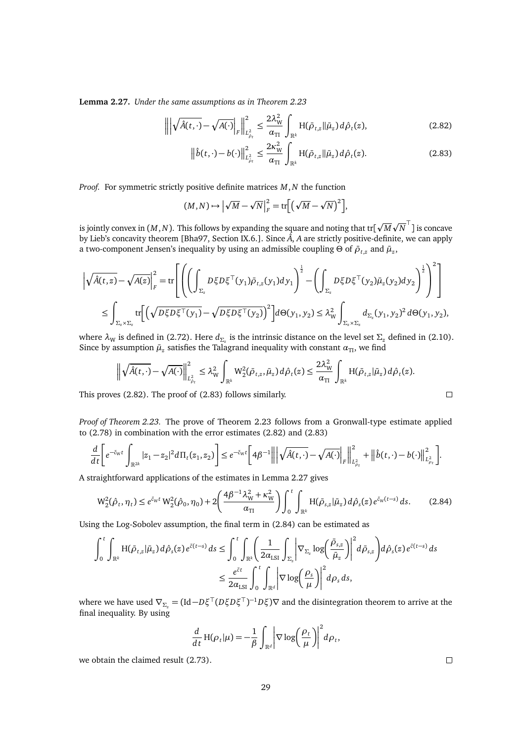**Lemma 2.27.** *Under the same assumptions as in Theorem 2.23*

$$
\left\| \left| \sqrt{\hat{A}(t,\cdot)} - \sqrt{A(\cdot)} \right|_F \right\|^2_{L^2_{\hat{\rho}_t}} \leq \frac{2\lambda_{\mathrm{W}}^2}{\alpha_{\mathrm{TI}}} \int_{\mathbb{R}^k} \mathrm{H}(\bar{\rho}_{t,z} \| \bar{\mu}_z)\, d\hat{\rho}_t(z), \tag{2.82}
$$

$$
\left\| \hat{b}(t,\cdot) - b(\cdot) \right\|^2_{L^2_{\hat{\rho}_t}} \leq \frac{2\kappa_{\mathrm{W}}^2}{\alpha_{\mathrm{TI}}} \int_{\mathbb{R}^k} \mathrm{H}(\bar{\rho}_{t,z} \| \bar{\mu}_z)\, d\hat{\rho}_t(z). \tag{2.83}
$$

*Proof.* For symmetric strictly positive definite matrices $M, N$ the function

$$
(M,N) \mapsto \left| \sqrt{M} - \sqrt{N} \right|_F^2 = \mathrm{tr}\Big[ \big( \sqrt{M} - \sqrt{N} \big)^2 \Big],
$$

is jointly convex in $(M,N)$. This follows by expanding the square and noting that $\mathrm{tr}[\sqrt{M}\sqrt{N}^\top]$ is concave by Lieb's concavity theorem [Bha97, Section IX.6.]. Since $\hat{A}$, $A$ are strictly positive-definite, we can apply a two-component Jensen's inequality by using an admissible coupling $\Theta$ of $\bar{\rho}_{t,z}$ and $\bar{\mu}_z$,

$$
\begin{aligned}
\left| \sqrt{\hat{A}(t,z)} - \sqrt{A(z)} \right|_F^2 &= \mathrm{tr}\left[ \left( \left( \int_{\Sigma_z} D\xi D\xi^\top(y_1) \bar{\rho}_{t,z}(y_1) dy_1 \right)^{\frac{1}{2}} - \left( \int_{\Sigma_z} D\xi D\xi^\top(y_2) \bar{\mu}_z(y_2) dy_2 \right)^{\frac{1}{2}} \right)^2 \right] \\
&\leq \int_{\Sigma_z \times \Sigma_z} \mathrm{tr}\Big[ \Big( \sqrt{D\xi D\xi^\top(y_1)} - \sqrt{D\xi D\xi^\top(y_2)} \Big)^2 \Big] d\Theta(y_1,y_2) \leq \lambda_{\mathrm{W}}^2 \int_{\Sigma_z \times \Sigma_z} d_{\Sigma_z}(y_1,y_2)^2\, d\Theta(y_1,y_2),
\end{aligned}
$$

where $\lambda_{\mathrm{W}}$ is defined in (2.72). Here $d_{\Sigma_z}$ is the intrinsic distance on the level set $\Sigma_z$ defined in (2.10). Since by assumption $\bar{\mu}_z$ satisfies the Talagrand inequality with constant $\alpha_{\mathrm{TI}}$, we find

$$
\left\| \sqrt{\hat{A}(t,\cdot)} - \sqrt{A(\cdot)} \right\|^2_{L^2_{\hat{\rho}_t}} \leq \lambda_{\mathrm{W}}^2 \int_{\mathbb{R}^k} \mathrm{W}_2^2(\bar{\rho}_{t,z}, \bar{\mu}_z)\, d\hat{\rho}_t(z) \leq \frac{2\lambda_{\mathrm{W}}^2}{\alpha_{\mathrm{TI}}} \int_{\mathbb{R}^k} \mathrm{H}(\bar{\rho}_{t,z} | \bar{\mu}_z)\, d\hat{\rho}_t(z).
$$

This proves (2.82). The proof of (2.83) follows similarly. $\square$

*Proof of Theorem 2.23.* The prove of Theorem 2.23 follows from a Gronwall-type estimate applied to (2.78) in combination with the error estimates (2.82) and (2.83)

$$
\frac{d}{dt}\left[ e^{-\tilde{c}_{\mathrm{W}} t} \int_{\mathbb{R}^{2k}} |z_1 - z_2|^2 d\Pi_t(z_1,z_2) \right] \leq e^{-\tilde{c}_{\mathrm{W}} t}\left[ 4\beta^{-1} \left\| \left| \sqrt{\hat{A}(t,\cdot)} - \sqrt{A(\cdot)} \right|_F \right\|^2_{L^2_{\hat{\rho}_t}} + \left\| \hat{b}(t,\cdot) - b(\cdot) \right\|^2_{L^2_{\hat{\rho}_t}} \right].
$$

A straightforward applications of the estimates in Lemma 2.27 gives

$$
\mathrm{W}_2^2(\hat{\rho}_t, \eta_t) \leq e^{\tilde{c}_{\mathrm{W}} t}\, \mathrm{W}_2^2(\hat{\rho}_0, \eta_0) + 2\left( \frac{4\beta^{-1}\lambda_{\mathrm{W}}^2 + \kappa_{\mathrm{W}}^2}{\alpha_{\mathrm{TI}}} \right) \int_0^t \int_{\mathbb{R}^k} \mathrm{H}(\bar{\rho}_{s,z} | \bar{\mu}_z)\, d\hat{\rho}_s(z)\, e^{\tilde{c}_{\mathrm{W}}(t-s)}\, ds. \tag{2.84}
$$

Using the Log-Sobolev assumption, the final term in (2.84) can be estimated as

$$
\begin{aligned}
\int_0^t \int_{\mathbb{R}^k} \mathrm{H}(\bar{\rho}_{t,z} | \bar{\mu}_z)\, d\hat{\rho}_s(z)\, e^{\tilde{c}(t-s)}\, ds &\leq \int_0^t \int_{\mathbb{R}^k} \left( \frac{1}{2\alpha_{\mathrm{LSI}}} \int_{\Sigma_z} \left| \nabla_{\Sigma_z} \log\left( \frac{\bar{\rho}_{s,z}}{\bar{\mu}_z} \right) \right|^2 d\bar{\rho}_{s,z} \right) d\hat{\rho}_s(z)\, e^{\tilde{c}(t-s)}\, ds \\
&\leq \frac{e^{\tilde{c}t}}{2\alpha_{\mathrm{LSI}}} \int_0^t \int_{\mathbb{R}^d} \left| \nabla \log\left( \frac{\rho_s}{\mu} \right) \right|^2 d\rho_s\, ds,
\end{aligned}
$$

where we have used $\nabla_{\Sigma_z} = (\mathrm{Id} - D\xi^\top (D\xi D\xi^\top)^{-1} D\xi)\nabla$ and the disintegration theorem to arrive at the final inequality. By using

$$
\frac{d}{dt}\mathrm{H}(\rho_t | \mu) = -\frac{1}{\beta} \int_{\mathbb{R}^d} \left| \nabla \log\left( \frac{\rho_t}{\mu} \right) \right|^2 d\rho_t,
$$

we obtain the claimed result (2.73). $\square$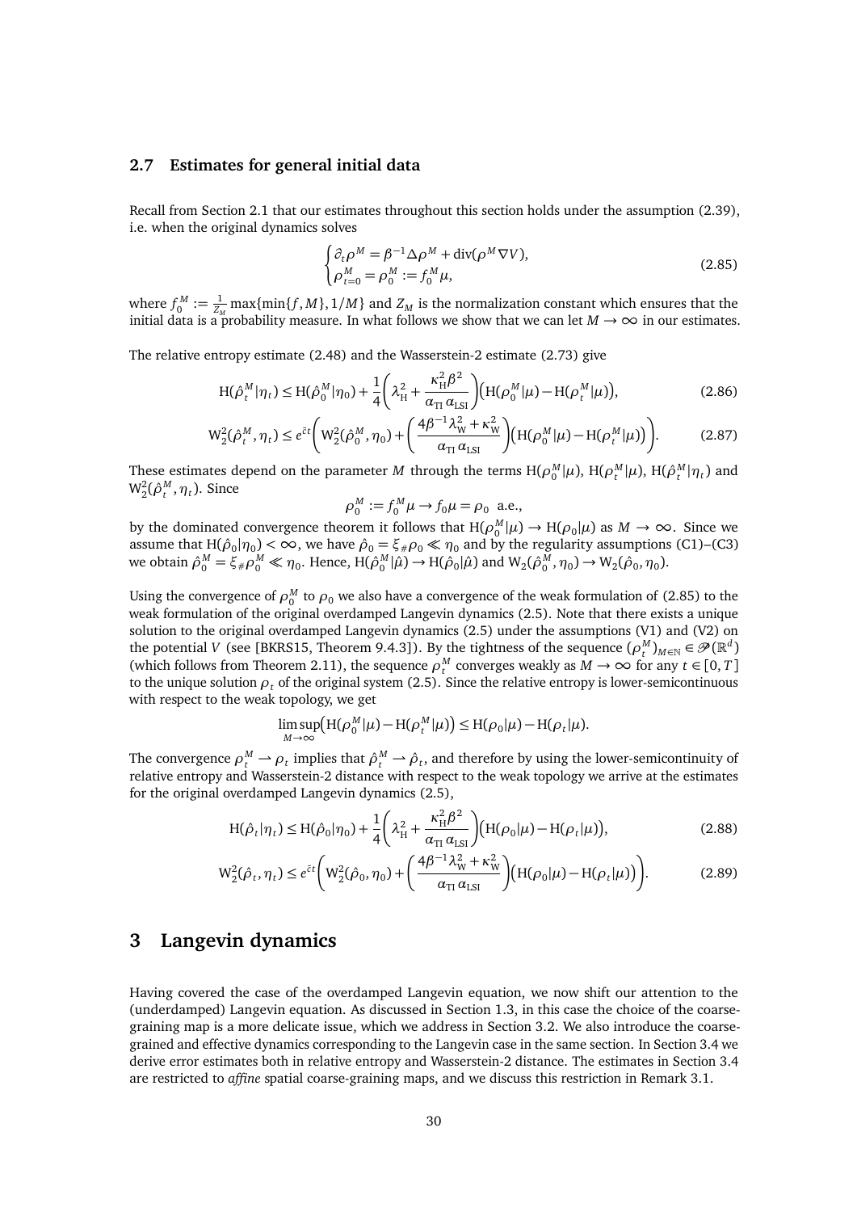### 2.7 Estimates for general initial data

Recall from Section 2.1 that our estimates throughout this section holds under the assumption (2.39), i.e. when the original dynamics solves

$$\begin{cases} \partial_t \rho^M = \beta^{-1}\Delta\rho^M + \operatorname{div}(\rho^M \nabla V), \\ \rho^M_{t=0} = \rho^M_0 := f^M_0 \mu, \end{cases} \tag{2.85}$$

where $f_0^M := \frac{1}{Z_M}\max\{\min\{f, M\}, 1/M\}$ and $Z_M$ is the normalization constant which ensures that the initial data is a probability measure. In what follows we show that we can let $M \to \infty$ in our estimates.

The relative entropy estimate (2.48) and the Wasserstein-2 estimate (2.73) give

$$\mathrm{H}(\hat\rho^M_t|\eta_t) \le \mathrm{H}(\hat\rho^M_0|\eta_0) + \frac{1}{4}\left(\lambda_{\mathrm{H}}^2 + \frac{\kappa_{\mathrm{H}}^2\beta^2}{\alpha_{\mathrm{TI}}\,\alpha_{\mathrm{LSI}}}\right)\big(\mathrm{H}(\rho^M_0|\mu) - \mathrm{H}(\rho^M_t|\mu)\big), \tag{2.86}$$

$$\mathrm{W}_2^2(\hat\rho^M_t, \eta_t) \le e^{\tilde c t}\left(\mathrm{W}_2^2(\hat\rho^M_0, \eta_0) + \left(\frac{4\beta^{-1}\lambda_{\mathrm{W}}^2 + \kappa_{\mathrm{W}}^2}{\alpha_{\mathrm{TI}}\,\alpha_{\mathrm{LSI}}}\right)\big(\mathrm{H}(\rho^M_0|\mu) - \mathrm{H}(\rho^M_t|\mu)\big)\right). \tag{2.87}$$

These estimates depend on the parameter $M$ through the terms $\mathrm{H}(\rho^M_0|\mu)$, $\mathrm{H}(\rho^M_t|\mu)$, $\mathrm{H}(\hat\rho^M_t|\eta_t)$ and $\mathrm{W}_2^2(\hat\rho^M_t, \eta_t)$. Since

$$\rho^M_0 := f^M_0\mu \to f_0\mu = \rho_0 \ \text{ a.e.},$$

by the dominated convergence theorem it follows that $\mathrm{H}(\rho^M_0|\mu) \to \mathrm{H}(\rho_0|\mu)$ as $M \to \infty$. Since we assume that $\mathrm{H}(\hat\rho_0|\eta_0) < \infty$, we have $\hat\rho_0 = \xi_\#\rho_0 \ll \eta_0$ and by the regularity assumptions (C1)–(C3) we obtain $\hat\rho^M_0 = \xi_\#\rho^M_0 \ll \eta_0$. Hence, $\mathrm{H}(\hat\rho^M_0|\hat\mu) \to \mathrm{H}(\hat\rho_0|\hat\mu)$ and $\mathrm{W}_2(\hat\rho^M_0, \eta_0) \to \mathrm{W}_2(\hat\rho_0, \eta_0)$.

Using the convergence of $\rho^M_0$ to $\rho_0$ we also have a convergence of the weak formulation of (2.85) to the weak formulation of the original overdamped Langevin dynamics (2.5). Note that there exists a unique solution to the original overdamped Langevin dynamics (2.5) under the assumptions (V1) and (V2) on the potential $V$ (see [BKRS15, Theorem 9.4.3]). By the tightness of the sequence $(\rho^M_t)_{M\in\mathbb{N}} \in \mathscr{P}(\mathbb{R}^d)$ (which follows from Theorem 2.11), the sequence $\rho^M_t$ converges weakly as $M \to \infty$ for any $t \in [0, T]$ to the unique solution $\rho_t$ of the original system (2.5). Since the relative entropy is lower-semicontinuous with respect to the weak topology, we get

$$\limsup_{M\to\infty}\big(\mathrm{H}(\rho^M_0|\mu) - \mathrm{H}(\rho^M_t|\mu)\big) \le \mathrm{H}(\rho_0|\mu) - \mathrm{H}(\rho_t|\mu).$$

The convergence $\rho^M_t \rightharpoonup \rho_t$ implies that $\hat\rho^M_t \rightharpoonup \hat\rho_t$, and therefore by using the lower-semicontinuity of relative entropy and Wasserstein-2 distance with respect to the weak topology we arrive at the estimates for the original overdamped Langevin dynamics (2.5),

$$\mathrm{H}(\hat\rho_t|\eta_t) \le \mathrm{H}(\hat\rho_0|\eta_0) + \frac{1}{4}\left(\lambda_{\mathrm{H}}^2 + \frac{\kappa_{\mathrm{H}}^2\beta^2}{\alpha_{\mathrm{TI}}\,\alpha_{\mathrm{LSI}}}\right)\big(\mathrm{H}(\rho_0|\mu) - \mathrm{H}(\rho_t|\mu)\big), \tag{2.88}$$

$$\mathrm{W}_2^2(\hat\rho_t, \eta_t) \le e^{\tilde c t}\left(\mathrm{W}_2^2(\hat\rho_0, \eta_0) + \left(\frac{4\beta^{-1}\lambda_{\mathrm{W}}^2 + \kappa_{\mathrm{W}}^2}{\alpha_{\mathrm{TI}}\,\alpha_{\mathrm{LSI}}}\right)\big(\mathrm{H}(\rho_0|\mu) - \mathrm{H}(\rho_t|\mu)\big)\right). \tag{2.89}$$

## 3 Langevin dynamics

Having covered the case of the overdamped Langevin equation, we now shift our attention to the (underdamped) Langevin equation. As discussed in Section 1.3, in this case the choice of the coarse-graining map is a more delicate issue, which we address in Section 3.2. We also introduce the coarse-grained and effective dynamics corresponding to the Langevin case in the same section. In Section 3.4 we derive error estimates both in relative entropy and Wasserstein-2 distance. The estimates in Section 3.4 are restricted to *affine* spatial coarse-graining maps, and we discuss this restriction in Remark 3.1.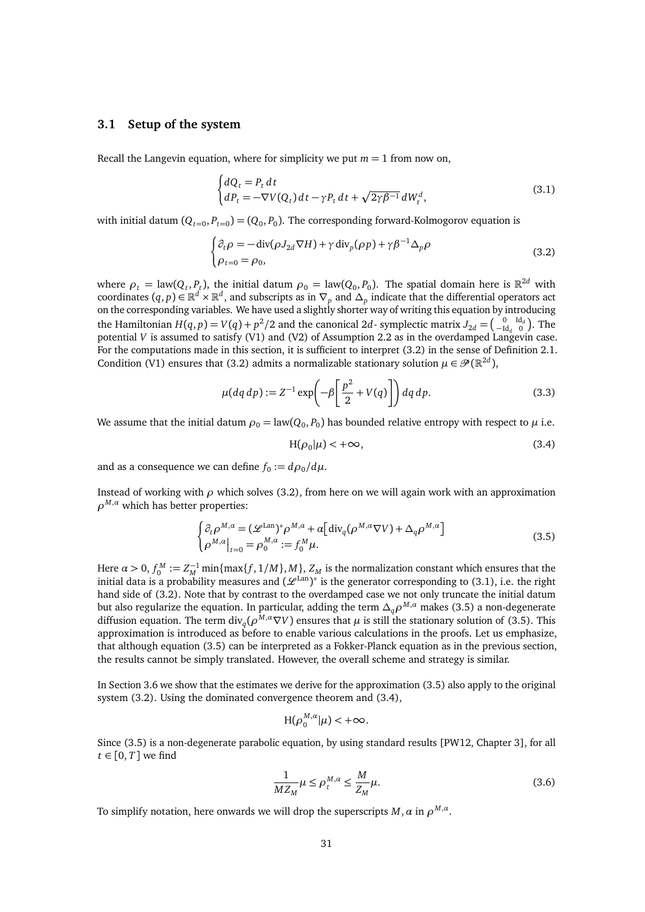### 3.1 Setup of the system

Recall the Langevin equation, where for simplicity we put $m = 1$ from now on,

$$
\begin{cases} dQ_t = P_t \, dt \\ dP_t = -\nabla V(Q_t)\, dt - \gamma P_t \, dt + \sqrt{2\gamma\beta^{-1}}\, dW_t^d, \end{cases} \tag{3.1}
$$

with initial datum $(Q_{t=0}, P_{t=0}) = (Q_0, P_0)$. The corresponding forward-Kolmogorov equation is

$$
\begin{cases} \partial_t \rho = -\mathrm{div}(\rho J_{2d} \nabla H) + \gamma \, \mathrm{div}_p(\rho p) + \gamma \beta^{-1} \Delta_p \rho \\ \rho_{t=0} = \rho_0, \end{cases} \tag{3.2}
$$

where $\rho_t = \mathrm{law}(Q_t, P_t)$, the initial datum $\rho_0 = \mathrm{law}(Q_0, P_0)$. The spatial domain here is $\mathbb{R}^{2d}$ with coordinates $(q,p) \in \mathbb{R}^d \times \mathbb{R}^d$, and subscripts as in $\nabla_p$ and $\Delta_p$ indicate that the differential operators act on the corresponding variables. We have used a slightly shorter way of writing this equation by introducing the Hamiltonian $H(q,p) = V(q) + p^2/2$ and the canonical $2d$- symplectic matrix $J_{2d} = \left(\begin{smallmatrix} 0 & \mathrm{Id}_d \\ -\mathrm{Id}_d & 0 \end{smallmatrix}\right)$. The potential $V$ is assumed to satisfy (V1) and (V2) of Assumption 2.2 as in the overdamped Langevin case. For the computations made in this section, it is sufficient to interpret (3.2) in the sense of Definition 2.1. Condition (V1) ensures that (3.2) admits a normalizable stationary solution $\mu \in \mathscr{P}(\mathbb{R}^{2d})$,

$$
\mu(dq\, dp) := Z^{-1} \exp\left( -\beta \left[ \frac{p^2}{2} + V(q) \right] \right) dq \, dp. \tag{3.3}
$$

We assume that the initial datum $\rho_0 = \mathrm{law}(Q_0, P_0)$ has bounded relative entropy with respect to $\mu$ i.e.

$$
\mathrm{H}(\rho_0 | \mu) < +\infty, \tag{3.4}
$$

and as a consequence we can define $f_0 := d\rho_0 / d\mu$.

Instead of working with $\rho$ which solves (3.2), from here on we will again work with an approximation $\rho^{M,\alpha}$ which has better properties:

$$
\begin{cases} \partial_t \rho^{M,\alpha} = (\mathscr{L}^{\mathrm{Lan}})^* \rho^{M,\alpha} + \alpha \left[ \mathrm{div}_q(\rho^{M,\alpha} \nabla V) + \Delta_q \rho^{M,\alpha} \right] \\ \rho^{M,\alpha}\big|_{t=0} = \rho_0^{M,\alpha} := f_0^M \mu. \end{cases} \tag{3.5}
$$

Here $\alpha > 0$, $f_0^M := Z_M^{-1} \min\{\max\{f, 1/M\}, M\}$, $Z_M$ is the normalization constant which ensures that the initial data is a probability measures and $(\mathscr{L}^{\mathrm{Lan}})^*$ is the generator corresponding to (3.1), i.e. the right hand side of (3.2). Note that by contrast to the overdamped case we not only truncate the initial datum but also regularize the equation. In particular, adding the term $\Delta_q \rho^{M,\alpha}$ makes (3.5) a non-degenerate diffusion equation. The term $\mathrm{div}_q(\rho^{M,\alpha} \nabla V)$ ensures that $\mu$ is still the stationary solution of (3.5). This approximation is introduced as before to enable various calculations in the proofs. Let us emphasize, that although equation (3.5) can be interpreted as a Fokker-Planck equation as in the previous section, the results cannot be simply translated. However, the overall scheme and strategy is similar.

In Section 3.6 we show that the estimates we derive for the approximation (3.5) also apply to the original system (3.2). Using the dominated convergence theorem and (3.4),

$$
\mathrm{H}(\rho_0^{M,\alpha} | \mu) < +\infty.
$$

Since (3.5) is a non-degenerate parabolic equation, by using standard results [PW12, Chapter 3], for all $t \in [0, T]$ we find

$$
\frac{1}{M Z_M} \mu \leq \rho_t^{M,\alpha} \leq \frac{M}{Z_M} \mu. \tag{3.6}
$$

To simplify notation, here onwards we will drop the superscripts $M, \alpha$ in $\rho^{M,\alpha}$.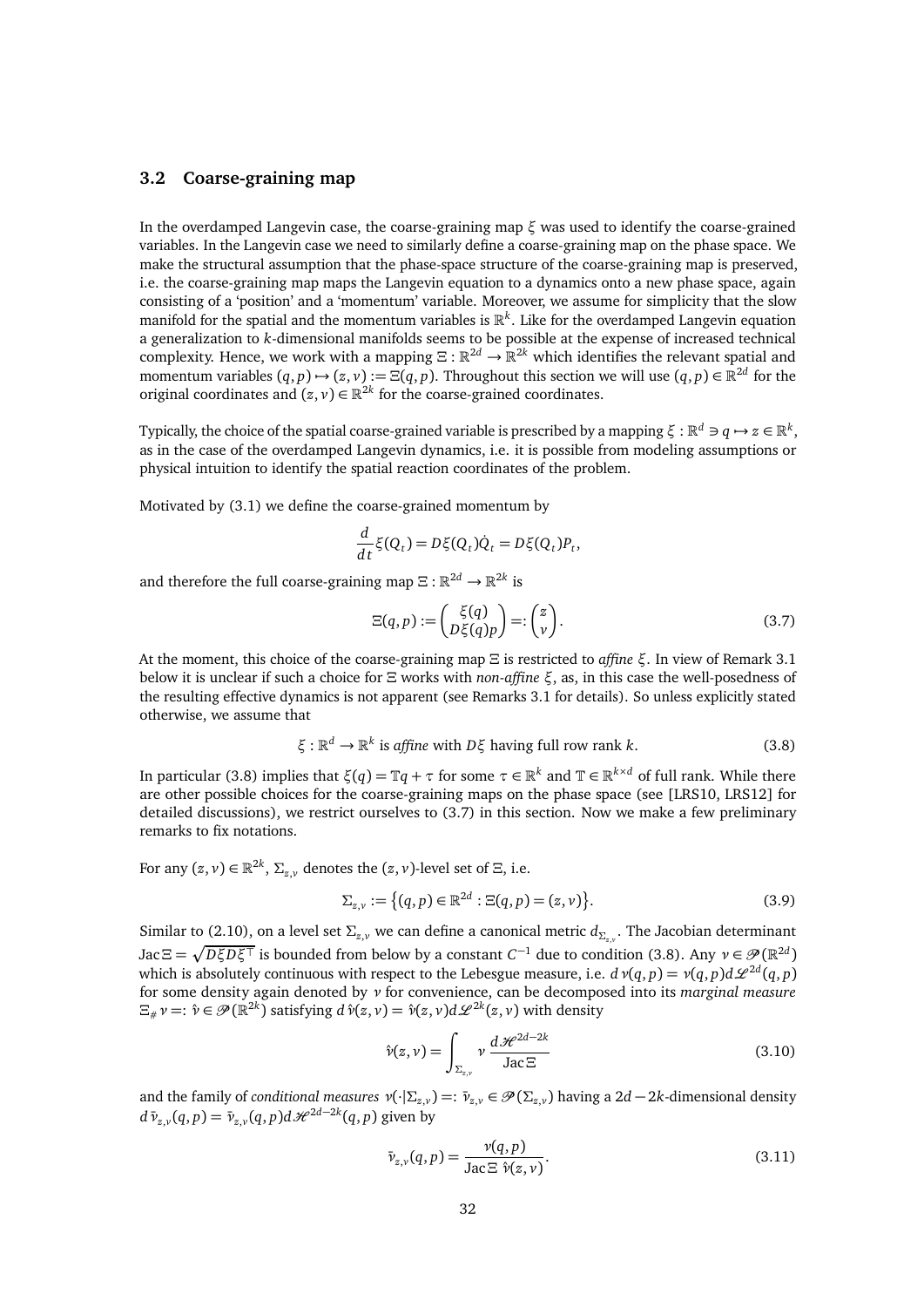### 3.2 Coarse-graining map

In the overdamped Langevin case, the coarse-graining map $\xi$ was used to identify the coarse-grained variables. In the Langevin case we need to similarly define a coarse-graining map on the phase space. We make the structural assumption that the phase-space structure of the coarse-graining map is preserved, i.e. the coarse-graining map maps the Langevin equation to a dynamics onto a new phase space, again consisting of a 'position' and a 'momentum' variable. Moreover, we assume for simplicity that the slow manifold for the spatial and the momentum variables is $\mathbb{R}^k$. Like for the overdamped Langevin equation a generalization to $k$-dimensional manifolds seems to be possible at the expense of increased technical complexity. Hence, we work with a mapping $\Xi : \mathbb{R}^{2d} \to \mathbb{R}^{2k}$ which identifies the relevant spatial and momentum variables $(q,p) \mapsto (z,v) := \Xi(q,p)$. Throughout this section we will use $(q,p) \in \mathbb{R}^{2d}$ for the original coordinates and $(z,v) \in \mathbb{R}^{2k}$ for the coarse-grained coordinates.

Typically, the choice of the spatial coarse-grained variable is prescribed by a mapping $\xi : \mathbb{R}^d \ni q \mapsto z \in \mathbb{R}^k$, as in the case of the overdamped Langevin dynamics, i.e. it is possible from modeling assumptions or physical intuition to identify the spatial reaction coordinates of the problem.

Motivated by (3.1) we define the coarse-grained momentum by

$$\frac{d}{dt}\xi(Q_t) = D\xi(Q_t)\dot{Q}_t = D\xi(Q_t)P_t,$$

and therefore the full coarse-graining map $\Xi : \mathbb{R}^{2d} \to \mathbb{R}^{2k}$ is

$$\Xi(q,p) := \begin{pmatrix} \xi(q) \\ D\xi(q)p \end{pmatrix} =: \begin{pmatrix} z \\ v \end{pmatrix}. \tag{3.7}$$

At the moment, this choice of the coarse-graining map $\Xi$ is restricted to *affine* $\xi$. In view of Remark 3.1 below it is unclear if such a choice for $\Xi$ works with *non-affine* $\xi$, as, in this case the well-posedness of the resulting effective dynamics is not apparent (see Remarks 3.1 for details). So unless explicitly stated otherwise, we assume that

$$\xi : \mathbb{R}^d \to \mathbb{R}^k \text{ is } \textit{affine} \text{ with } D\xi \text{ having full row rank } k. \tag{3.8}$$

In particular (3.8) implies that $\xi(q) = \mathbb{T}q + \tau$ for some $\tau \in \mathbb{R}^k$ and $\mathbb{T} \in \mathbb{R}^{k\times d}$ of full rank. While there are other possible choices for the coarse-graining maps on the phase space (see [LRS10, LRS12] for detailed discussions), we restrict ourselves to (3.7) in this section. Now we make a few preliminary remarks to fix notations.

For any $(z,v) \in \mathbb{R}^{2k}$, $\Sigma_{z,v}$ denotes the $(z,v)$-level set of $\Xi$, i.e.

$$\Sigma_{z,v} := \left\{(q,p) \in \mathbb{R}^{2d} : \Xi(q,p) = (z,v)\right\}. \tag{3.9}$$

Similar to (2.10), on a level set $\Sigma_{z,v}$ we can define a canonical metric $d_{\Sigma_{z,v}}$. The Jacobian determinant $\operatorname{Jac}\Xi = \sqrt{D\xi D\xi^\top}$ is bounded from below by a constant $C^{-1}$ due to condition (3.8). Any $\nu \in \mathscr{P}(\mathbb{R}^{2d})$ which is absolutely continuous with respect to the Lebesgue measure, i.e. $d\nu(q,p) = \nu(q,p)d\mathscr{L}^{2d}(q,p)$ for some density again denoted by $\nu$ for convenience, can be decomposed into its *marginal measure* $\Xi_\# \nu =: \hat{\nu} \in \mathscr{P}(\mathbb{R}^{2k})$ satisfying $d\hat{\nu}(z,v) = \hat{\nu}(z,v)d\mathscr{L}^{2k}(z,v)$ with density

$$\hat{\nu}(z,v) = \int_{\Sigma_{z,v}} \nu \, \frac{d\mathscr{H}^{2d-2k}}{\operatorname{Jac}\Xi} \tag{3.10}$$

and the family of *conditional measures* $\nu(\cdot|\Sigma_{z,v}) =: \bar{\nu}_{z,v} \in \mathscr{P}(\Sigma_{z,v})$ having a $2d-2k$-dimensional density $d\bar{\nu}_{z,v}(q,p) = \bar{\nu}_{z,v}(q,p)d\mathscr{H}^{2d-2k}(q,p)$ given by

$$\bar{\nu}_{z,v}(q,p) = \frac{\nu(q,p)}{\operatorname{Jac}\Xi \ \hat{\nu}(z,v)}. \tag{3.11}$$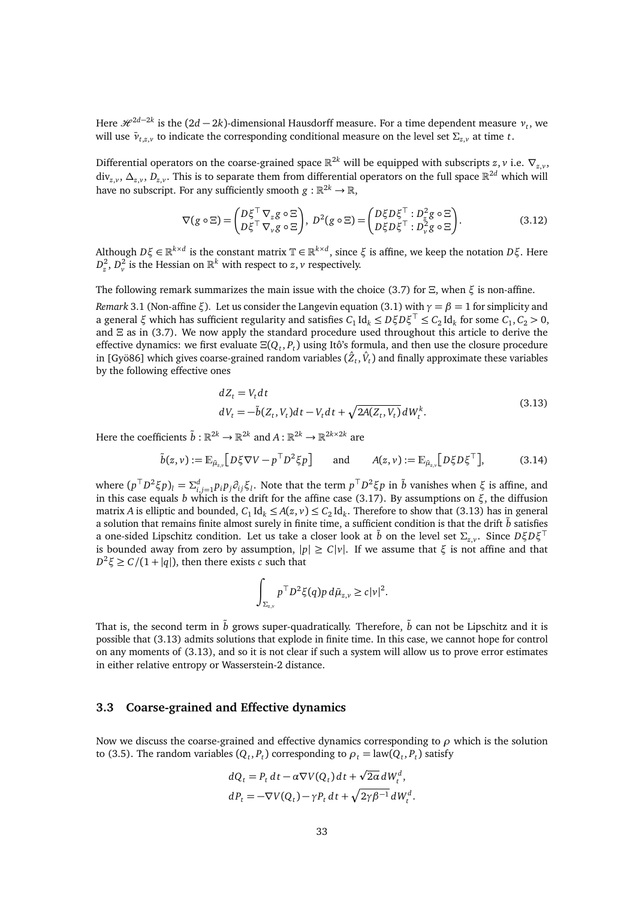Here $\mathscr{H}^{2d-2k}$ is the $(2d-2k)$-dimensional Hausdorff measure. For a time dependent measure $\nu_t$, we will use $\bar{\nu}_{t,z,v}$ to indicate the corresponding conditional measure on the level set $\Sigma_{z,v}$ at time $t$.

Differential operators on the coarse-grained space $\mathbb{R}^{2k}$ will be equipped with subscripts $z, v$ i.e. $\nabla_{z,v}$, $\mathrm{div}_{z,v}$, $\Delta_{z,v}$, $D_{z,v}$. This is to separate them from differential operators on the full space $\mathbb{R}^{2d}$ which will have no subscript. For any sufficiently smooth $g : \mathbb{R}^{2k} \to \mathbb{R}$,

$$\nabla(g \circ \Xi) = \begin{pmatrix} D\xi^\top \nabla_z g \circ \Xi \\ D\xi^\top \nabla_v g \circ \Xi \end{pmatrix}, \; D^2(g \circ \Xi) = \begin{pmatrix} D\xi D\xi^\top : D_z^2 g \circ \Xi \\ D\xi D\xi^\top : D_v^2 g \circ \Xi \end{pmatrix}. \tag{3.12}$$

Although $D\xi \in \mathbb{R}^{k\times d}$ is the constant matrix $\mathbb{T} \in \mathbb{R}^{k\times d}$, since $\xi$ is affine, we keep the notation $D\xi$. Here $D_z^2$, $D_v^2$ is the Hessian on $\mathbb{R}^k$ with respect to $z, v$ respectively.

The following remark summarizes the main issue with the choice (3.7) for $\Xi$, when $\xi$ is non-affine.

*Remark* 3.1 (Non-affine $\xi$). Let us consider the Langevin equation (3.1) with $\gamma = \beta = 1$ for simplicity and a general $\xi$ which has sufficient regularity and satisfies $C_1 \,\mathrm{Id}_k \le D\xi D\xi^\top \le C_2 \,\mathrm{Id}_k$ for some $C_1, C_2 > 0$, and $\Xi$ as in (3.7). We now apply the standard procedure used throughout this article to derive the effective dynamics: we first evaluate $\Xi(Q_t, P_t)$ using Itô's formula, and then use the closure procedure in [Gyö86] which gives coarse-grained random variables $(\hat{Z}_t, \hat{V}_t)$ and finally approximate these variables by the following effective ones

$$\begin{aligned} dZ_t &= V_t dt \\ dV_t &= -\tilde{b}(Z_t, V_t) dt - V_t dt + \sqrt{2A(Z_t, V_t)}\, dW_t^k. \end{aligned} \tag{3.13}$$

Here the coefficients $\tilde{b} : \mathbb{R}^{2k} \to \mathbb{R}^{2k}$ and $A : \mathbb{R}^{2k} \to \mathbb{R}^{2k\times 2k}$ are

$$\tilde{b}(z,v) := \mathbb{E}_{\bar{\mu}_{z,v}}\big[D\xi \nabla V - p^\top D^2 \xi p\big] \qquad \text{and} \qquad A(z,v) := \mathbb{E}_{\bar{\mu}_{z,v}}\big[D\xi D\xi^\top\big], \tag{3.14}$$

where $(p^\top D^2 \xi p)_l = \Sigma_{i,j=1}^d p_i p_j \partial_{ij} \xi_l$. Note that the term $p^\top D^2 \xi p$ in $\tilde{b}$ vanishes when $\xi$ is affine, and in this case equals $b$ which is the drift for the affine case (3.17). By assumptions on $\xi$, the diffusion matrix $A$ is elliptic and bounded, $C_1 \,\mathrm{Id}_k \le A(z,v) \le C_2 \,\mathrm{Id}_k$. Therefore to show that (3.13) has in general a solution that remains finite almost surely in finite time, a sufficient condition is that the drift $\tilde{b}$ satisfies a one-sided Lipschitz condition. Let us take a closer look at $\tilde{b}$ on the level set $\Sigma_{z,v}$. Since $D\xi D\xi^\top$ is bounded away from zero by assumption, $|p| \ge C|v|$. If we assume that $\xi$ is not affine and that $D^2\xi \ge C/(1+|q|)$, then there exists $c$ such that

$$\int_{\Sigma_{z,v}} p^\top D^2 \xi(q) p \, d\bar{\mu}_{z,v} \ge c|v|^2.$$

That is, the second term in $\tilde{b}$ grows super-quadratically. Therefore, $\tilde{b}$ can not be Lipschitz and it is possible that (3.13) admits solutions that explode in finite time. In this case, we cannot hope for control on any moments of (3.13), and so it is not clear if such a system will allow us to prove error estimates in either relative entropy or Wasserstein-2 distance.

### 3.3 Coarse-grained and Effective dynamics

Now we discuss the coarse-grained and effective dynamics corresponding to $\rho$ which is the solution to (3.5). The random variables $(Q_t, P_t)$ corresponding to $\rho_t = \mathrm{law}(Q_t, P_t)$ satisfy

$$\begin{aligned} dQ_t &= P_t \, dt - \alpha \nabla V(Q_t) \, dt + \sqrt{2\alpha}\, dW_t^d, \\ dP_t &= -\nabla V(Q_t) - \gamma P_t \, dt + \sqrt{2\gamma\beta^{-1}}\, dW_t^d. \end{aligned}$$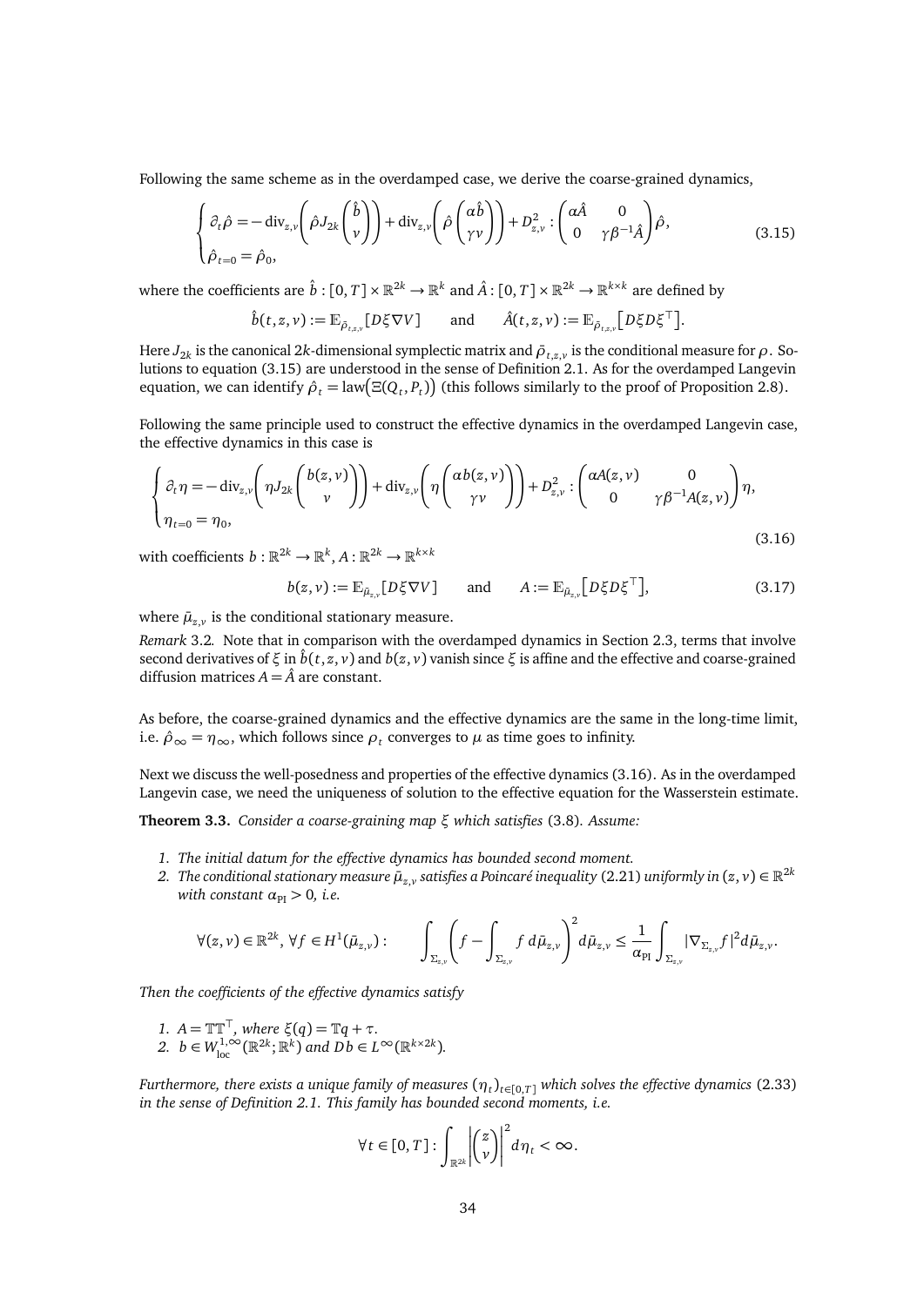Following the same scheme as in the overdamped case, we derive the coarse-grained dynamics,

$$
\begin{cases}
\partial_t \hat{\rho} = -\operatorname{div}_{z,v}\left(\hat{\rho} J_{2k}\begin{pmatrix}\hat{b}\\ v\end{pmatrix}\right) + \operatorname{div}_{z,v}\left(\hat{\rho}\begin{pmatrix}\alpha\hat{b}\\ \gamma v\end{pmatrix}\right) + D^2_{z,v} : \begin{pmatrix}\alpha\hat{A} & 0\\ 0 & \gamma\beta^{-1}\hat{A}\end{pmatrix}\hat{\rho},\\
\hat{\rho}_{t=0} = \hat{\rho}_0,
\end{cases}
\tag{3.15}
$$

where the coefficients are $\hat{b} : [0,T]\times\mathbb{R}^{2k} \to \mathbb{R}^k$ and $\hat{A} : [0,T]\times\mathbb{R}^{2k}\to\mathbb{R}^{k\times k}$ are defined by

$$
\hat{b}(t,z,v) := \mathbb{E}_{\bar{\rho}_{t,z,v}}[D\xi\nabla V] \qquad \text{and} \qquad \hat{A}(t,z,v) := \mathbb{E}_{\bar{\rho}_{t,z,v}}\big[D\xi D\xi^\top\big].
$$

Here $J_{2k}$ is the canonical $2k$-dimensional symplectic matrix and $\bar{\rho}_{t,z,v}$ is the conditional measure for $\rho$. Solutions to equation (3.15) are understood in the sense of Definition 2.1. As for the overdamped Langevin equation, we can identify $\hat{\rho}_t = \operatorname{law}\big(\Xi(Q_t,P_t)\big)$ (this follows similarly to the proof of Proposition 2.8).

Following the same principle used to construct the effective dynamics in the overdamped Langevin case, the effective dynamics in this case is

$$
\begin{cases}
\partial_t \eta = -\operatorname{div}_{z,v}\left(\eta J_{2k}\begin{pmatrix}b(z,v)\\ v\end{pmatrix}\right) + \operatorname{div}_{z,v}\left(\eta\begin{pmatrix}\alpha b(z,v)\\ \gamma v\end{pmatrix}\right) + D^2_{z,v} : \begin{pmatrix}\alpha A(z,v) & 0\\ 0 & \gamma\beta^{-1}A(z,v)\end{pmatrix}\eta,\\
\eta_{t=0} = \eta_0,
\end{cases}
\tag{3.16}
$$

with coefficients $b : \mathbb{R}^{2k}\to\mathbb{R}^k$, $A : \mathbb{R}^{2k}\to\mathbb{R}^{k\times k}$

$$
b(z,v) := \mathbb{E}_{\bar{\mu}_{z,v}}[D\xi\nabla V] \qquad \text{and} \qquad A := \mathbb{E}_{\bar{\mu}_{z,v}}\big[D\xi D\xi^\top\big],
\tag{3.17}
$$

where $\bar{\mu}_{z,v}$ is the conditional stationary measure.

*Remark* 3.2. Note that in comparison with the overdamped dynamics in Section 2.3, terms that involve second derivatives of $\xi$ in $\hat{b}(t,z,v)$ and $b(z,v)$ vanish since $\xi$ is affine and the effective and coarse-grained diffusion matrices $A = \hat{A}$ are constant.

As before, the coarse-grained dynamics and the effective dynamics are the same in the long-time limit, i.e. $\hat{\rho}_\infty = \eta_\infty$, which follows since $\rho_t$ converges to $\mu$ as time goes to infinity.

Next we discuss the well-posedness and properties of the effective dynamics (3.16). As in the overdamped Langevin case, we need the uniqueness of solution to the effective equation for the Wasserstein estimate.

**Theorem 3.3.** *Consider a coarse-graining map $\xi$ which satisfies* (3.8)*. Assume:*

1. *The initial datum for the effective dynamics has bounded second moment.*
2. *The conditional stationary measure $\bar{\mu}_{z,v}$ satisfies a Poincaré inequality* (2.21) *uniformly in $(z,v)\in\mathbb{R}^{2k}$ with constant $\alpha_{\mathrm{PI}} > 0$, i.e.*

$$
\forall (z,v)\in\mathbb{R}^{2k},\ \forall f\in H^1(\bar{\mu}_{z,v}) : \qquad \int_{\Sigma_{z,v}}\left(f - \int_{\Sigma_{z,v}} f\, d\bar{\mu}_{z,v}\right)^2 d\bar{\mu}_{z,v} \le \frac{1}{\alpha_{\mathrm{PI}}}\int_{\Sigma_{z,v}} |\nabla_{\Sigma_{z,v}} f|^2 d\bar{\mu}_{z,v}.
$$

*Then the coefficients of the effective dynamics satisfy*

1. *$A = \mathbb{T}\mathbb{T}^\top$, where $\xi(q) = \mathbb{T}q + \tau$.*
2. *$b \in W^{1,\infty}_{\mathrm{loc}}(\mathbb{R}^{2k};\mathbb{R}^k)$ and $Db \in L^\infty(\mathbb{R}^{k\times 2k})$.*

*Furthermore, there exists a unique family of measures $(\eta_t)_{t\in[0,T]}$ which solves the effective dynamics* (2.33) *in the sense of Definition 2.1. This family has bounded second moments, i.e.*

$$
\forall t\in[0,T] : \int_{\mathbb{R}^{2k}} \left|\begin{pmatrix}z\\ v\end{pmatrix}\right|^2 d\eta_t < \infty.
$$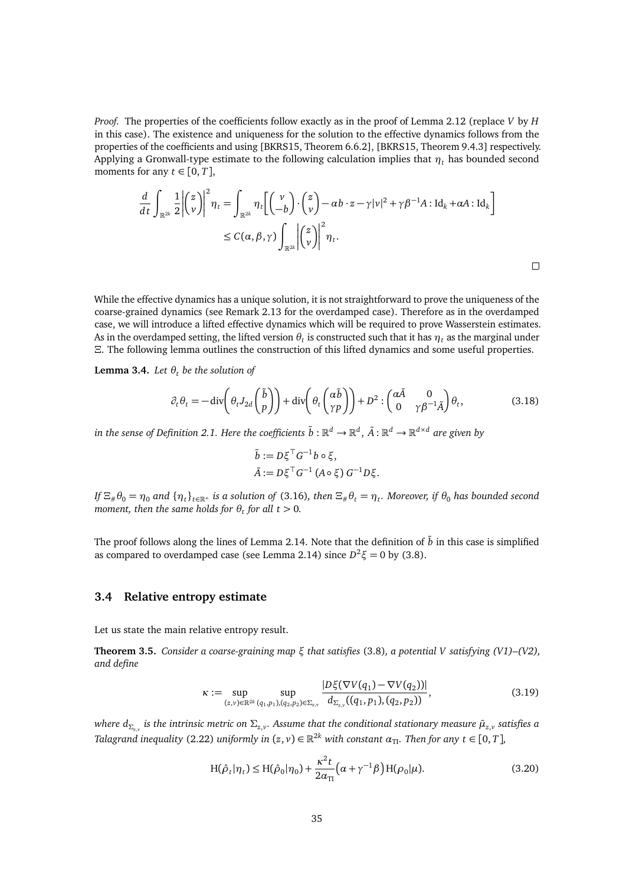*Proof.* The properties of the coefficients follow exactly as in the proof of Lemma 2.12 (replace $V$ by $H$ in this case). The existence and uniqueness for the solution to the effective dynamics follows from the properties of the coefficients and using [BKRS15, Theorem 6.6.2], [BKRS15, Theorem 9.4.3] respectively. Applying a Gronwall-type estimate to the following calculation implies that $\eta_t$ has bounded second moments for any $t \in [0,T]$,

$$
\begin{aligned}
\frac{d}{dt}\int_{\mathbb{R}^{2k}} \frac{1}{2}\left|\begin{pmatrix} z \\ v \end{pmatrix}\right|^2 \eta_t &= \int_{\mathbb{R}^{2k}} \eta_t\left[\begin{pmatrix} v \\ -b \end{pmatrix}\cdot\begin{pmatrix} z \\ v \end{pmatrix} - \alpha b\cdot z - \gamma|v|^2 + \gamma\beta^{-1}A : \mathrm{Id}_k + \alpha A : \mathrm{Id}_k\right] \\
&\leq C(\alpha,\beta,\gamma)\int_{\mathbb{R}^{2k}} \left|\begin{pmatrix} z \\ v \end{pmatrix}\right|^2 \eta_t.
\end{aligned}
$$

$\square$

While the effective dynamics has a unique solution, it is not straightforward to prove the uniqueness of the coarse-grained dynamics (see Remark 2.13 for the overdamped case). Therefore as in the overdamped case, we will introduce a lifted effective dynamics which will be required to prove Wasserstein estimates. As in the overdamped setting, the lifted version $\theta_t$ is constructed such that it has $\eta_t$ as the marginal under $\Xi$. The following lemma outlines the construction of this lifted dynamics and some useful properties.

**Lemma 3.4.** *Let $\theta_t$ be the solution of*

$$
\partial_t \theta_t = -\mathrm{div}\left(\theta_t J_{2d}\begin{pmatrix} \tilde{b} \\ p \end{pmatrix}\right) + \mathrm{div}\left(\theta_t\begin{pmatrix} \alpha\tilde{b} \\ \gamma p \end{pmatrix}\right) + D^2 : \begin{pmatrix} \alpha\tilde{A} & 0 \\ 0 & \gamma\beta^{-1}\tilde{A} \end{pmatrix}\theta_t, \tag{3.18}
$$

*in the sense of Definition 2.1. Here the coefficients $\tilde{b} : \mathbb{R}^d \to \mathbb{R}^d$, $\tilde{A} : \mathbb{R}^d \to \mathbb{R}^{d\times d}$ are given by*

$$
\begin{aligned}
\tilde{b} &:= D\xi^\top G^{-1} b \circ \xi, \\
\tilde{A} &:= D\xi^\top G^{-1}\,(A\circ\xi)\,G^{-1} D\xi.
\end{aligned}
$$

*If $\Xi_\#\theta_0 = \eta_0$ and $\{\eta_t\}_{t\in\mathbb{R}^+}$ is a solution of* (3.16)*, then $\Xi_\#\theta_t = \eta_t$. Moreover, if $\theta_0$ has bounded second moment, then the same holds for $\theta_t$ for all $t > 0$.*

The proof follows along the lines of Lemma 2.14. Note that the definition of $\tilde{b}$ in this case is simplified as compared to overdamped case (see Lemma 2.14) since $D^2\xi = 0$ by (3.8).

### 3.4 Relative entropy estimate

Let us state the main relative entropy result.

**Theorem 3.5.** *Consider a coarse-graining map $\xi$ that satisfies* (3.8)*, a potential $V$ satisfying (V1)–(V2), and define*

$$
\kappa := \sup_{(z,v)\in\mathbb{R}^{2k}}\ \sup_{(q_1,p_1),(q_2,p_2)\in\Sigma_{z,v}} \frac{|D\xi(\nabla V(q_1) - \nabla V(q_2))|}{d_{\Sigma_{z,v}}((q_1,p_1),(q_2,p_2))}, \tag{3.19}
$$

*where $d_{\Sigma_{z,v}}$ is the intrinsic metric on $\Sigma_{z,v}$. Assume that the conditional stationary measure $\bar{\mu}_{z,v}$ satisfies a Talagrand inequality* (2.22) *uniformly in $(z,v)\in\mathbb{R}^{2k}$ with constant $\alpha_{\mathrm{TI}}$. Then for any $t\in[0,T]$,*

$$
\mathrm{H}(\hat{\rho}_t|\eta_t) \leq \mathrm{H}(\hat{\rho}_0|\eta_0) + \frac{\kappa^2 t}{2\alpha_{\mathrm{TI}}}\left(\alpha + \gamma^{-1}\beta\right)\mathrm{H}(\rho_0|\mu). \tag{3.20}
$$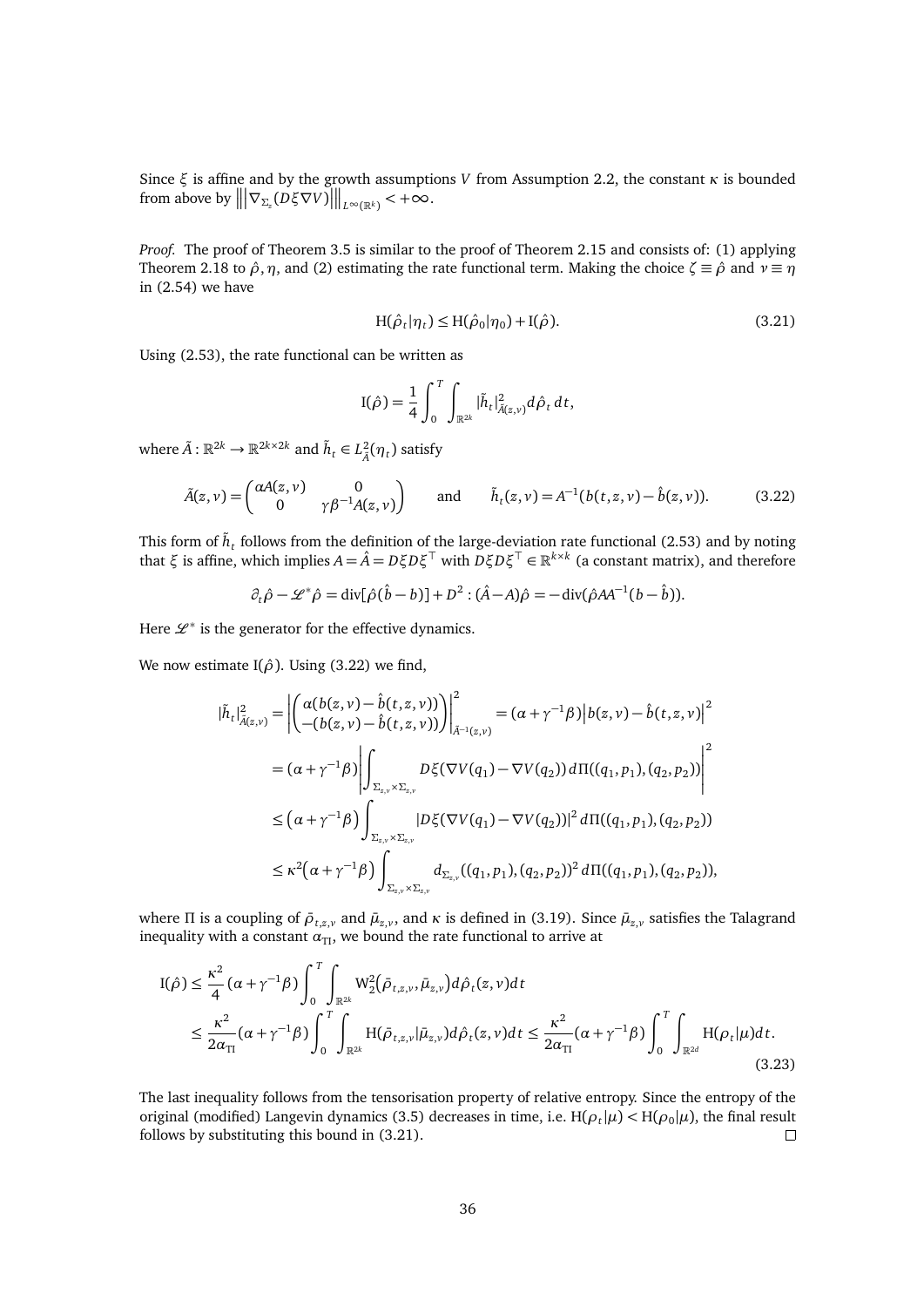Since $\xi$ is affine and by the growth assumptions $V$ from Assumption 2.2, the constant $\kappa$ is bounded from above by $\left\|\left|\nabla_{\Sigma_z}(D\xi\nabla V)\right|\right\|_{L^\infty(\mathbb{R}^k)} < +\infty$.

*Proof.* The proof of Theorem 3.5 is similar to the proof of Theorem 2.15 and consists of: (1) applying Theorem 2.18 to $\hat\rho, \eta$, and (2) estimating the rate functional term. Making the choice $\zeta \equiv \hat\rho$ and $\nu \equiv \eta$ in (2.54) we have

$$\mathrm{H}(\hat\rho_t|\eta_t) \le \mathrm{H}(\hat\rho_0|\eta_0) + \mathrm{I}(\hat\rho). \tag{3.21}$$

Using (2.53), the rate functional can be written as

$$\mathrm{I}(\hat\rho) = \frac{1}{4}\int_0^T\int_{\mathbb{R}^{2k}} |\tilde h_t|^2_{\tilde A(z,v)}\, d\hat\rho_t\, dt,$$

where $\tilde A : \mathbb{R}^{2k} \to \mathbb{R}^{2k\times 2k}$ and $\tilde h_t \in L^2_{\tilde A}(\eta_t)$ satisfy

$$\tilde A(z,v) = \begin{pmatrix} \alpha A(z,v) & 0 \\ 0 & \gamma\beta^{-1}A(z,v)\end{pmatrix} \qquad \text{and} \qquad \tilde h_t(z,v) = A^{-1}(b(t,z,v) - \hat b(z,v)). \tag{3.22}$$

This form of $\tilde h_t$ follows from the definition of the large-deviation rate functional (2.53) and by noting that $\xi$ is affine, which implies $A = \hat A = D\xi D\xi^\top$ with $D\xi D\xi^\top \in \mathbb{R}^{k\times k}$ (a constant matrix), and therefore

$$\partial_t\hat\rho - \mathscr{L}^*\hat\rho = \mathrm{div}[\hat\rho(\hat b - b)] + D^2 : (\hat A - A)\hat\rho = -\mathrm{div}(\hat\rho A A^{-1}(b - \hat b)).$$

Here $\mathscr{L}^*$ is the generator for the effective dynamics.

We now estimate $\mathrm{I}(\hat\rho)$. Using (3.22) we find,

$$\begin{aligned}
|\tilde h_t|^2_{\tilde A(z,v)} &= \left|\begin{pmatrix} \alpha(b(z,v) - \hat b(t,z,v)) \\ -(b(z,v) - \hat b(t,z,v))\end{pmatrix}\right|^2_{\tilde A^{-1}(z,v)} = (\alpha + \gamma^{-1}\beta)\left|b(z,v) - \hat b(t,z,v)\right|^2 \\
&= (\alpha + \gamma^{-1}\beta)\left|\int_{\Sigma_{z,v}\times\Sigma_{z,v}} D\xi(\nabla V(q_1) - \nabla V(q_2))\, d\Pi((q_1,p_1),(q_2,p_2))\right|^2 \\
&\le \left(\alpha + \gamma^{-1}\beta\right)\int_{\Sigma_{z,v}\times\Sigma_{z,v}} |D\xi(\nabla V(q_1) - \nabla V(q_2))|^2\, d\Pi((q_1,p_1),(q_2,p_2)) \\
&\le \kappa^2\left(\alpha + \gamma^{-1}\beta\right)\int_{\Sigma_{z,v}\times\Sigma_{z,v}} d_{\Sigma_{z,v}}((q_1,p_1),(q_2,p_2))^2\, d\Pi((q_1,p_1),(q_2,p_2)),
\end{aligned}$$

where $\Pi$ is a coupling of $\bar\rho_{t,z,v}$ and $\bar\mu_{z,v}$, and $\kappa$ is defined in (3.19). Since $\bar\mu_{z,v}$ satisfies the Talagrand inequality with a constant $\alpha_{\mathrm{TI}}$, we bound the rate functional to arrive at

$$\begin{aligned}
\mathrm{I}(\hat\rho) &\le \frac{\kappa^2}{4}(\alpha + \gamma^{-1}\beta)\int_0^T\int_{\mathbb{R}^{2k}} \mathrm{W}_2^2\left(\bar\rho_{t,z,v}, \bar\mu_{z,v}\right) d\hat\rho_t(z,v)\, dt \\
&\le \frac{\kappa^2}{2\alpha_{\mathrm{TI}}}(\alpha + \gamma^{-1}\beta)\int_0^T\int_{\mathbb{R}^{2k}} \mathrm{H}(\bar\rho_{t,z,v}|\bar\mu_{z,v})\, d\hat\rho_t(z,v)\, dt \le \frac{\kappa^2}{2\alpha_{\mathrm{TI}}}(\alpha + \gamma^{-1}\beta)\int_0^T\int_{\mathbb{R}^{2d}} \mathrm{H}(\rho_t|\mu)\, dt.
\end{aligned} \tag{3.23}$$

The last inequality follows from the tensorisation property of relative entropy. Since the entropy of the original (modified) Langevin dynamics (3.5) decreases in time, i.e. $\mathrm{H}(\rho_t|\mu) < \mathrm{H}(\rho_0|\mu)$, the final result follows by substituting this bound in (3.21). □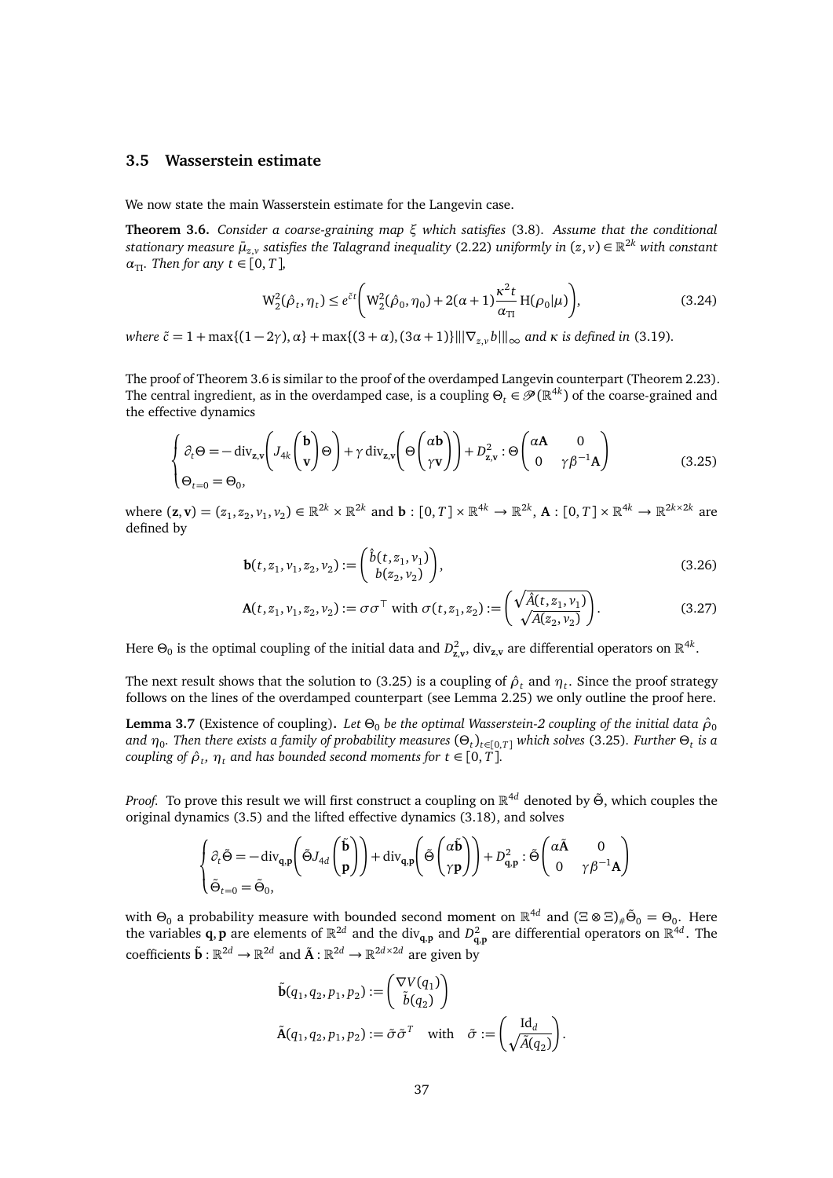### 3.5 Wasserstein estimate

We now state the main Wasserstein estimate for the Langevin case.

**Theorem 3.6.** *Consider a coarse-graining map $\xi$ which satisfies* (3.8). *Assume that the conditional stationary measure $\bar{\mu}_{z,v}$ satisfies the Talagrand inequality* (2.22) *uniformly in $(z,v)\in\mathbb{R}^{2k}$ with constant $\alpha_{\mathrm{TI}}$. Then for any $t\in[0,T]$,*

$$
\mathrm{W}_2^2(\hat{\rho}_t,\eta_t)\leq e^{\tilde{c}t}\left(\mathrm{W}_2^2(\hat{\rho}_0,\eta_0)+2(\alpha+1)\frac{\kappa^2 t}{\alpha_{\mathrm{TI}}}\,\mathrm{H}(\rho_0|\mu)\right),
\tag{3.24}
$$

*where $\tilde{c}=1+\max\{(1-2\gamma),\alpha\}+\max\{(3+\alpha),(3\alpha+1)\}|||\nabla_{z,v}b|||_\infty$ and $\kappa$ is defined in* (3.19).

The proof of Theorem 3.6 is similar to the proof of the overdamped Langevin counterpart (Theorem 2.23). The central ingredient, as in the overdamped case, is a coupling $\Theta_t\in\mathscr{P}(\mathbb{R}^{4k})$ of the coarse-grained and the effective dynamics

$$
\begin{cases}
\partial_t\Theta=-\operatorname{div}_{\mathbf{z},\mathbf{v}}\left(J_{4k}\begin{pmatrix}\mathbf{b}\\ \mathbf{v}\end{pmatrix}\Theta\right)+\gamma\operatorname{div}_{\mathbf{z},\mathbf{v}}\left(\Theta\begin{pmatrix}\alpha\mathbf{b}\\ \gamma\mathbf{v}\end{pmatrix}\right)+D^2_{\mathbf{z},\mathbf{v}}:\Theta\begin{pmatrix}\alpha\mathbf{A} & 0\\ 0 & \gamma\beta^{-1}\mathbf{A}\end{pmatrix}\\
\Theta_{t=0}=\Theta_0,
\end{cases}
\tag{3.25}
$$

where $(\mathbf{z},\mathbf{v})=(z_1,z_2,v_1,v_2)\in\mathbb{R}^{2k}\times\mathbb{R}^{2k}$ and $\mathbf{b}:[0,T]\times\mathbb{R}^{4k}\to\mathbb{R}^{2k}$, $\mathbf{A}:[0,T]\times\mathbb{R}^{4k}\to\mathbb{R}^{2k\times 2k}$ are defined by

$$
\mathbf{b}(t,z_1,v_1,z_2,v_2):=\begin{pmatrix}\hat{b}(t,z_1,v_1)\\ b(z_2,v_2)\end{pmatrix},
\tag{3.26}
$$

$$
\mathbf{A}(t,z_1,v_1,z_2,v_2):=\sigma\sigma^\top\text{ with }\sigma(t,z_1,z_2):=\begin{pmatrix}\sqrt{\hat{A}(t,z_1,v_1)}\\ \sqrt{A(z_2,v_2)}\end{pmatrix}.
\tag{3.27}
$$

Here $\Theta_0$ is the optimal coupling of the initial data and $D^2_{\mathbf{z},\mathbf{v}}$, $\operatorname{div}_{\mathbf{z},\mathbf{v}}$ are differential operators on $\mathbb{R}^{4k}$.

The next result shows that the solution to (3.25) is a coupling of $\hat{\rho}_t$ and $\eta_t$. Since the proof strategy follows on the lines of the overdamped counterpart (see Lemma 2.25) we only outline the proof here.

**Lemma 3.7** (Existence of coupling)**.** *Let $\Theta_0$ be the optimal Wasserstein-2 coupling of the initial data $\hat{\rho}_0$ and $\eta_0$. Then there exists a family of probability measures $(\Theta_t)_{t\in[0,T]}$ which solves* (3.25)*. Further $\Theta_t$ is a coupling of $\hat{\rho}_t$, $\eta_t$ and has bounded second moments for $t\in[0,T]$.*

*Proof.* To prove this result we will first construct a coupling on $\mathbb{R}^{4d}$ denoted by $\tilde{\Theta}$, which couples the original dynamics (3.5) and the lifted effective dynamics (3.18), and solves

$$
\begin{cases}
\partial_t\tilde{\Theta}=-\operatorname{div}_{\mathbf{q},\mathbf{p}}\left(\tilde{\Theta}J_{4d}\begin{pmatrix}\tilde{\mathbf{b}}\\ \mathbf{p}\end{pmatrix}\right)+\operatorname{div}_{\mathbf{q},\mathbf{p}}\left(\tilde{\Theta}\begin{pmatrix}\alpha\tilde{\mathbf{b}}\\ \gamma\mathbf{p}\end{pmatrix}\right)+D^2_{\mathbf{q},\mathbf{p}}:\tilde{\Theta}\begin{pmatrix}\alpha\tilde{\mathbf{A}} & 0\\ 0 & \gamma\beta^{-1}\mathbf{A}\end{pmatrix}\\
\tilde{\Theta}_{t=0}=\tilde{\Theta}_0,
\end{cases}
$$

with $\Theta_0$ a probability measure with bounded second moment on $\mathbb{R}^{4d}$ and $(\Xi\otimes\Xi)_\#\tilde{\Theta}_0=\Theta_0$. Here the variables $\mathbf{q},\mathbf{p}$ are elements of $\mathbb{R}^{2d}$ and the $\operatorname{div}_{\mathbf{q},\mathbf{p}}$ and $D^2_{\mathbf{q},\mathbf{p}}$ are differential operators on $\mathbb{R}^{4d}$. The coefficients $\tilde{\mathbf{b}}:\mathbb{R}^{2d}\to\mathbb{R}^{2d}$ and $\tilde{\mathbf{A}}:\mathbb{R}^{2d}\to\mathbb{R}^{2d\times 2d}$ are given by

$$
\tilde{\mathbf{b}}(q_1,q_2,p_1,p_2):=\begin{pmatrix}\nabla V(q_1)\\ \tilde{b}(q_2)\end{pmatrix}
$$

$$
\tilde{\mathbf{A}}(q_1,q_2,p_1,p_2):=\tilde{\sigma}\tilde{\sigma}^T\quad\text{with}\quad\tilde{\sigma}:=\begin{pmatrix}\mathrm{Id}_d\\ \sqrt{\tilde{A}(q_2)}\end{pmatrix}.
$$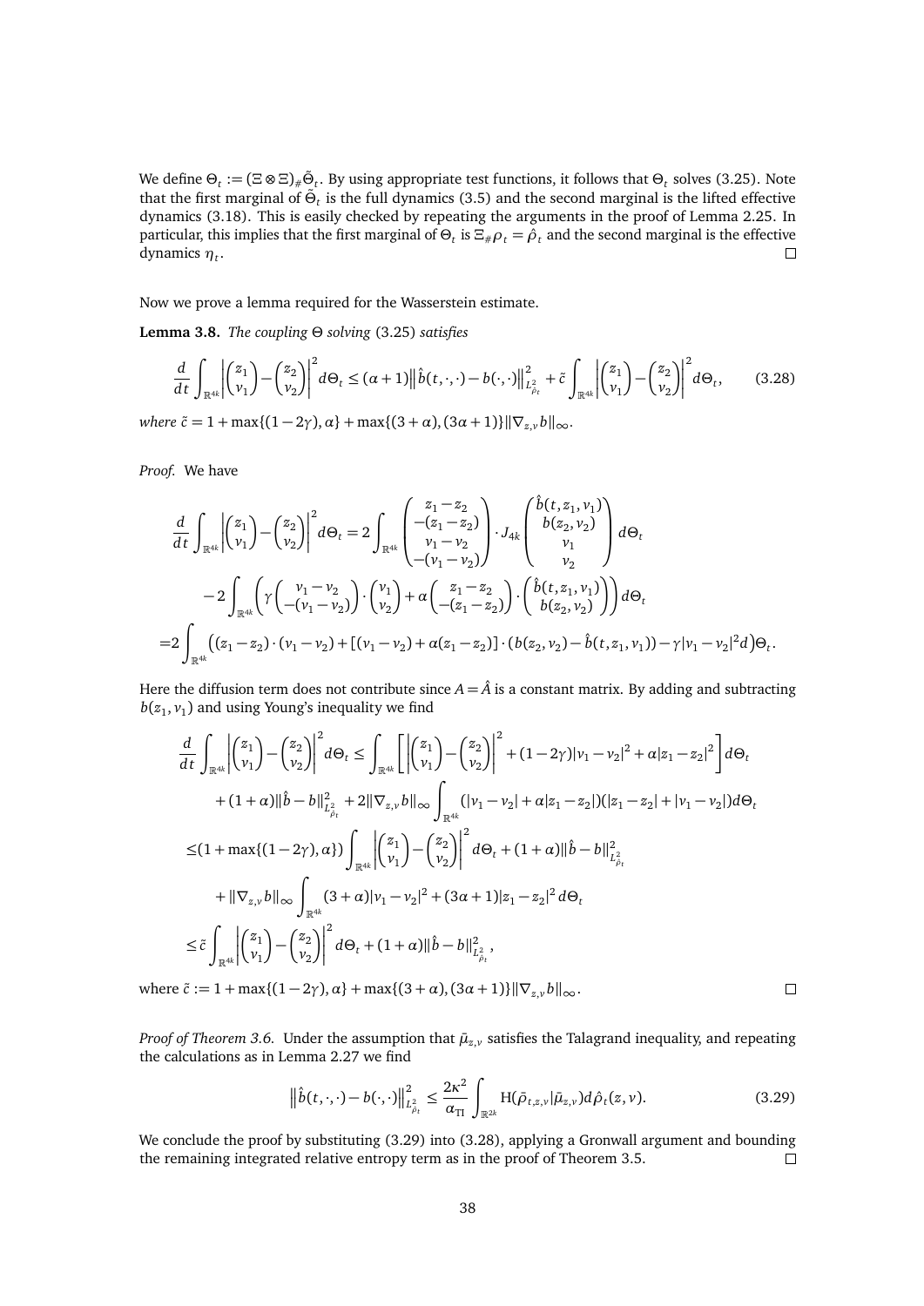We define $\Theta_t := (\Xi \otimes \Xi)_\# \tilde{\Theta}_t$. By using appropriate test functions, it follows that $\Theta_t$ solves (3.25). Note that the first marginal of $\tilde{\Theta}_t$ is the full dynamics (3.5) and the second marginal is the lifted effective dynamics (3.18). This is easily checked by repeating the arguments in the proof of Lemma 2.25. In particular, this implies that the first marginal of $\Theta_t$ is $\Xi_\# \rho_t = \hat{\rho}_t$ and the second marginal is the effective dynamics $\eta_t$. $\square$

Now we prove a lemma required for the Wasserstein estimate.

**Lemma 3.8.** *The coupling $\Theta$ solving* (3.25) *satisfies*

$$\frac{d}{dt}\int_{\mathbb{R}^{4k}} \left|\begin{pmatrix} z_1 \\ v_1 \end{pmatrix} - \begin{pmatrix} z_2 \\ v_2 \end{pmatrix}\right|^2 d\Theta_t \leq (\alpha+1)\left\|\hat{b}(t,\cdot,\cdot) - b(\cdot,\cdot)\right\|^2_{L^2_{\hat{\rho}_t}} + \tilde{c}\int_{\mathbb{R}^{4k}} \left|\begin{pmatrix} z_1 \\ v_1 \end{pmatrix} - \begin{pmatrix} z_2 \\ v_2 \end{pmatrix}\right|^2 d\Theta_t, \tag{3.28}$$

*where* $\tilde{c} = 1 + \max\{(1-2\gamma), \alpha\} + \max\{(3+\alpha), (3\alpha+1)\}\|\nabla_{z,v} b\|_\infty$.

*Proof.* We have

$$\begin{aligned}
\frac{d}{dt}\int_{\mathbb{R}^{4k}} \left|\begin{pmatrix} z_1 \\ v_1 \end{pmatrix} - \begin{pmatrix} z_2 \\ v_2 \end{pmatrix}\right|^2 d\Theta_t &= 2\int_{\mathbb{R}^{4k}} \begin{pmatrix} z_1 - z_2 \\ -(z_1 - z_2) \\ v_1 - v_2 \\ -(v_1 - v_2) \end{pmatrix} \cdot J_{4k} \begin{pmatrix} \hat{b}(t,z_1,v_1) \\ b(z_2,v_2) \\ v_1 \\ v_2 \end{pmatrix} d\Theta_t \\
&\quad - 2\int_{\mathbb{R}^{4k}} \left(\gamma \begin{pmatrix} v_1 - v_2 \\ -(v_1 - v_2) \end{pmatrix} \cdot \begin{pmatrix} v_1 \\ v_2 \end{pmatrix} + \alpha \begin{pmatrix} z_1 - z_2 \\ -(z_1 - z_2) \end{pmatrix} \cdot \begin{pmatrix} \hat{b}(t,z_1,v_1) \\ b(z_2,v_2) \end{pmatrix}\right) d\Theta_t \\
&= 2\int_{\mathbb{R}^{4k}} \big((z_1 - z_2)\cdot(v_1 - v_2) + [(v_1 - v_2) + \alpha(z_1 - z_2)]\cdot(b(z_2,v_2) - \hat{b}(t,z_1,v_1)) - \gamma|v_1 - v_2|^2 d\big)\Theta_t.
\end{aligned}$$

Here the diffusion term does not contribute since $A = \hat{A}$ is a constant matrix. By adding and subtracting $b(z_1, v_1)$ and using Young's inequality we find

$$\begin{aligned}
\frac{d}{dt}\int_{\mathbb{R}^{4k}} \left|\begin{pmatrix} z_1 \\ v_1 \end{pmatrix} - \begin{pmatrix} z_2 \\ v_2 \end{pmatrix}\right|^2 d\Theta_t &\leq \int_{\mathbb{R}^{4k}} \left[\left|\begin{pmatrix} z_1 \\ v_1 \end{pmatrix} - \begin{pmatrix} z_2 \\ v_2 \end{pmatrix}\right|^2 + (1-2\gamma)|v_1 - v_2|^2 + \alpha|z_1 - z_2|^2\right] d\Theta_t \\
&\quad + (1+\alpha)\|\hat{b} - b\|^2_{L^2_{\hat{\rho}_t}} + 2\|\nabla_{z,v} b\|_\infty \int_{\mathbb{R}^{4k}} (|v_1 - v_2| + \alpha|z_1 - z_2|)(|z_1 - z_2| + |v_1 - v_2|) d\Theta_t \\
&\leq (1 + \max\{(1-2\gamma), \alpha\}) \int_{\mathbb{R}^{4k}} \left|\begin{pmatrix} z_1 \\ v_1 \end{pmatrix} - \begin{pmatrix} z_2 \\ v_2 \end{pmatrix}\right|^2 d\Theta_t + (1+\alpha)\|\hat{b} - b\|^2_{L^2_{\hat{\rho}_t}} \\
&\quad + \|\nabla_{z,v} b\|_\infty \int_{\mathbb{R}^{4k}} (3+\alpha)|v_1 - v_2|^2 + (3\alpha+1)|z_1 - z_2|^2 \, d\Theta_t \\
&\leq \tilde{c}\int_{\mathbb{R}^{4k}} \left|\begin{pmatrix} z_1 \\ v_1 \end{pmatrix} - \begin{pmatrix} z_2 \\ v_2 \end{pmatrix}\right|^2 d\Theta_t + (1+\alpha)\|\hat{b} - b\|^2_{L^2_{\hat{\rho}_t}},
\end{aligned}$$

where $\tilde{c} := 1 + \max\{(1-2\gamma), \alpha\} + \max\{(3+\alpha), (3\alpha+1)\}\|\nabla_{z,v} b\|_\infty$. $\square$

*Proof of Theorem 3.6.* Under the assumption that $\bar{\mu}_{z,v}$ satisfies the Talagrand inequality, and repeating the calculations as in Lemma 2.27 we find

$$\left\|\hat{b}(t,\cdot,\cdot) - b(\cdot,\cdot)\right\|^2_{L^2_{\hat{\rho}_t}} \leq \frac{2\kappa^2}{\alpha_{\mathrm{TI}}} \int_{\mathbb{R}^{2k}} \mathrm{H}(\bar{\rho}_{t,z,v}|\bar{\mu}_{z,v}) d\hat{\rho}_t(z,v). \tag{3.29}$$

We conclude the proof by substituting (3.29) into (3.28), applying a Gronwall argument and bounding the remaining integrated relative entropy term as in the proof of Theorem 3.5. $\square$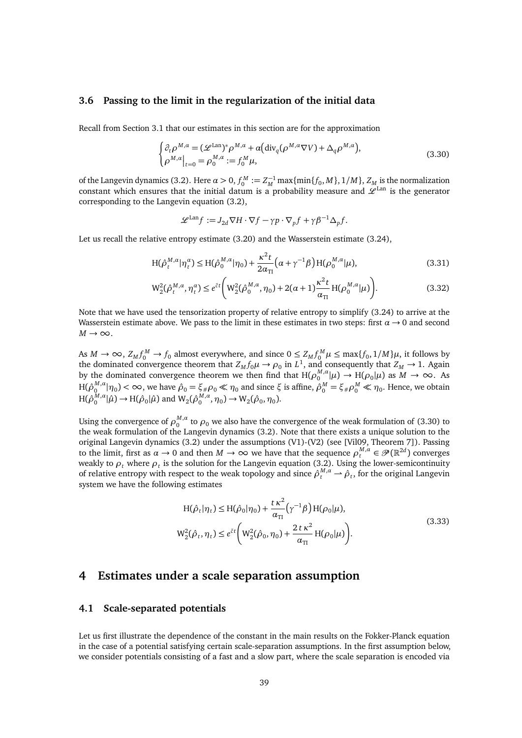### 3.6 Passing to the limit in the regularization of the initial data

Recall from Section 3.1 that our estimates in this section are for the approximation

$$
\begin{cases}
\partial_t \rho^{M,\alpha} = (\mathscr{L}^{\text{Lan}})^* \rho^{M,\alpha} + \alpha\big(\operatorname{div}_q(\rho^{M,\alpha}\nabla V) + \Delta_q \rho^{M,\alpha}\big), \\
\rho^{M,\alpha}\big|_{t=0} = \rho_0^{M,\alpha} := f_0^M \mu,
\end{cases}
\tag{3.30}
$$

of the Langevin dynamics (3.2). Here $\alpha > 0$, $f_0^M := Z_M^{-1} \max\{\min\{f_0, M\}, 1/M\}$, $Z_M$ is the normalization constant which ensures that the initial datum is a probability measure and $\mathscr{L}^{\text{Lan}}$ is the generator corresponding to the Langevin equation (3.2),

$$
\mathscr{L}^{\text{Lan}} f := J_{2d} \nabla H \cdot \nabla f - \gamma p \cdot \nabla_p f + \gamma \beta^{-1} \Delta_p f.
$$

Let us recall the relative entropy estimate (3.20) and the Wasserstein estimate (3.24),

$$
\mathrm{H}(\hat{\rho}_t^{M,\alpha} | \eta_t^\alpha) \le \mathrm{H}(\hat{\rho}_0^{M,\alpha} | \eta_0) + \frac{\kappa^2 t}{2\alpha_{\text{TI}}}\big(\alpha + \gamma^{-1}\beta\big) \mathrm{H}(\rho_0^{M,\alpha} | \mu),
\tag{3.31}
$$

$$
\mathrm{W}_2^2(\hat{\rho}_t^{M,\alpha}, \eta_t^\alpha) \le e^{\tilde{c}t}\left( \mathrm{W}_2^2(\hat{\rho}_0^{M,\alpha}, \eta_0) + 2(\alpha+1)\frac{\kappa^2 t}{\alpha_{\text{TI}}} \mathrm{H}(\rho_0^{M,\alpha} | \mu) \right).
\tag{3.32}
$$

Note that we have used the tensorization property of relative entropy to simplify (3.24) to arrive at the Wasserstein estimate above. We pass to the limit in these estimates in two steps: first $\alpha \to 0$ and second $M \to \infty$.

As $M \to \infty$, $Z_M f_0^M \to f_0$ almost everywhere, and since $0 \le Z_M f_0^M \mu \le \max\{f_0, 1/M\}\mu$, it follows by the dominated convergence theorem that $Z_M f_0 \mu \to \rho_0$ in $L^1$, and consequently that $Z_M \to 1$. Again by the dominated convergence theorem we then find that $\mathrm{H}(\rho_0^{M,\alpha}|\mu) \to \mathrm{H}(\rho_0|\mu)$ as $M \to \infty$. As $\mathrm{H}(\hat{\rho}_0^{M,\alpha}|\eta_0) < \infty$, we have $\hat{\rho}_0 = \xi_\# \rho_0 \ll \eta_0$ and since $\xi$ is affine, $\hat{\rho}_0^M = \xi_\# \rho_0^M \ll \eta_0$. Hence, we obtain $\mathrm{H}(\hat{\rho}_0^{M,\alpha}|\hat{\mu}) \to \mathrm{H}(\hat{\rho}_0|\hat{\mu})$ and $\mathrm{W}_2(\hat{\rho}_0^{M,\alpha}, \eta_0) \to \mathrm{W}_2(\hat{\rho}_0, \eta_0)$.

Using the convergence of $\rho_0^{M,\alpha}$ to $\rho_0$ we also have the convergence of the weak formulation of (3.30) to the weak formulation of the Langevin dynamics (3.2). Note that there exists a unique solution to the original Langevin dynamics (3.2) under the assumptions (V1)-(V2) (see [Vil09, Theorem 7]). Passing to the limit, first as $\alpha \to 0$ and then $M \to \infty$ we have that the sequence $\rho_t^{M,\alpha} \in \mathscr{P}(\mathbb{R}^{2d})$ converges weakly to $\rho_t$ where $\rho_t$ is the solution for the Langevin equation (3.2). Using the lower-semicontinuity of relative entropy with respect to the weak topology and since $\hat{\rho}_t^{M,\alpha} \rightharpoonup \hat{\rho}_t$, for the original Langevin system we have the following estimates

$$
\begin{aligned}
\mathrm{H}(\hat{\rho}_t | \eta_t) &\le \mathrm{H}(\hat{\rho}_0 | \eta_0) + \frac{t\,\kappa^2}{\alpha_{\text{TI}}}\big(\gamma^{-1}\beta\big) \mathrm{H}(\rho_0 | \mu), \\
\mathrm{W}_2^2(\hat{\rho}_t, \eta_t) &\le e^{\tilde{c}t}\left( \mathrm{W}_2^2(\hat{\rho}_0, \eta_0) + \frac{2\,t\,\kappa^2}{\alpha_{\text{TI}}} \mathrm{H}(\rho_0 | \mu) \right).
\end{aligned}
\tag{3.33}
$$

## 4 Estimates under a scale separation assumption

### 4.1 Scale-separated potentials

Let us first illustrate the dependence of the constant in the main results on the Fokker-Planck equation in the case of a potential satisfying certain scale-separation assumptions. In the first assumption below, we consider potentials consisting of a fast and a slow part, where the scale separation is encoded via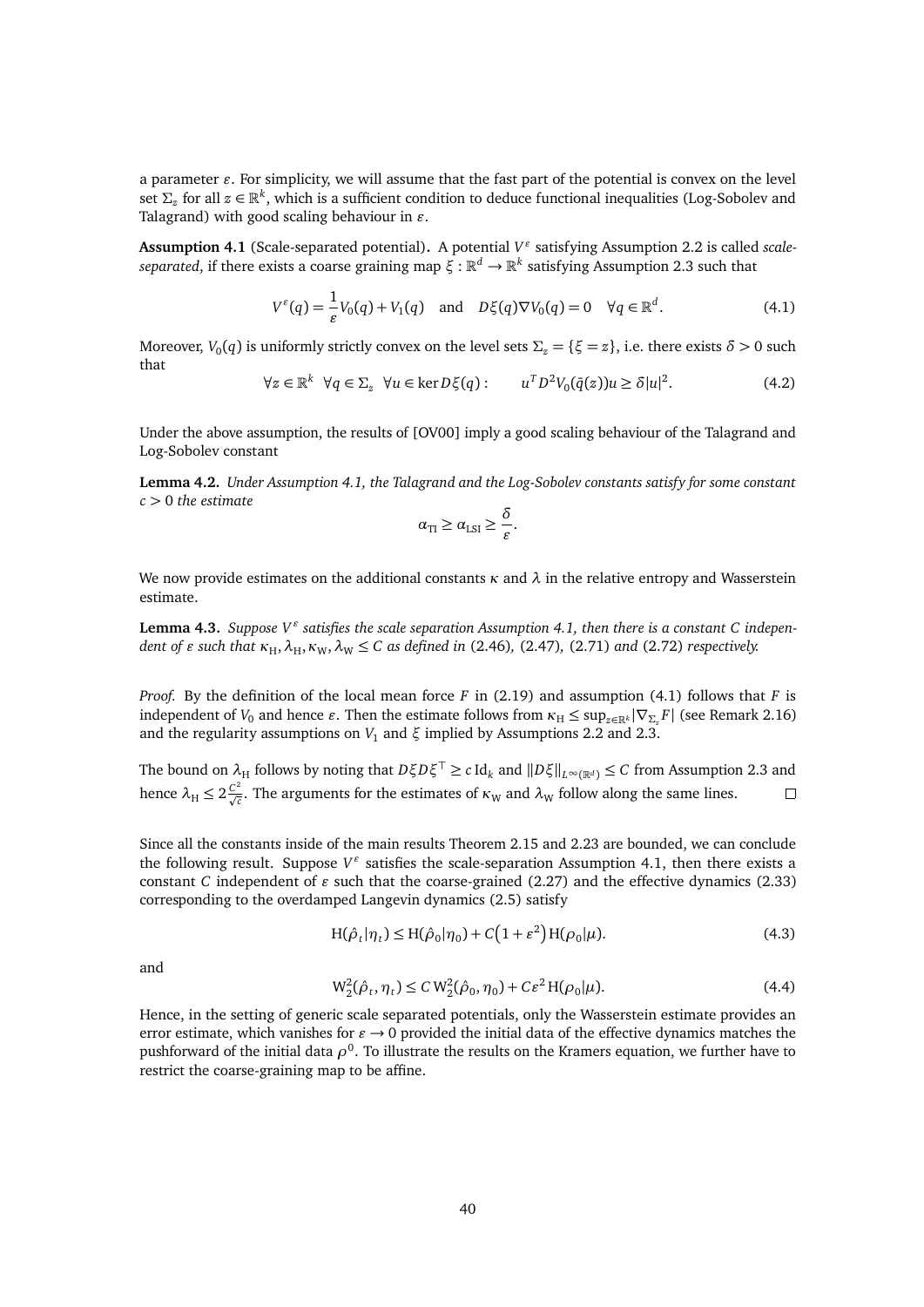a parameter $\varepsilon$. For simplicity, we will assume that the fast part of the potential is convex on the level set $\Sigma_z$ for all $z \in \mathbb{R}^k$, which is a sufficient condition to deduce functional inequalities (Log-Sobolev and Talagrand) with good scaling behaviour in $\varepsilon$.

**Assumption 4.1** (Scale-separated potential)**.** A potential $V^\varepsilon$ satisfying Assumption 2.2 is called *scale-separated*, if there exists a coarse graining map $\xi : \mathbb{R}^d \to \mathbb{R}^k$ satisfying Assumption 2.3 such that

$$V^\varepsilon(q) = \frac{1}{\varepsilon} V_0(q) + V_1(q) \quad \text{and} \quad D\xi(q) \nabla V_0(q) = 0 \quad \forall q \in \mathbb{R}^d. \tag{4.1}$$

Moreover, $V_0(q)$ is uniformly strictly convex on the level sets $\Sigma_z = \{\xi = z\}$, i.e. there exists $\delta > 0$ such that

$$\forall z \in \mathbb{R}^k \;\; \forall q \in \Sigma_z \;\; \forall u \in \ker D\xi(q) : \qquad u^T D^2 V_0(\bar{q}(z)) u \geq \delta |u|^2. \tag{4.2}$$

Under the above assumption, the results of [OV00] imply a good scaling behaviour of the Talagrand and Log-Sobolev constant

**Lemma 4.2.** *Under Assumption 4.1, the Talagrand and the Log-Sobolev constants satisfy for some constant $c > 0$ the estimate*

$$\alpha_{\mathrm{TI}} \geq \alpha_{\mathrm{LSI}} \geq \frac{\delta}{\varepsilon}.$$

We now provide estimates on the additional constants $\kappa$ and $\lambda$ in the relative entropy and Wasserstein estimate.

**Lemma 4.3.** *Suppose $V^\varepsilon$ satisfies the scale separation Assumption 4.1, then there is a constant $C$ independent of $\varepsilon$ such that $\kappa_{\mathrm{H}}, \lambda_{\mathrm{H}}, \kappa_{\mathrm{W}}, \lambda_{\mathrm{W}} \leq C$ as defined in* (2.46)*,* (2.47)*,* (2.71) *and* (2.72) *respectively.*

*Proof.* By the definition of the local mean force $F$ in (2.19) and assumption (4.1) follows that $F$ is independent of $V_0$ and hence $\varepsilon$. Then the estimate follows from $\kappa_{\mathrm{H}} \leq \sup_{z\in\mathbb{R}^k} |\nabla_{\Sigma_z} F|$ (see Remark 2.16) and the regularity assumptions on $V_1$ and $\xi$ implied by Assumptions 2.2 and 2.3.

The bound on $\lambda_{\mathrm{H}}$ follows by noting that $D\xi D\xi^\top \geq c \, \mathrm{Id}_k$ and $\|D\xi\|_{L^\infty(\mathbb{R}^d)} \leq C$ from Assumption 2.3 and hence $\lambda_{\mathrm{H}} \leq 2\frac{C^2}{\sqrt{c}}$. The arguments for the estimates of $\kappa_{\mathrm{W}}$ and $\lambda_{\mathrm{W}}$ follow along the same lines. □

Since all the constants inside of the main results Theorem 2.15 and 2.23 are bounded, we can conclude the following result. Suppose $V^\varepsilon$ satisfies the scale-separation Assumption 4.1, then there exists a constant $C$ independent of $\varepsilon$ such that the coarse-grained (2.27) and the effective dynamics (2.33) corresponding to the overdamped Langevin dynamics (2.5) satisfy

$$\mathrm{H}(\hat{\rho}_t|\eta_t) \leq \mathrm{H}(\hat{\rho}_0|\eta_0) + C\big(1 + \varepsilon^2\big)\, \mathrm{H}(\rho_0|\mu). \tag{4.3}$$

and

$$\mathrm{W}_2^2(\hat{\rho}_t, \eta_t) \leq C\, \mathrm{W}_2^2(\hat{\rho}_0, \eta_0) + C\varepsilon^2\, \mathrm{H}(\rho_0|\mu). \tag{4.4}$$

Hence, in the setting of generic scale separated potentials, only the Wasserstein estimate provides an error estimate, which vanishes for $\varepsilon \to 0$ provided the initial data of the effective dynamics matches the pushforward of the initial data $\rho^0$. To illustrate the results on the Kramers equation, we further have to restrict the coarse-graining map to be affine.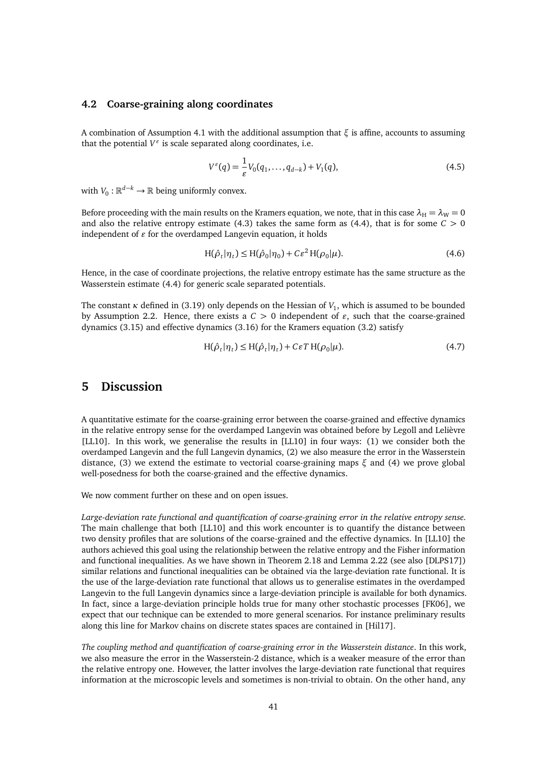### 4.2 Coarse-graining along coordinates

A combination of Assumption 4.1 with the additional assumption that $\xi$ is affine, accounts to assuming that the potential $V^\varepsilon$ is scale separated along coordinates, i.e.

$$V^\varepsilon(q) = \frac{1}{\varepsilon} V_0(q_1, \ldots, q_{d-k}) + V_1(q), \tag{4.5}$$

with $V_0 : \mathbb{R}^{d-k} \to \mathbb{R}$ being uniformly convex.

Before proceeding with the main results on the Kramers equation, we note, that in this case $\lambda_{\mathrm{H}} = \lambda_{\mathrm{W}} = 0$ and also the relative entropy estimate (4.3) takes the same form as (4.4), that is for some $C > 0$ independent of $\varepsilon$ for the overdamped Langevin equation, it holds

$$\mathrm{H}(\hat{\rho}_t|\eta_t) \leq \mathrm{H}(\hat{\rho}_0|\eta_0) + C\varepsilon^2\, \mathrm{H}(\rho_0|\mu). \tag{4.6}$$

Hence, in the case of coordinate projections, the relative entropy estimate has the same structure as the Wasserstein estimate (4.4) for generic scale separated potentials.

The constant $\kappa$ defined in (3.19) only depends on the Hessian of $V_1$, which is assumed to be bounded by Assumption 2.2. Hence, there exists a $C > 0$ independent of $\varepsilon$, such that the coarse-grained dynamics (3.15) and effective dynamics (3.16) for the Kramers equation (3.2) satisfy

$$\mathrm{H}(\hat{\rho}_t|\eta_t) \leq \mathrm{H}(\hat{\rho}_t|\eta_t) + C\varepsilon T\, \mathrm{H}(\rho_0|\mu). \tag{4.7}$$

## 5 Discussion

A quantitative estimate for the coarse-graining error between the coarse-grained and effective dynamics in the relative entropy sense for the overdamped Langevin was obtained before by Legoll and Lelièvre [LL10]. In this work, we generalise the results in [LL10] in four ways: (1) we consider both the overdamped Langevin and the full Langevin dynamics, (2) we also measure the error in the Wasserstein distance, (3) we extend the estimate to vectorial coarse-graining maps $\xi$ and (4) we prove global well-posedness for both the coarse-grained and the effective dynamics.

We now comment further on these and on open issues.

*Large-deviation rate functional and quantification of coarse-graining error in the relative entropy sense.* The main challenge that both [LL10] and this work encounter is to quantify the distance between two density profiles that are solutions of the coarse-grained and the effective dynamics. In [LL10] the authors achieved this goal using the relationship between the relative entropy and the Fisher information and functional inequalities. As we have shown in Theorem 2.18 and Lemma 2.22 (see also [DLPS17]) similar relations and functional inequalities can be obtained via the large-deviation rate functional. It is the use of the large-deviation rate functional that allows us to generalise estimates in the overdamped Langevin to the full Langevin dynamics since a large-deviation principle is available for both dynamics. In fact, since a large-deviation principle holds true for many other stochastic processes [FK06], we expect that our technique can be extended to more general scenarios. For instance preliminary results along this line for Markov chains on discrete states spaces are contained in [Hil17].

*The coupling method and quantification of coarse-graining error in the Wasserstein distance*. In this work, we also measure the error in the Wasserstein-2 distance, which is a weaker measure of the error than the relative entropy one. However, the latter involves the large-deviation rate functional that requires information at the microscopic levels and sometimes is non-trivial to obtain. On the other hand, any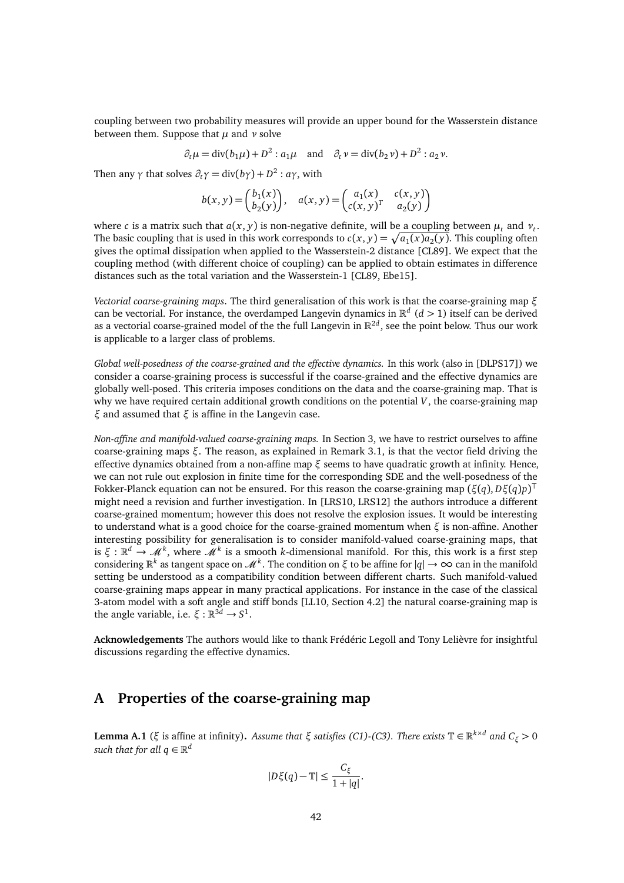coupling between two probability measures will provide an upper bound for the Wasserstein distance between them. Suppose that $\mu$ and $\nu$ solve

$$\partial_t \mu = \mathrm{div}(b_1 \mu) + D^2 : a_1 \mu \quad \text{and} \quad \partial_t \nu = \mathrm{div}(b_2 \nu) + D^2 : a_2 \nu.$$

Then any $\gamma$ that solves $\partial_t \gamma = \mathrm{div}(b\gamma) + D^2 : a\gamma$, with

$$b(x,y) = \begin{pmatrix} b_1(x) \\ b_2(y) \end{pmatrix}, \quad a(x,y) = \begin{pmatrix} a_1(x) & c(x,y) \\ c(x,y)^T & a_2(y) \end{pmatrix}$$

where $c$ is a matrix such that $a(x,y)$ is non-negative definite, will be a coupling between $\mu_t$ and $\nu_t$. The basic coupling that is used in this work corresponds to $c(x,y) = \sqrt{a_1(x) a_2(y)}$. This coupling often gives the optimal dissipation when applied to the Wasserstein-2 distance [CL89]. We expect that the coupling method (with different choice of coupling) can be applied to obtain estimates in difference distances such as the total variation and the Wasserstein-1 [CL89, Ebe15].

*Vectorial coarse-graining maps*. The third generalisation of this work is that the coarse-graining map $\xi$ can be vectorial. For instance, the overdamped Langevin dynamics in $\mathbb{R}^d$ ($d > 1$) itself can be derived as a vectorial coarse-grained model of the the full Langevin in $\mathbb{R}^{2d}$, see the point below. Thus our work is applicable to a larger class of problems.

*Global well-posedness of the coarse-grained and the effective dynamics.* In this work (also in [DLPS17]) we consider a coarse-graining process is successful if the coarse-grained and the effective dynamics are globally well-posed. This criteria imposes conditions on the data and the coarse-graining map. That is why we have required certain additional growth conditions on the potential $V$, the coarse-graining map $\xi$ and assumed that $\xi$ is affine in the Langevin case.

*Non-affine and manifold-valued coarse-graining maps.* In Section 3, we have to restrict ourselves to affine coarse-graining maps $\xi$. The reason, as explained in Remark 3.1, is that the vector field driving the effective dynamics obtained from a non-affine map $\xi$ seems to have quadratic growth at infinity. Hence, we can not rule out explosion in finite time for the corresponding SDE and the well-posedness of the Fokker-Planck equation can not be ensured. For this reason the coarse-graining map $(\xi(q), D\xi(q)p)^\top$ might need a revision and further investigation. In [LRS10, LRS12] the authors introduce a different coarse-grained momentum; however this does not resolve the explosion issues. It would be interesting to understand what is a good choice for the coarse-grained momentum when $\xi$ is non-affine. Another interesting possibility for generalisation is to consider manifold-valued coarse-graining maps, that is $\xi : \mathbb{R}^d \to \mathscr{M}^k$, where $\mathscr{M}^k$ is a smooth $k$-dimensional manifold. For this, this work is a first step considering $\mathbb{R}^k$ as tangent space on $\mathscr{M}^k$. The condition on $\xi$ to be affine for $|q| \to \infty$ can in the manifold setting be understood as a compatibility condition between different charts. Such manifold-valued coarse-graining maps appear in many practical applications. For instance in the case of the classical 3-atom model with a soft angle and stiff bonds [LL10, Section 4.2] the natural coarse-graining map is the angle variable, i.e. $\xi : \mathbb{R}^{3d} \to S^1$.

**Acknowledgements** The authors would like to thank Frédéric Legoll and Tony Lelièvre for insightful discussions regarding the effective dynamics.

# A Properties of the coarse-graining map

**Lemma A.1** ($\xi$ is affine at infinity)**.** *Assume that $\xi$ satisfies (C1)-(C3). There exists $\mathbb{T} \in \mathbb{R}^{k\times d}$ and $C_\xi > 0$ such that for all $q \in \mathbb{R}^d$*

$$|D\xi(q) - \mathbb{T}| \le \frac{C_\xi}{1 + |q|}.$$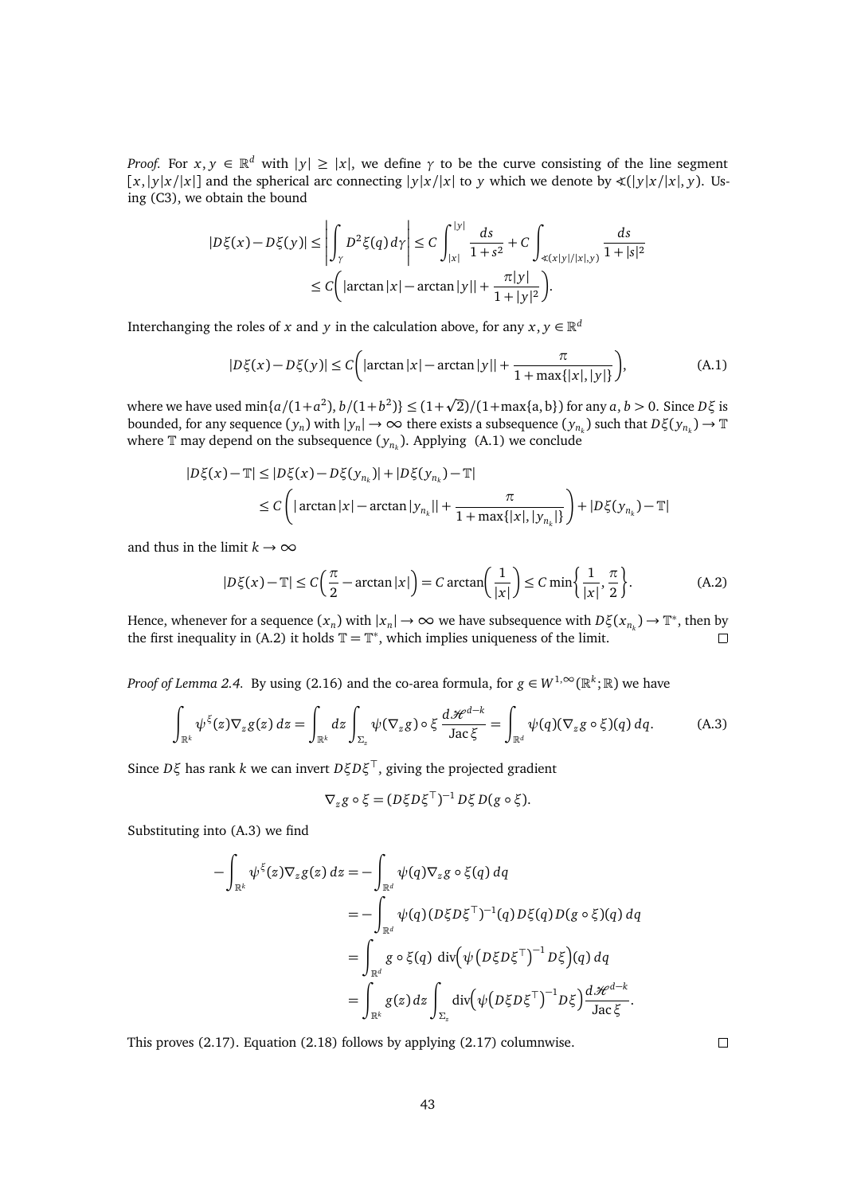*Proof.* For $x, y \in \mathbb{R}^d$ with $|y| \geq |x|$, we define $\gamma$ to be the curve consisting of the line segment $[x, |y|x/|x|]$ and the spherical arc connecting $|y|x/|x|$ to $y$ which we denote by $\sphericalangle(|y|x/|x|, y)$. Using (C3), we obtain the bound

$$
\begin{aligned}
|D\xi(x) - D\xi(y)| &\leq \left| \int_\gamma D^2\xi(q)\, d\gamma \right| \leq C \int_{|x|}^{|y|} \frac{ds}{1+s^2} + C \int_{\sphericalangle(x|y|/|x|, y)} \frac{ds}{1+|s|^2} \\
&\leq C \bigg( |\arctan|x| - \arctan|y|| + \frac{\pi|y|}{1+|y|^2} \bigg).
\end{aligned}
$$

Interchanging the roles of $x$ and $y$ in the calculation above, for any $x, y \in \mathbb{R}^d$

$$
|D\xi(x) - D\xi(y)| \leq C \bigg( |\arctan|x| - \arctan|y|| + \frac{\pi}{1+\max\{|x|, |y|\}} \bigg), \tag{A.1}
$$

where we have used $\min\{a/(1+a^2), b/(1+b^2)\} \leq (1+\sqrt{2})/(1+\max\{a, b\})$ for any $a, b > 0$. Since $D\xi$ is bounded, for any sequence $(y_n)$ with $|y_n| \to \infty$ there exists a subsequence $(y_{n_k})$ such that $D\xi(y_{n_k}) \to \mathbb{T}$ where $\mathbb{T}$ may depend on the subsequence $(y_{n_k})$. Applying (A.1) we conclude

$$
\begin{aligned}
|D\xi(x) - \mathbb{T}| &\leq |D\xi(x) - D\xi(y_{n_k})| + |D\xi(y_{n_k}) - \mathbb{T}| \\
&\leq C \left( |\arctan|x| - \arctan|y_{n_k}|| + \frac{\pi}{1+\max\{|x|, |y_{n_k}|\}} \right) + |D\xi(y_{n_k}) - \mathbb{T}|
\end{aligned}
$$

and thus in the limit $k \to \infty$

$$
|D\xi(x) - \mathbb{T}| \leq C \Big( \frac{\pi}{2} - \arctan|x| \Big) = C \arctan\Big( \frac{1}{|x|} \Big) \leq C \min\Big\{ \frac{1}{|x|}, \frac{\pi}{2} \Big\}. \tag{A.2}
$$

Hence, whenever for a sequence $(x_n)$ with $|x_n| \to \infty$ we have subsequence with $D\xi(x_{n_k}) \to \mathbb{T}^*$, then by the first inequality in (A.2) it holds $\mathbb{T} = \mathbb{T}^*$, which implies uniqueness of the limit. $\square$

*Proof of Lemma 2.4.* By using (2.16) and the co-area formula, for $g \in W^{1,\infty}(\mathbb{R}^k; \mathbb{R})$ we have

$$
\int_{\mathbb{R}^k} \psi^\xi(z) \nabla_z g(z)\, dz = \int_{\mathbb{R}^k} dz \int_{\Sigma_z} \psi(\nabla_z g) \circ \xi \, \frac{d\mathscr{H}^{d-k}}{\operatorname{Jac}\xi} = \int_{\mathbb{R}^d} \psi(q)(\nabla_z g \circ \xi)(q)\, dq. \tag{A.3}
$$

Since $D\xi$ has rank $k$ we can invert $D\xi D\xi^\top$, giving the projected gradient

$$
\nabla_z g \circ \xi = (D\xi D\xi^\top)^{-1} D\xi\, D(g \circ \xi).
$$

Substituting into (A.3) we find

$$
\begin{aligned}
-\int_{\mathbb{R}^k} \psi^\xi(z) \nabla_z g(z)\, dz &= -\int_{\mathbb{R}^d} \psi(q) \nabla_z g \circ \xi(q)\, dq \\
&= -\int_{\mathbb{R}^d} \psi(q) (D\xi D\xi^\top)^{-1}(q) D\xi(q) D(g \circ \xi)(q)\, dq \\
&= \int_{\mathbb{R}^d} g \circ \xi(q) \ \operatorname{div}\Big( \psi \big( D\xi D\xi^\top \big)^{-1} D\xi \Big)(q)\, dq \\
&= \int_{\mathbb{R}^k} g(z)\, dz \int_{\Sigma_z} \operatorname{div}\Big( \psi \big( D\xi D\xi^\top \big)^{-1} D\xi \Big) \frac{d\mathscr{H}^{d-k}}{\operatorname{Jac}\xi}.
\end{aligned}
$$

This proves (2.17). Equation (2.18) follows by applying (2.17) columnwise. $\square$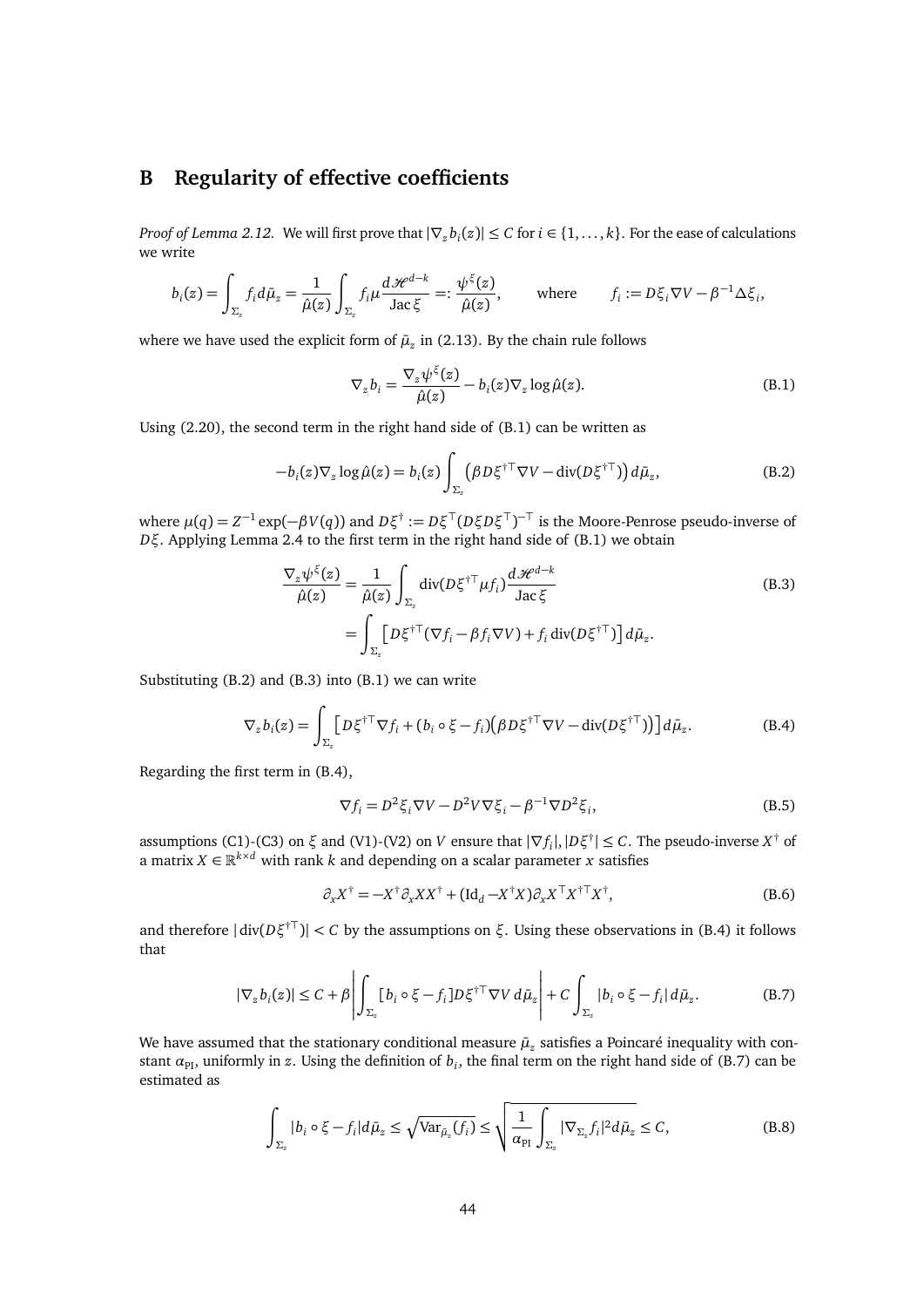# B Regularity of effective coefficients

*Proof of Lemma 2.12.* We will first prove that $|\nabla_z b_i(z)| \le C$ for $i \in \{1,\dots,k\}$. For the ease of calculations we write

$$b_i(z) = \int_{\Sigma_z} f_i \, d\bar{\mu}_z = \frac{1}{\hat{\mu}(z)} \int_{\Sigma_z} f_i \mu \frac{d\mathcal{H}^{d-k}}{\operatorname{Jac}\xi} =: \frac{\psi^{\xi}(z)}{\hat{\mu}(z)}, \qquad \text{where} \qquad f_i := D\xi_i \nabla V - \beta^{-1}\Delta \xi_i,$$

where we have used the explicit form of $\bar{\mu}_z$ in (2.13). By the chain rule follows

$$\nabla_z b_i = \frac{\nabla_z \psi^{\xi}(z)}{\hat{\mu}(z)} - b_i(z) \nabla_z \log \hat{\mu}(z). \tag{B.1}$$

Using (2.20), the second term in the right hand side of (B.1) can be written as

$$-b_i(z)\nabla_z \log\hat{\mu}(z) = b_i(z) \int_{\Sigma_z} \left(\beta D\xi^{\dagger\top}\nabla V - \operatorname{div}(D\xi^{\dagger\top})\right) d\bar{\mu}_z, \tag{B.2}$$

where $\mu(q) = Z^{-1}\exp(-\beta V(q))$ and $D\xi^{\dagger} := D\xi^{\top}(D\xi D\xi^{\top})^{-\top}$ is the Moore-Penrose pseudo-inverse of $D\xi$. Applying Lemma 2.4 to the first term in the right hand side of (B.1) we obtain

$$\begin{aligned}\frac{\nabla_z \psi^{\xi}(z)}{\hat{\mu}(z)} &= \frac{1}{\hat{\mu}(z)} \int_{\Sigma_z} \operatorname{div}(D\xi^{\dagger\top}\mu f_i) \frac{d\mathcal{H}^{d-k}}{\operatorname{Jac}\xi} \\ &= \int_{\Sigma_z} \left[ D\xi^{\dagger\top}(\nabla f_i - \beta f_i \nabla V) + f_i \operatorname{div}(D\xi^{\dagger\top}) \right] d\bar{\mu}_z.\end{aligned} \tag{B.3}$$

Substituting (B.2) and (B.3) into (B.1) we can write

$$\nabla_z b_i(z) = \int_{\Sigma_z} \left[ D\xi^{\dagger\top}\nabla f_i + (b_i\circ\xi - f_i)\left(\beta D\xi^{\dagger\top}\nabla V - \operatorname{div}(D\xi^{\dagger\top})\right)\right] d\bar{\mu}_z. \tag{B.4}$$

Regarding the first term in (B.4),

$$\nabla f_i = D^2\xi_i \nabla V - D^2 V \nabla \xi_i - \beta^{-1}\nabla D^2 \xi_i, \tag{B.5}$$

assumptions (C1)-(C3) on $\xi$ and (V1)-(V2) on $V$ ensure that $|\nabla f_i|, |D\xi^{\dagger}| \le C$. The pseudo-inverse $X^{\dagger}$ of a matrix $X \in \mathbb{R}^{k\times d}$ with rank $k$ and depending on a scalar parameter $x$ satisfies

$$\partial_x X^{\dagger} = -X^{\dagger}\partial_x X X^{\dagger} + (\mathrm{Id}_d - X^{\dagger}X)\partial_x X^{\top} X^{\dagger\top} X^{\dagger}, \tag{B.6}$$

and therefore $|\operatorname{div}(D\xi^{\dagger\top})| < C$ by the assumptions on $\xi$. Using these observations in (B.4) it follows that

$$|\nabla_z b_i(z)| \le C + \beta \left| \int_{\Sigma_z} [b_i\circ\xi - f_i] D\xi^{\dagger\top}\nabla V \, d\bar{\mu}_z \right| + C\int_{\Sigma_z} |b_i\circ\xi - f_i| \, d\bar{\mu}_z. \tag{B.7}$$

We have assumed that the stationary conditional measure $\bar{\mu}_z$ satisfies a Poincaré inequality with constant $\alpha_{\mathrm{PI}}$, uniformly in $z$. Using the definition of $b_i$, the final term on the right hand side of (B.7) can be estimated as

$$\int_{\Sigma_z} |b_i\circ\xi - f_i| d\bar{\mu}_z \le \sqrt{\operatorname{Var}_{\bar{\mu}_z}(f_i)} \le \sqrt{\frac{1}{\alpha_{\mathrm{PI}}}\int_{\Sigma_z} |\nabla_{\Sigma_z} f_i|^2 d\bar{\mu}_z} \le C, \tag{B.8}$$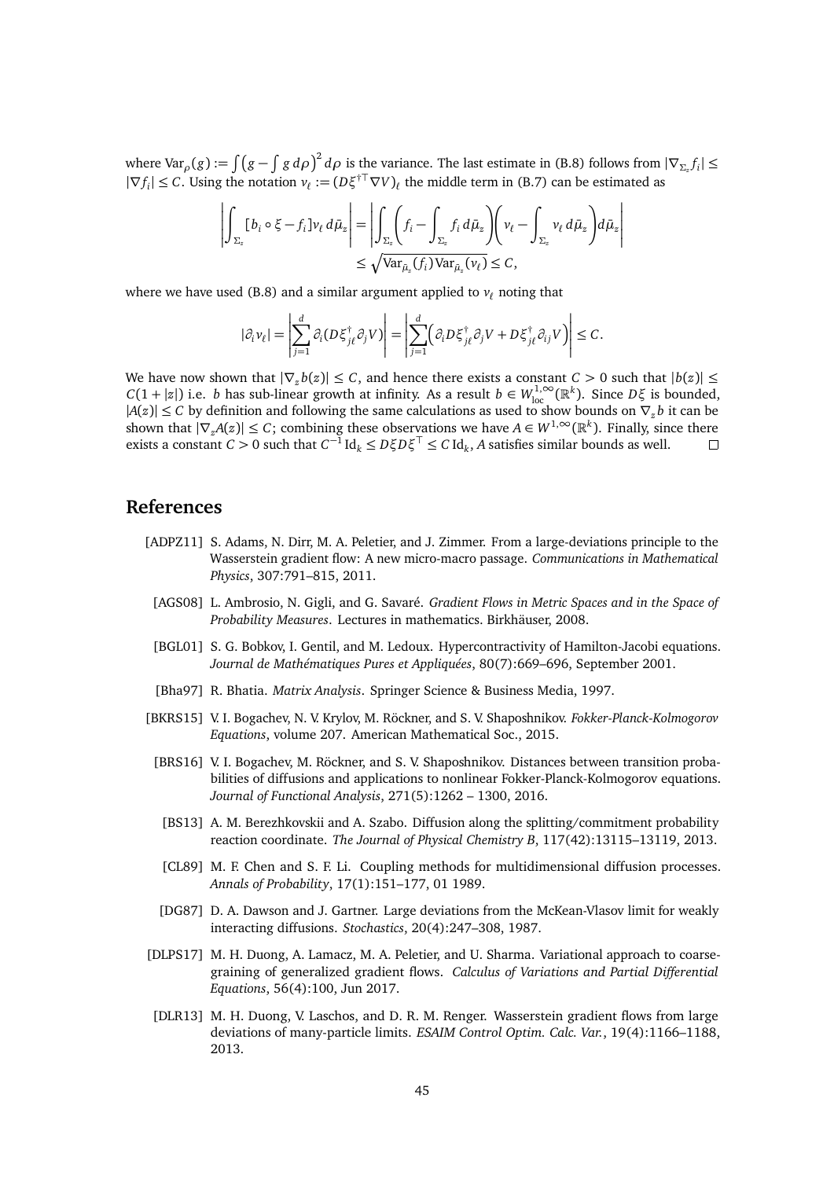where $\mathrm{Var}_\rho(g) := \int \left(g - \int g \, d\rho\right)^2 d\rho$ is the variance. The last estimate in (B.8) follows from $|\nabla_{\Sigma_z} f_i| \leq |\nabla f_i| \leq C$. Using the notation $v_\ell := (D\xi^{\dagger\top} \nabla V)_\ell$ the middle term in (B.7) can be estimated as

$$\left| \int_{\Sigma_z} [b_i \circ \xi - f_i] v_\ell \, d\bar{\mu}_z \right| = \left| \int_{\Sigma_z} \left( f_i - \int_{\Sigma_z} f_i \, d\bar{\mu}_z \right) \left( v_\ell - \int_{\Sigma_z} v_\ell \, d\bar{\mu}_z \right) d\bar{\mu}_z \right|$$
$$\leq \sqrt{\mathrm{Var}_{\bar{\mu}_z}(f_i) \mathrm{Var}_{\bar{\mu}_z}(v_\ell)} \leq C,$$

where we have used (B.8) and a similar argument applied to $v_\ell$ noting that

$$|\partial_i v_\ell| = \left| \sum_{j=1}^d \partial_i (D\xi^\dagger_{j\ell} \partial_j V) \right| = \left| \sum_{j=1}^d \left( \partial_i D\xi^\dagger_{j\ell} \partial_j V + D\xi^\dagger_{j\ell} \partial_{ij} V \right) \right| \leq C.$$

We have now shown that $|\nabla_z b(z)| \leq C$, and hence there exists a constant $C > 0$ such that $|b(z)| \leq C(1 + |z|)$ i.e. $b$ has sub-linear growth at infinity. As a result $b \in W^{1,\infty}_{\mathrm{loc}}(\mathbb{R}^k)$. Since $D\xi$ is bounded, $|A(z)| \leq C$ by definition and following the same calculations as used to show bounds on $\nabla_z b$ it can be shown that $|\nabla_z A(z)| \leq C$; combining these observations we have $A \in W^{1,\infty}(\mathbb{R}^k)$. Finally, since there exists a constant $C > 0$ such that $C^{-1} \mathrm{Id}_k \leq D\xi D\xi^\top \leq C \, \mathrm{Id}_k$, $A$ satisfies similar bounds as well. □

# References

[ADPZ11] S. Adams, N. Dirr, M. A. Peletier, and J. Zimmer. From a large-deviations principle to the Wasserstein gradient flow: A new micro-macro passage. *Communications in Mathematical Physics*, 307:791–815, 2011.

[AGS08] L. Ambrosio, N. Gigli, and G. Savaré. *Gradient Flows in Metric Spaces and in the Space of Probability Measures*. Lectures in mathematics. Birkhäuser, 2008.

[BGL01] S. G. Bobkov, I. Gentil, and M. Ledoux. Hypercontractivity of Hamilton-Jacobi equations. *Journal de Mathématiques Pures et Appliquées*, 80(7):669–696, September 2001.

[Bha97] R. Bhatia. *Matrix Analysis*. Springer Science & Business Media, 1997.

[BKRS15] V. I. Bogachev, N. V. Krylov, M. Röckner, and S. V. Shaposhnikov. *Fokker-Planck-Kolmogorov Equations*, volume 207. American Mathematical Soc., 2015.

[BRS16] V. I. Bogachev, M. Röckner, and S. V. Shaposhnikov. Distances between transition probabilities of diffusions and applications to nonlinear Fokker-Planck-Kolmogorov equations. *Journal of Functional Analysis*, 271(5):1262 – 1300, 2016.

[BS13] A. M. Berezhkovskii and A. Szabo. Diffusion along the splitting/commitment probability reaction coordinate. *The Journal of Physical Chemistry B*, 117(42):13115–13119, 2013.

[CL89] M. F. Chen and S. F. Li. Coupling methods for multidimensional diffusion processes. *Annals of Probability*, 17(1):151–177, 01 1989.

[DG87] D. A. Dawson and J. Gartner. Large deviations from the McKean-Vlasov limit for weakly interacting diffusions. *Stochastics*, 20(4):247–308, 1987.

[DLPS17] M. H. Duong, A. Lamacz, M. A. Peletier, and U. Sharma. Variational approach to coarse-graining of generalized gradient flows. *Calculus of Variations and Partial Differential Equations*, 56(4):100, Jun 2017.

[DLR13] M. H. Duong, V. Laschos, and D. R. M. Renger. Wasserstein gradient flows from large deviations of many-particle limits. *ESAIM Control Optim. Calc. Var.*, 19(4):1166–1188, 2013.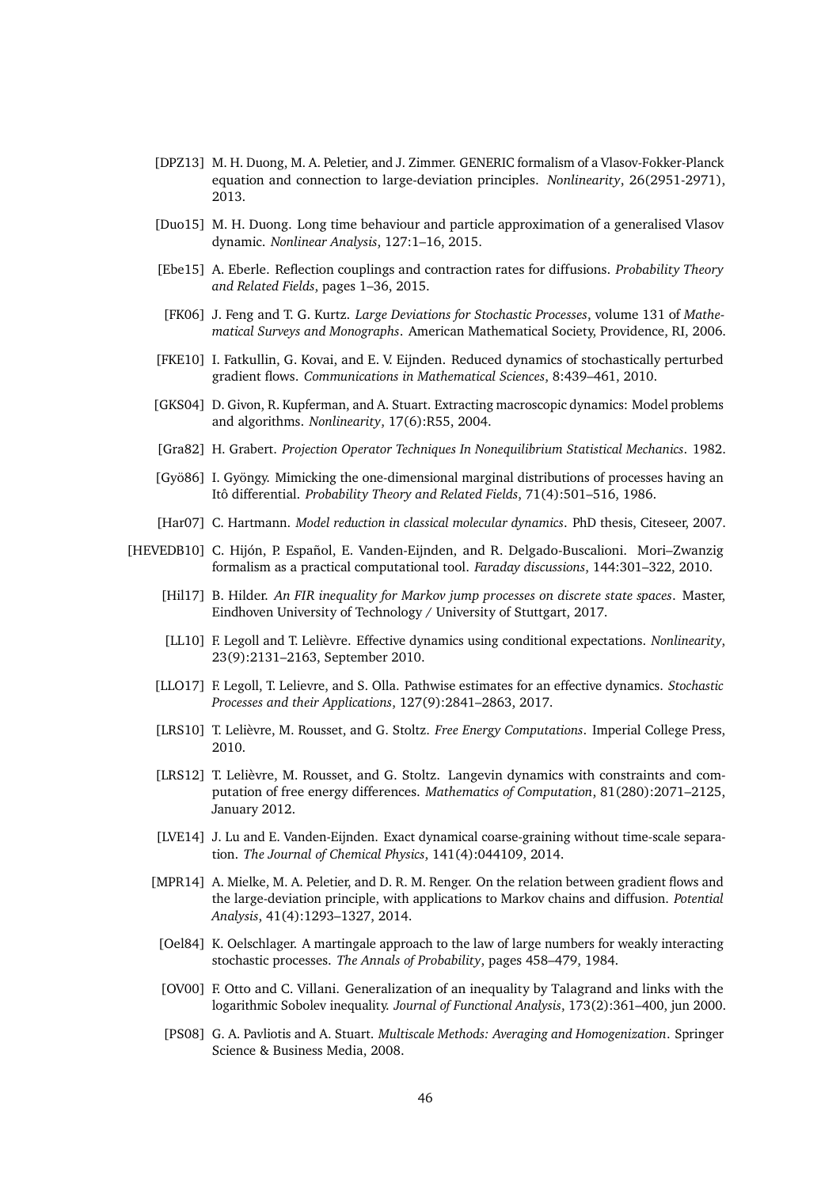[DPZ13] M. H. Duong, M. A. Peletier, and J. Zimmer. GENERIC formalism of a Vlasov-Fokker-Planck equation and connection to large-deviation principles. *Nonlinearity*, 26(2951-2971), 2013.

[Duo15] M. H. Duong. Long time behaviour and particle approximation of a generalised Vlasov dynamic. *Nonlinear Analysis*, 127:1–16, 2015.

[Ebe15] A. Eberle. Reflection couplings and contraction rates for diffusions. *Probability Theory and Related Fields*, pages 1–36, 2015.

[FK06] J. Feng and T. G. Kurtz. *Large Deviations for Stochastic Processes*, volume 131 of *Mathematical Surveys and Monographs*. American Mathematical Society, Providence, RI, 2006.

[FKE10] I. Fatkullin, G. Kovai, and E. V. Eijnden. Reduced dynamics of stochastically perturbed gradient flows. *Communications in Mathematical Sciences*, 8:439–461, 2010.

[GKS04] D. Givon, R. Kupferman, and A. Stuart. Extracting macroscopic dynamics: Model problems and algorithms. *Nonlinearity*, 17(6):R55, 2004.

[Gra82] H. Grabert. *Projection Operator Techniques In Nonequilibrium Statistical Mechanics*. 1982.

[Gyö86] I. Gyöngy. Mimicking the one-dimensional marginal distributions of processes having an Itô differential. *Probability Theory and Related Fields*, 71(4):501–516, 1986.

[Har07] C. Hartmann. *Model reduction in classical molecular dynamics*. PhD thesis, Citeseer, 2007.

[HEVEDB10] C. Hijón, P. Español, E. Vanden-Eijnden, and R. Delgado-Buscalioni. Mori–Zwanzig formalism as a practical computational tool. *Faraday discussions*, 144:301–322, 2010.

[Hil17] B. Hilder. *An FIR inequality for Markov jump processes on discrete state spaces*. Master, Eindhoven University of Technology / University of Stuttgart, 2017.

[LL10] F. Legoll and T. Lelièvre. Effective dynamics using conditional expectations. *Nonlinearity*, 23(9):2131–2163, September 2010.

[LLO17] F. Legoll, T. Lelievre, and S. Olla. Pathwise estimates for an effective dynamics. *Stochastic Processes and their Applications*, 127(9):2841–2863, 2017.

[LRS10] T. Lelièvre, M. Rousset, and G. Stoltz. *Free Energy Computations*. Imperial College Press, 2010.

[LRS12] T. Lelièvre, M. Rousset, and G. Stoltz. Langevin dynamics with constraints and computation of free energy differences. *Mathematics of Computation*, 81(280):2071–2125, January 2012.

[LVE14] J. Lu and E. Vanden-Eijnden. Exact dynamical coarse-graining without time-scale separation. *The Journal of Chemical Physics*, 141(4):044109, 2014.

[MPR14] A. Mielke, M. A. Peletier, and D. R. M. Renger. On the relation between gradient flows and the large-deviation principle, with applications to Markov chains and diffusion. *Potential Analysis*, 41(4):1293–1327, 2014.

[Oel84] K. Oelschlager. A martingale approach to the law of large numbers for weakly interacting stochastic processes. *The Annals of Probability*, pages 458–479, 1984.

[OV00] F. Otto and C. Villani. Generalization of an inequality by Talagrand and links with the logarithmic Sobolev inequality. *Journal of Functional Analysis*, 173(2):361–400, jun 2000.

[PS08] G. A. Pavliotis and A. Stuart. *Multiscale Methods: Averaging and Homogenization*. Springer Science & Business Media, 2008.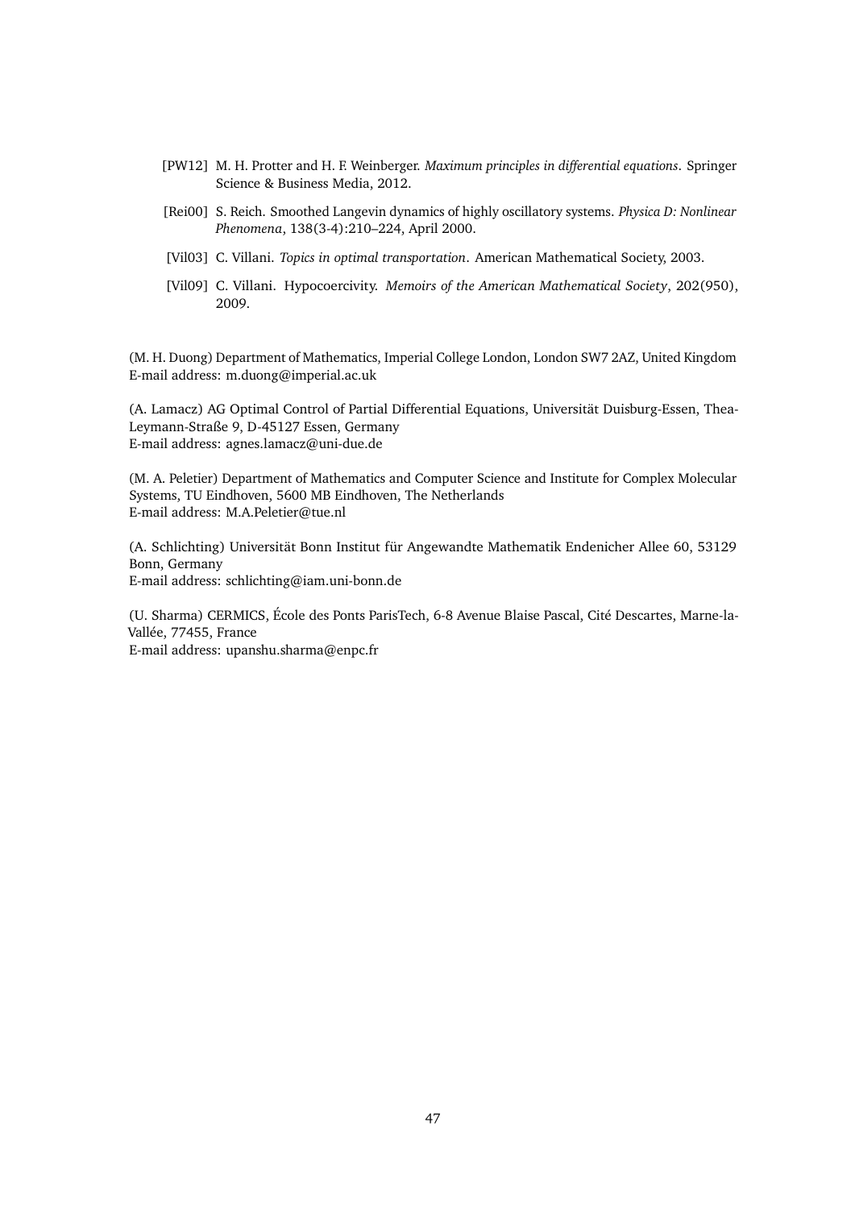[PW12] M. H. Protter and H. F. Weinberger. *Maximum principles in differential equations*. Springer Science & Business Media, 2012.

[Rei00] S. Reich. Smoothed Langevin dynamics of highly oscillatory systems. *Physica D: Nonlinear Phenomena*, 138(3-4):210–224, April 2000.

[Vil03] C. Villani. *Topics in optimal transportation*. American Mathematical Society, 2003.

[Vil09] C. Villani. Hypocoercivity. *Memoirs of the American Mathematical Society*, 202(950), 2009.

(M. H. Duong) Department of Mathematics, Imperial College London, London SW7 2AZ, United Kingdom
E-mail address: m.duong@imperial.ac.uk

(A. Lamacz) AG Optimal Control of Partial Differential Equations, Universität Duisburg-Essen, Thea-Leymann-Straße 9, D-45127 Essen, Germany
E-mail address: agnes.lamacz@uni-due.de

(M. A. Peletier) Department of Mathematics and Computer Science and Institute for Complex Molecular Systems, TU Eindhoven, 5600 MB Eindhoven, The Netherlands
E-mail address: M.A.Peletier@tue.nl

(A. Schlichting) Universität Bonn Institut für Angewandte Mathematik Endenicher Allee 60, 53129 Bonn, Germany
E-mail address: schlichting@iam.uni-bonn.de

(U. Sharma) CERMICS, École des Ponts ParisTech, 6-8 Avenue Blaise Pascal, Cité Descartes, Marne-la-Vallée, 77455, France
E-mail address: upanshu.sharma@enpc.fr